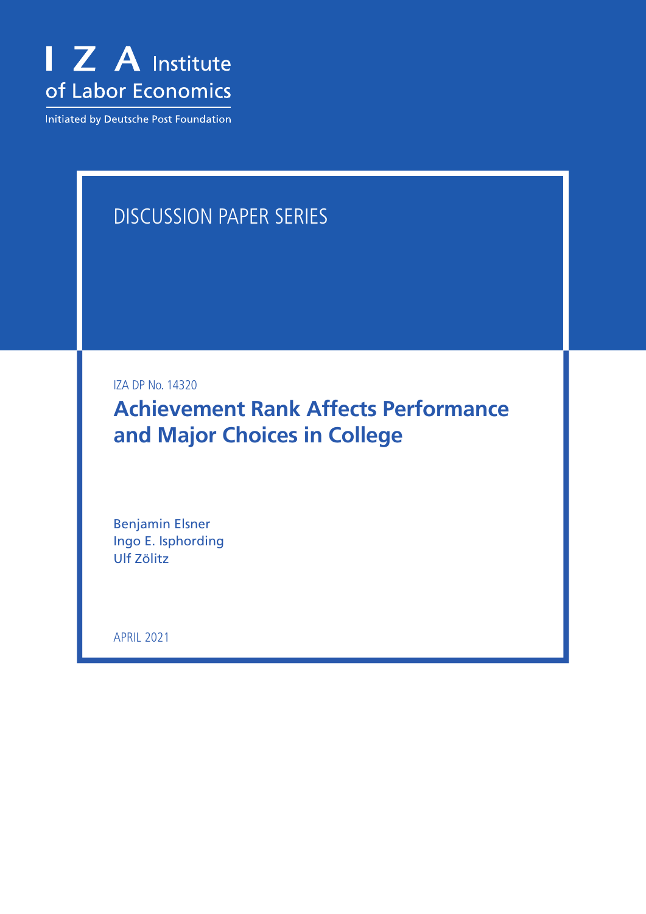I Z A Institute of Labor Economics

Initiated by Deutsche Post Foundation

DISCUSSION PAPER SERIES

IZA DP No. 14320

# Achievement Rank Affects Performance and Major Choices in College

Benjamin Elsner
Ingo E. Isphording
Ulf Zölitz

APRIL 2021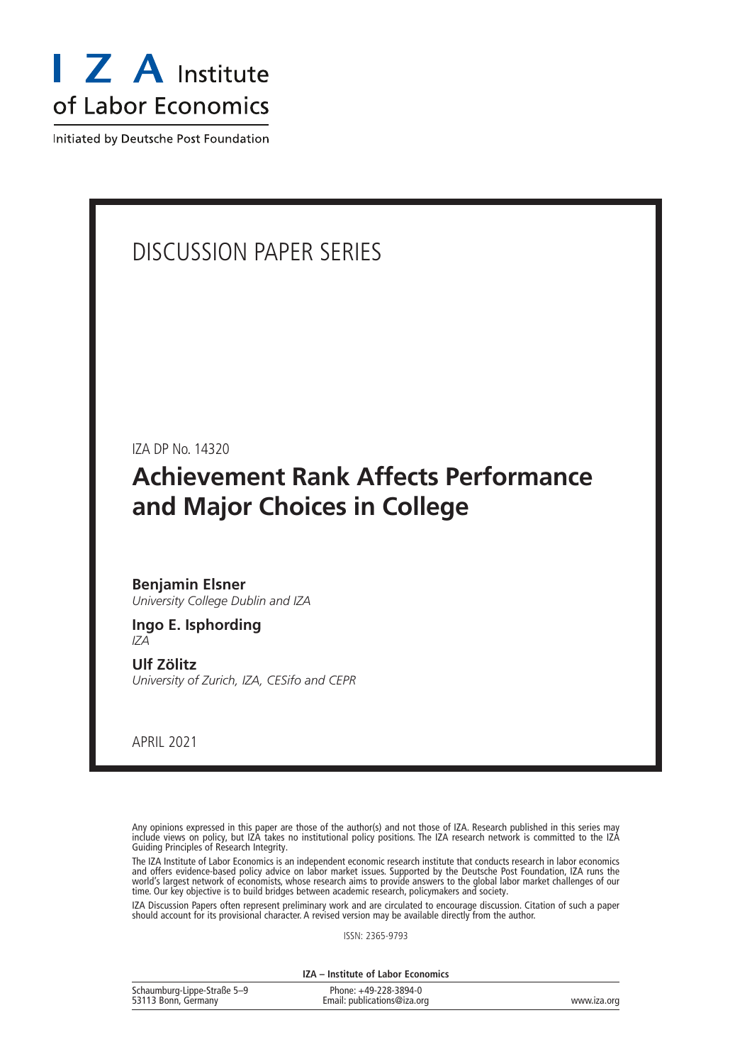# I Z A Institute of Labor Economics

Initiated by Deutsche Post Foundation

## DISCUSSION PAPER SERIES

IZA DP No. 14320

# Achievement Rank Affects Performance and Major Choices in College

**Benjamin Elsner**
*University College Dublin and IZA*

**Ingo E. Isphording**
*IZA*

**Ulf Zölitz**
*University of Zurich, IZA, CESifo and CEPR*

APRIL 2021

Any opinions expressed in this paper are those of the author(s) and not those of IZA. Research published in this series may include views on policy, but IZA takes no institutional policy positions. The IZA research network is committed to the IZA Guiding Principles of Research Integrity.

The IZA Institute of Labor Economics is an independent economic research institute that conducts research in labor economics and offers evidence-based policy advice on labor market issues. Supported by the Deutsche Post Foundation, IZA runs the world's largest network of economists, whose research aims to provide answers to the global labor market challenges of our time. Our key objective is to build bridges between academic research, policymakers and society.

IZA Discussion Papers often represent preliminary work and are circulated to encourage discussion. Citation of such a paper should account for its provisional character. A revised version may be available directly from the author.

ISSN: 2365-9793

**IZA – Institute of Labor Economics**

| Schaumburg-Lippe-Straße 5–9 53113 Bonn, Germany | Phone: +49-228-3894-0 Email: publications@iza.org | www.iza.org |
|---|---|---|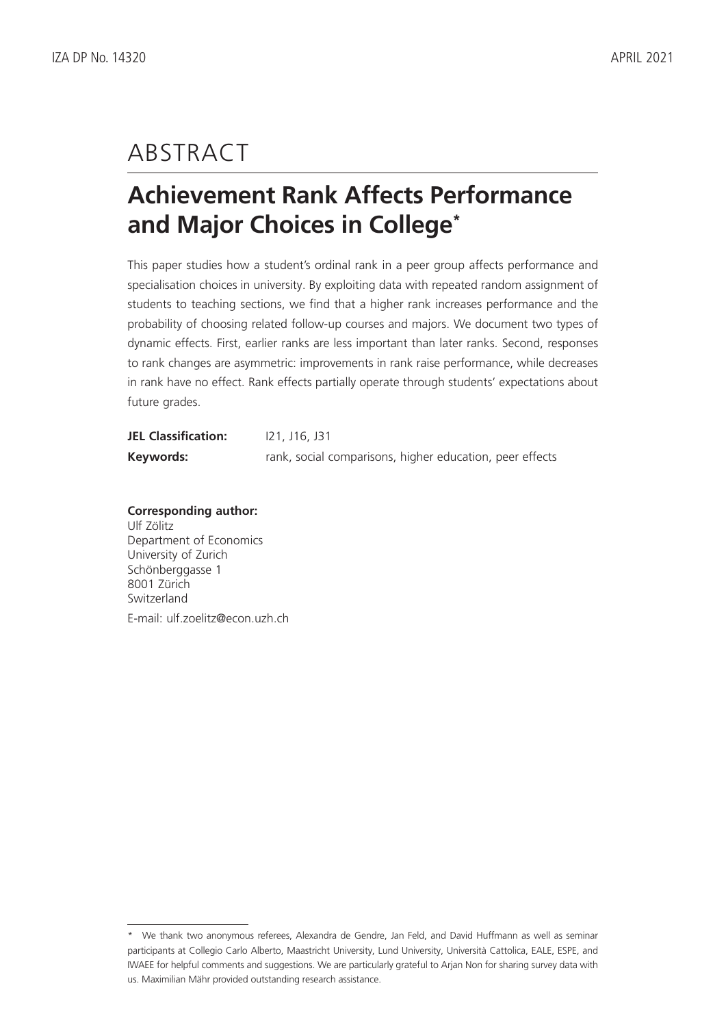# ABSTRACT

## Achievement Rank Affects Performance and Major Choices in College*

This paper studies how a student's ordinal rank in a peer group affects performance and specialisation choices in university. By exploiting data with repeated random assignment of students to teaching sections, we find that a higher rank increases performance and the probability of choosing related follow-up courses and majors. We document two types of dynamic effects. First, earlier ranks are less important than later ranks. Second, responses to rank changes are asymmetric: improvements in rank raise performance, while decreases in rank have no effect. Rank effects partially operate through students' expectations about future grades.

**JEL Classification:** I21, J16, J31

**Keywords:** rank, social comparisons, higher education, peer effects

**Corresponding author:**
Ulf Zölitz
Department of Economics
University of Zurich
Schönberggasse 1
8001 Zürich
Switzerland

E-mail: ulf.zoelitz@econ.uzh.ch

---

* We thank two anonymous referees, Alexandra de Gendre, Jan Feld, and David Huffmann as well as seminar participants at Collegio Carlo Alberto, Maastricht University, Lund University, Università Cattolica, EALE, ESPE, and IWAEE for helpful comments and suggestions. We are particularly grateful to Arjan Non for sharing survey data with us. Maximilian Mähr provided outstanding research assistance.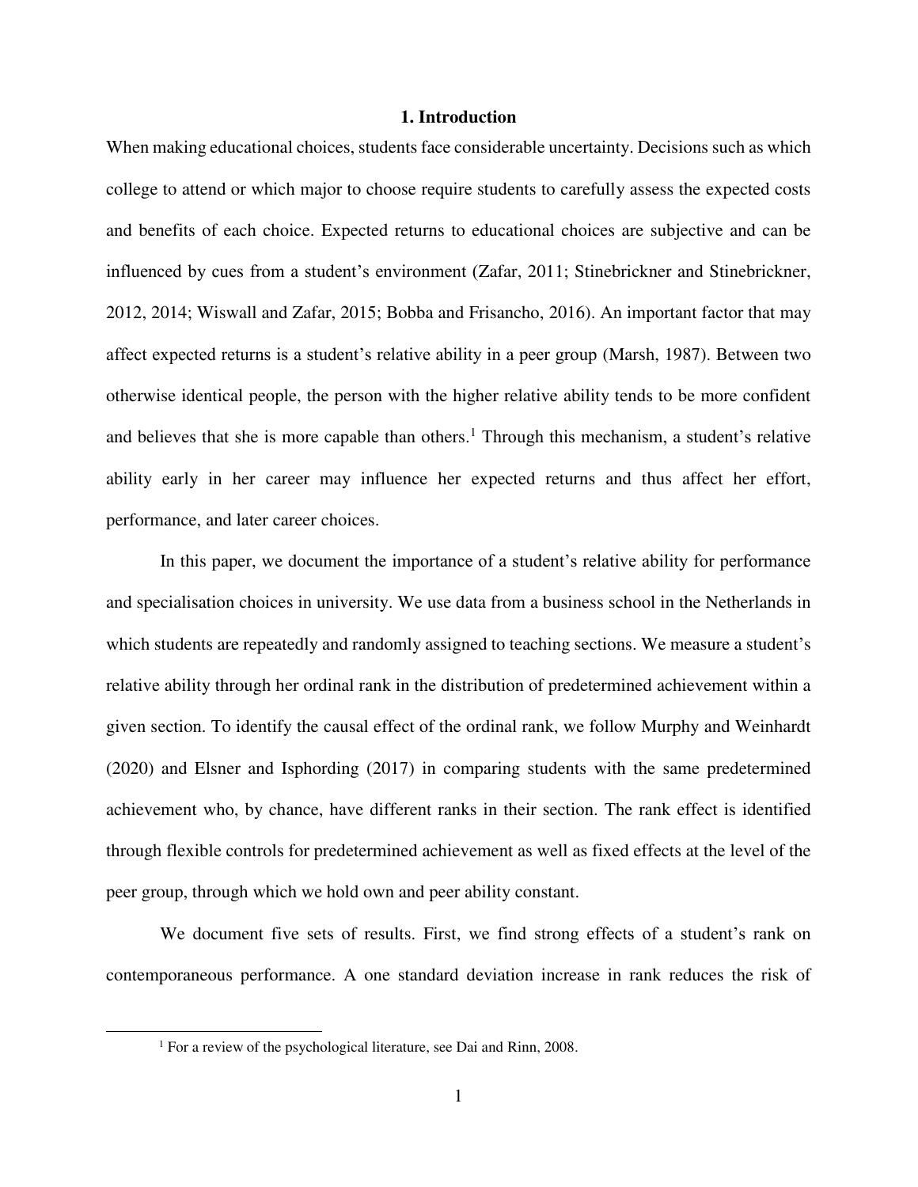# 1. Introduction

When making educational choices, students face considerable uncertainty. Decisions such as which college to attend or which major to choose require students to carefully assess the expected costs and benefits of each choice. Expected returns to educational choices are subjective and can be influenced by cues from a student's environment (Zafar, 2011; Stinebrickner and Stinebrickner, 2012, 2014; Wiswall and Zafar, 2015; Bobba and Frisancho, 2016). An important factor that may affect expected returns is a student's relative ability in a peer group (Marsh, 1987). Between two otherwise identical people, the person with the higher relative ability tends to be more confident and believes that she is more capable than others.[1] Through this mechanism, a student's relative ability early in her career may influence her expected returns and thus affect her effort, performance, and later career choices.

In this paper, we document the importance of a student's relative ability for performance and specialisation choices in university. We use data from a business school in the Netherlands in which students are repeatedly and randomly assigned to teaching sections. We measure a student's relative ability through her ordinal rank in the distribution of predetermined achievement within a given section. To identify the causal effect of the ordinal rank, we follow Murphy and Weinhardt (2020) and Elsner and Isphording (2017) in comparing students with the same predetermined achievement who, by chance, have different ranks in their section. The rank effect is identified through flexible controls for predetermined achievement as well as fixed effects at the level of the peer group, through which we hold own and peer ability constant.

We document five sets of results. First, we find strong effects of a student's rank on contemporaneous performance. A one standard deviation increase in rank reduces the risk of

[1] For a review of the psychological literature, see Dai and Rinn, 2008.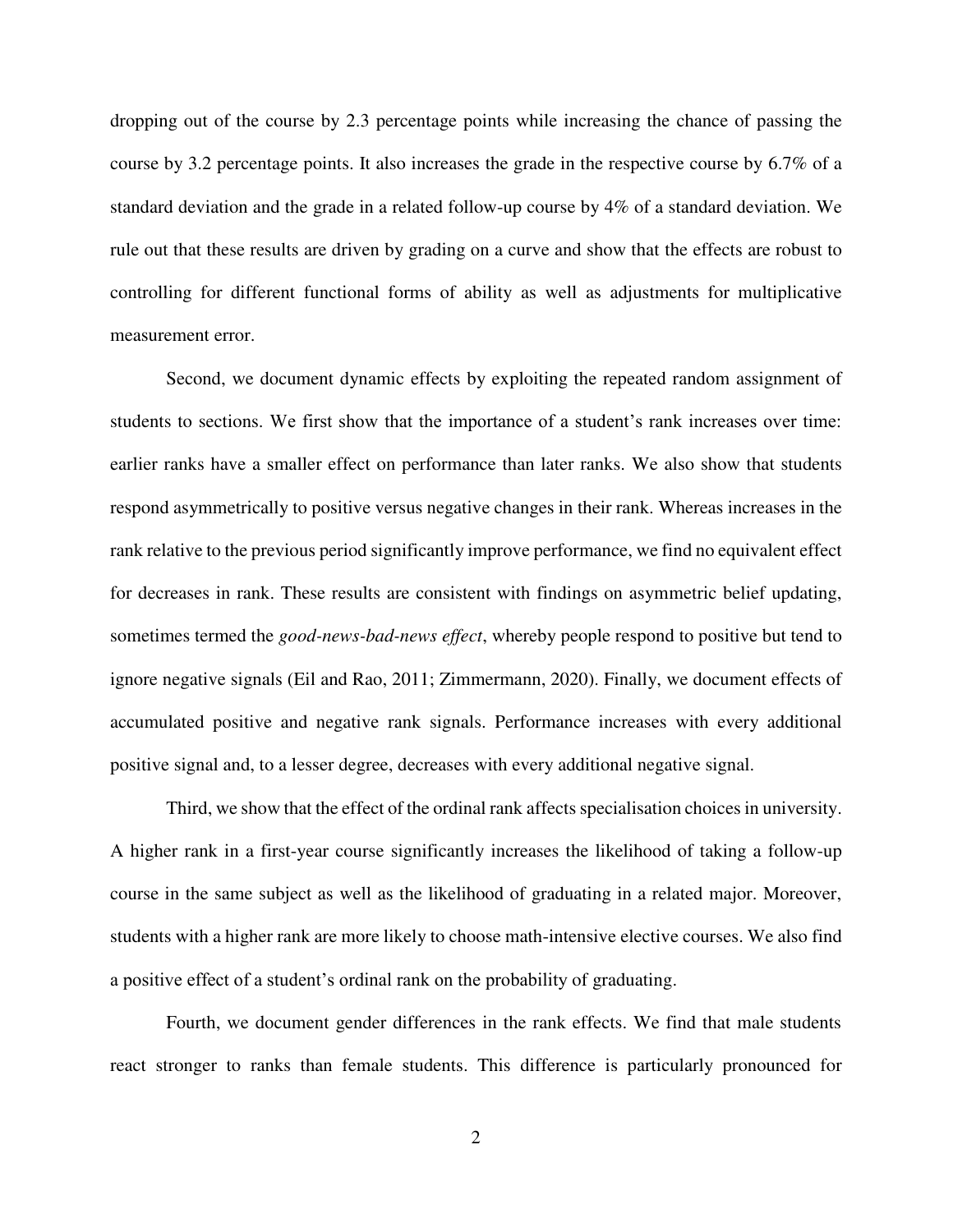dropping out of the course by 2.3 percentage points while increasing the chance of passing the course by 3.2 percentage points. It also increases the grade in the respective course by 6.7% of a standard deviation and the grade in a related follow-up course by 4% of a standard deviation. We rule out that these results are driven by grading on a curve and show that the effects are robust to controlling for different functional forms of ability as well as adjustments for multiplicative measurement error.

Second, we document dynamic effects by exploiting the repeated random assignment of students to sections. We first show that the importance of a student's rank increases over time: earlier ranks have a smaller effect on performance than later ranks. We also show that students respond asymmetrically to positive versus negative changes in their rank. Whereas increases in the rank relative to the previous period significantly improve performance, we find no equivalent effect for decreases in rank. These results are consistent with findings on asymmetric belief updating, sometimes termed the *good-news-bad-news effect*, whereby people respond to positive but tend to ignore negative signals (Eil and Rao, 2011; Zimmermann, 2020). Finally, we document effects of accumulated positive and negative rank signals. Performance increases with every additional positive signal and, to a lesser degree, decreases with every additional negative signal.

Third, we show that the effect of the ordinal rank affects specialisation choices in university. A higher rank in a first-year course significantly increases the likelihood of taking a follow-up course in the same subject as well as the likelihood of graduating in a related major. Moreover, students with a higher rank are more likely to choose math-intensive elective courses. We also find a positive effect of a student's ordinal rank on the probability of graduating.

Fourth, we document gender differences in the rank effects. We find that male students react stronger to ranks than female students. This difference is particularly pronounced for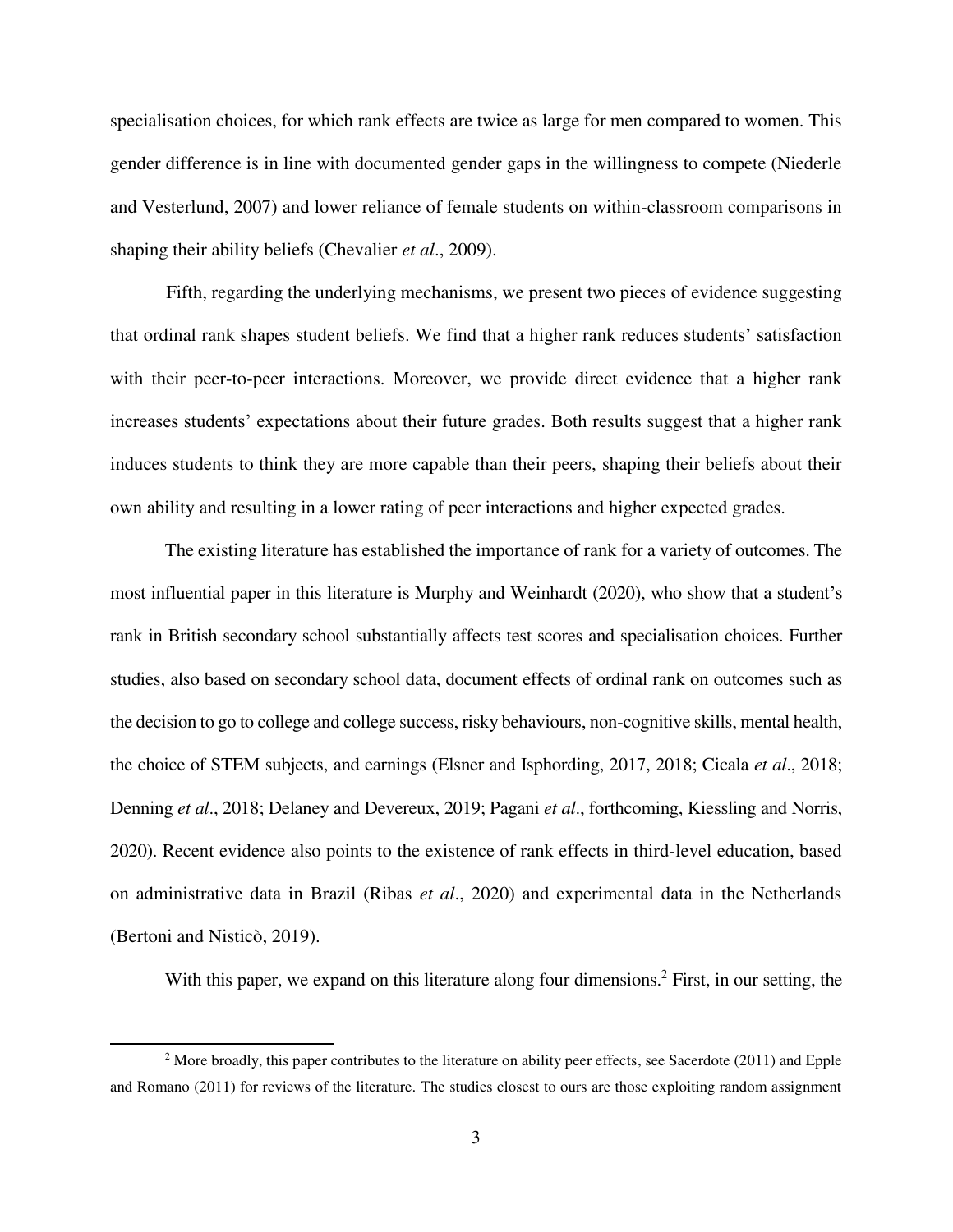specialisation choices, for which rank effects are twice as large for men compared to women. This gender difference is in line with documented gender gaps in the willingness to compete (Niederle and Vesterlund, 2007) and lower reliance of female students on within-classroom comparisons in shaping their ability beliefs (Chevalier *et al*., 2009).

Fifth, regarding the underlying mechanisms, we present two pieces of evidence suggesting that ordinal rank shapes student beliefs. We find that a higher rank reduces students' satisfaction with their peer-to-peer interactions. Moreover, we provide direct evidence that a higher rank increases students' expectations about their future grades. Both results suggest that a higher rank induces students to think they are more capable than their peers, shaping their beliefs about their own ability and resulting in a lower rating of peer interactions and higher expected grades.

The existing literature has established the importance of rank for a variety of outcomes. The most influential paper in this literature is Murphy and Weinhardt (2020), who show that a student's rank in British secondary school substantially affects test scores and specialisation choices. Further studies, also based on secondary school data, document effects of ordinal rank on outcomes such as the decision to go to college and college success, risky behaviours, non-cognitive skills, mental health, the choice of STEM subjects, and earnings (Elsner and Isphording, 2017, 2018; Cicala *et al*., 2018; Denning *et al*., 2018; Delaney and Devereux, 2019; Pagani *et al*., forthcoming, Kiessling and Norris, 2020). Recent evidence also points to the existence of rank effects in third-level education, based on administrative data in Brazil (Ribas *et al*., 2020) and experimental data in the Netherlands (Bertoni and Nisticò, 2019).

With this paper, we expand on this literature along four dimensions.[2] First, in our setting, the

[2] More broadly, this paper contributes to the literature on ability peer effects, see Sacerdote (2011) and Epple and Romano (2011) for reviews of the literature. The studies closest to ours are those exploiting random assignment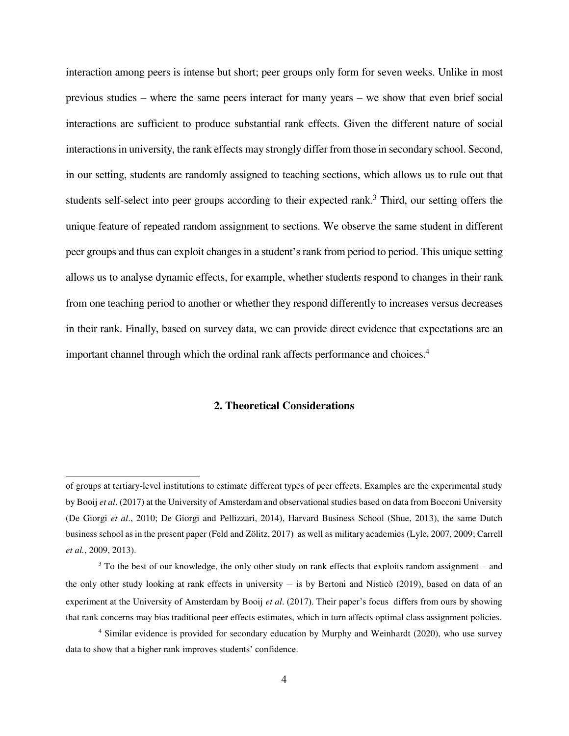interaction among peers is intense but short; peer groups only form for seven weeks. Unlike in most previous studies – where the same peers interact for many years – we show that even brief social interactions are sufficient to produce substantial rank effects. Given the different nature of social interactions in university, the rank effects may strongly differ from those in secondary school. Second, in our setting, students are randomly assigned to teaching sections, which allows us to rule out that students self-select into peer groups according to their expected rank.[3] Third, our setting offers the unique feature of repeated random assignment to sections. We observe the same student in different peer groups and thus can exploit changes in a student's rank from period to period. This unique setting allows us to analyse dynamic effects, for example, whether students respond to changes in their rank from one teaching period to another or whether they respond differently to increases versus decreases in their rank. Finally, based on survey data, we can provide direct evidence that expectations are an important channel through which the ordinal rank affects performance and choices.[4]

## 2. Theoretical Considerations

---

of groups at tertiary-level institutions to estimate different types of peer effects. Examples are the experimental study by Booij *et al*. (2017) at the University of Amsterdam and observational studies based on data from Bocconi University (De Giorgi *et al*., 2010; De Giorgi and Pellizzari, 2014), Harvard Business School (Shue, 2013), the same Dutch business school as in the present paper (Feld and Zölitz, 2017) as well as military academies (Lyle, 2007, 2009; Carrell *et al.*, 2009, 2013).

[3] To the best of our knowledge, the only other study on rank effects that exploits random assignment – and the only other study looking at rank effects in university − is by Bertoni and Nisticò (2019), based on data of an experiment at the University of Amsterdam by Booij *et al*. (2017). Their paper's focus differs from ours by showing that rank concerns may bias traditional peer effects estimates, which in turn affects optimal class assignment policies.

[4] Similar evidence is provided for secondary education by Murphy and Weinhardt (2020), who use survey data to show that a higher rank improves students' confidence.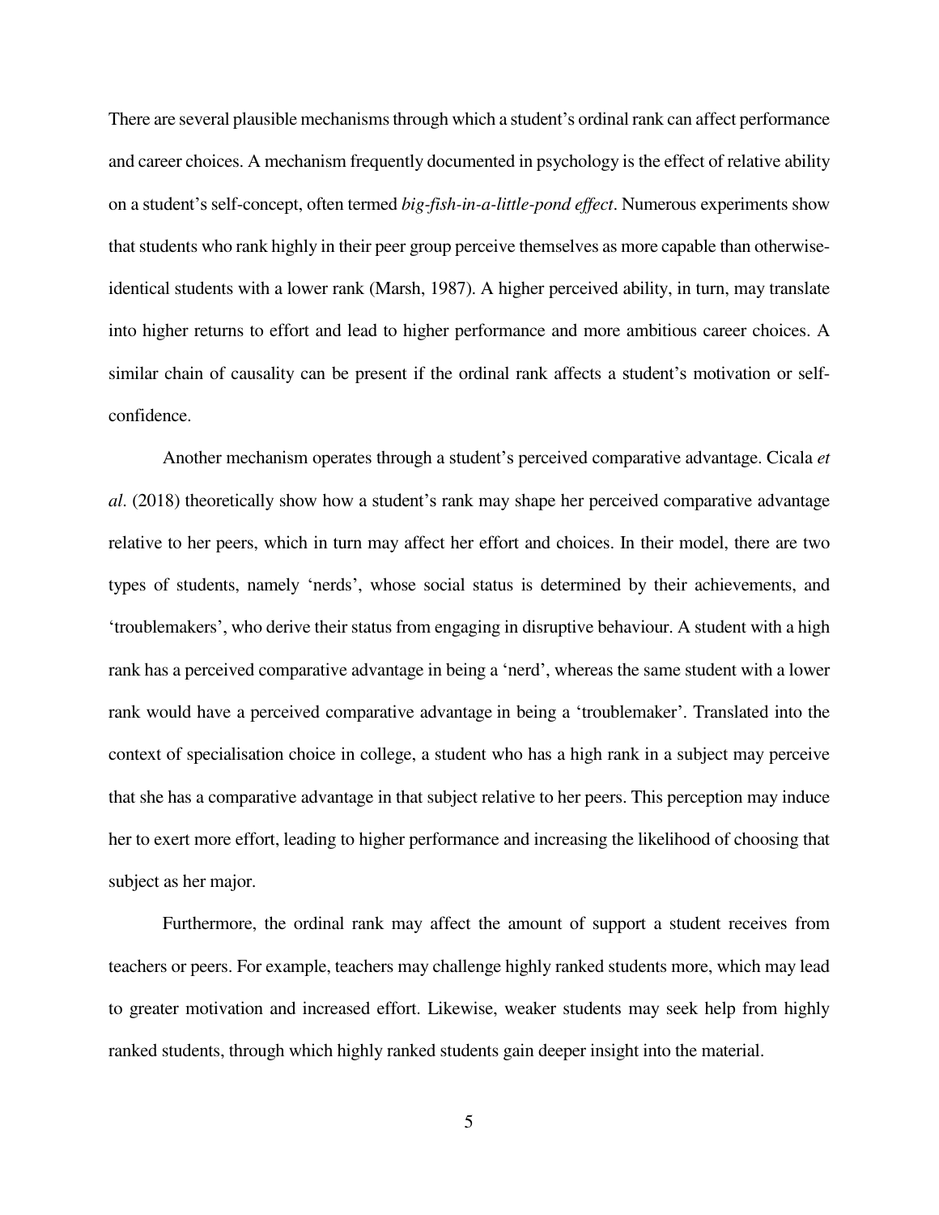There are several plausible mechanisms through which a student's ordinal rank can affect performance and career choices. A mechanism frequently documented in psychology is the effect of relative ability on a student's self-concept, often termed *big-fish-in-a-little-pond effect*. Numerous experiments show that students who rank highly in their peer group perceive themselves as more capable than otherwise-identical students with a lower rank (Marsh, 1987). A higher perceived ability, in turn, may translate into higher returns to effort and lead to higher performance and more ambitious career choices. A similar chain of causality can be present if the ordinal rank affects a student's motivation or self-confidence.

Another mechanism operates through a student's perceived comparative advantage. Cicala *et al*. (2018) theoretically show how a student's rank may shape her perceived comparative advantage relative to her peers, which in turn may affect her effort and choices. In their model, there are two types of students, namely 'nerds', whose social status is determined by their achievements, and 'troublemakers', who derive their status from engaging in disruptive behaviour. A student with a high rank has a perceived comparative advantage in being a 'nerd', whereas the same student with a lower rank would have a perceived comparative advantage in being a 'troublemaker'. Translated into the context of specialisation choice in college, a student who has a high rank in a subject may perceive that she has a comparative advantage in that subject relative to her peers. This perception may induce her to exert more effort, leading to higher performance and increasing the likelihood of choosing that subject as her major.

Furthermore, the ordinal rank may affect the amount of support a student receives from teachers or peers. For example, teachers may challenge highly ranked students more, which may lead to greater motivation and increased effort. Likewise, weaker students may seek help from highly ranked students, through which highly ranked students gain deeper insight into the material.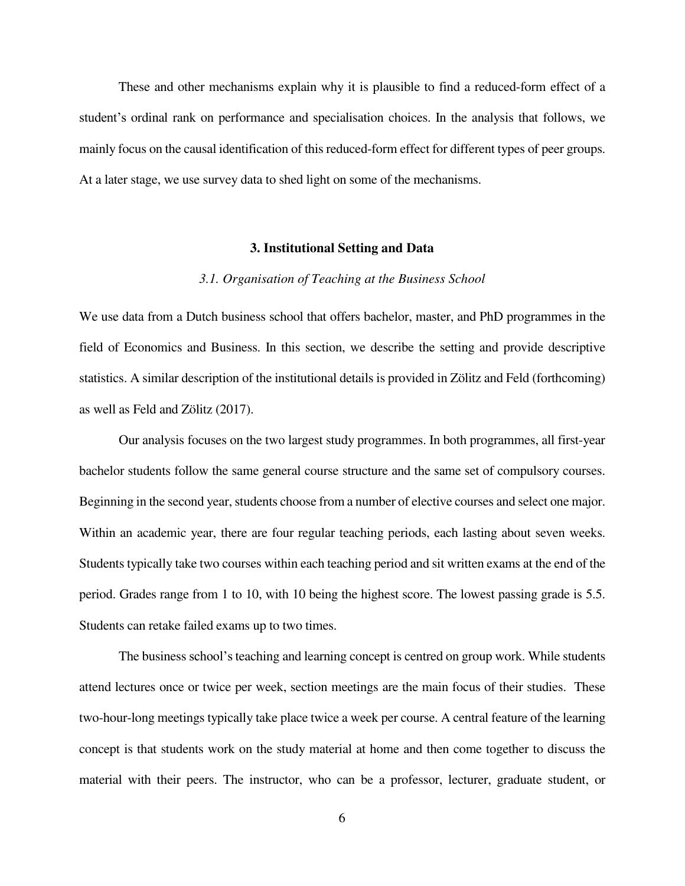These and other mechanisms explain why it is plausible to find a reduced-form effect of a student's ordinal rank on performance and specialisation choices. In the analysis that follows, we mainly focus on the causal identification of this reduced-form effect for different types of peer groups. At a later stage, we use survey data to shed light on some of the mechanisms.

## 3. Institutional Setting and Data

### *3.1. Organisation of Teaching at the Business School*

We use data from a Dutch business school that offers bachelor, master, and PhD programmes in the field of Economics and Business. In this section, we describe the setting and provide descriptive statistics. A similar description of the institutional details is provided in Zölitz and Feld (forthcoming) as well as Feld and Zölitz (2017).

Our analysis focuses on the two largest study programmes. In both programmes, all first-year bachelor students follow the same general course structure and the same set of compulsory courses. Beginning in the second year, students choose from a number of elective courses and select one major. Within an academic year, there are four regular teaching periods, each lasting about seven weeks. Students typically take two courses within each teaching period and sit written exams at the end of the period. Grades range from 1 to 10, with 10 being the highest score. The lowest passing grade is 5.5. Students can retake failed exams up to two times.

The business school's teaching and learning concept is centred on group work. While students attend lectures once or twice per week, section meetings are the main focus of their studies. These two-hour-long meetings typically take place twice a week per course. A central feature of the learning concept is that students work on the study material at home and then come together to discuss the material with their peers. The instructor, who can be a professor, lecturer, graduate student, or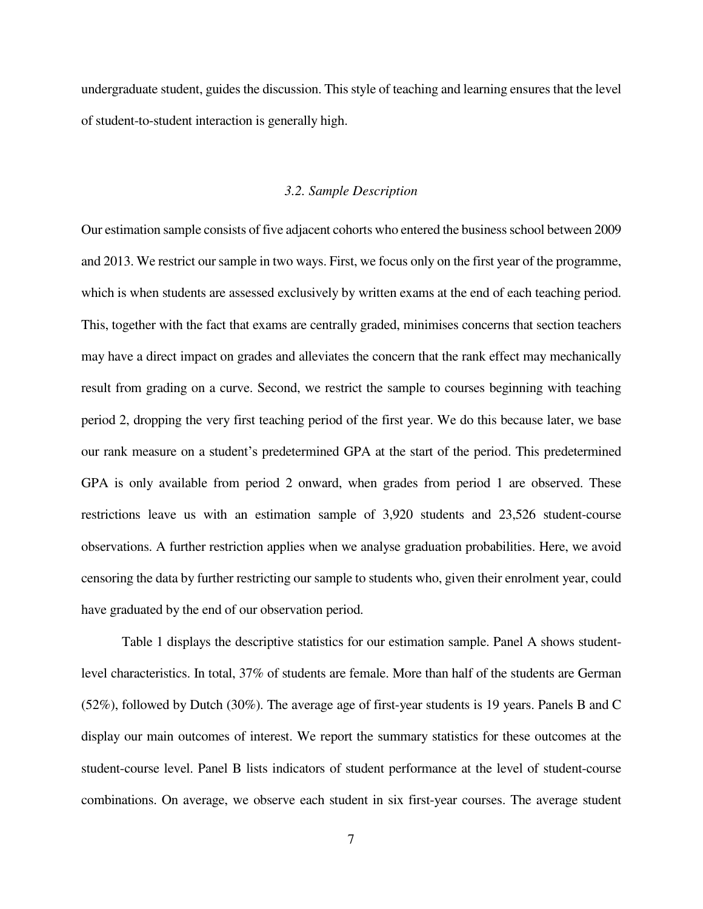undergraduate student, guides the discussion. This style of teaching and learning ensures that the level of student-to-student interaction is generally high.

### *3.2. Sample Description*

Our estimation sample consists of five adjacent cohorts who entered the business school between 2009 and 2013. We restrict our sample in two ways. First, we focus only on the first year of the programme, which is when students are assessed exclusively by written exams at the end of each teaching period. This, together with the fact that exams are centrally graded, minimises concerns that section teachers may have a direct impact on grades and alleviates the concern that the rank effect may mechanically result from grading on a curve. Second, we restrict the sample to courses beginning with teaching period 2, dropping the very first teaching period of the first year. We do this because later, we base our rank measure on a student's predetermined GPA at the start of the period. This predetermined GPA is only available from period 2 onward, when grades from period 1 are observed. These restrictions leave us with an estimation sample of 3,920 students and 23,526 student-course observations. A further restriction applies when we analyse graduation probabilities. Here, we avoid censoring the data by further restricting our sample to students who, given their enrolment year, could have graduated by the end of our observation period.

Table 1 displays the descriptive statistics for our estimation sample. Panel A shows student-level characteristics. In total, 37% of students are female. More than half of the students are German (52%), followed by Dutch (30%). The average age of first-year students is 19 years. Panels B and C display our main outcomes of interest. We report the summary statistics for these outcomes at the student-course level. Panel B lists indicators of student performance at the level of student-course combinations. On average, we observe each student in six first-year courses. The average student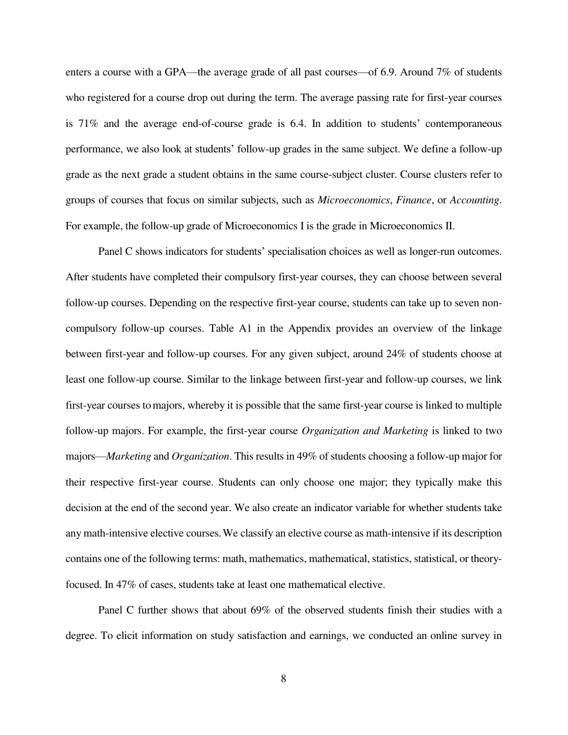enters a course with a GPA—the average grade of all past courses—of 6.9. Around 7% of students who registered for a course drop out during the term. The average passing rate for first-year courses is 71% and the average end-of-course grade is 6.4. In addition to students' contemporaneous performance, we also look at students' follow-up grades in the same subject. We define a follow-up grade as the next grade a student obtains in the same course-subject cluster. Course clusters refer to groups of courses that focus on similar subjects, such as *Microeconomics*, *Finance*, or *Accounting*. For example, the follow-up grade of Microeconomics I is the grade in Microeconomics II.

Panel C shows indicators for students' specialisation choices as well as longer-run outcomes. After students have completed their compulsory first-year courses, they can choose between several follow-up courses. Depending on the respective first-year course, students can take up to seven non-compulsory follow-up courses. Table A1 in the Appendix provides an overview of the linkage between first-year and follow-up courses. For any given subject, around 24% of students choose at least one follow-up course. Similar to the linkage between first-year and follow-up courses, we link first-year courses to majors, whereby it is possible that the same first-year course is linked to multiple follow-up majors. For example, the first-year course *Organization and Marketing* is linked to two majors—*Marketing* and *Organization*. This results in 49% of students choosing a follow-up major for their respective first-year course. Students can only choose one major; they typically make this decision at the end of the second year. We also create an indicator variable for whether students take any math-intensive elective courses. We classify an elective course as math-intensive if its description contains one of the following terms: math, mathematics, mathematical, statistics, statistical, or theory-focused. In 47% of cases, students take at least one mathematical elective.

Panel C further shows that about 69% of the observed students finish their studies with a degree. To elicit information on study satisfaction and earnings, we conducted an online survey in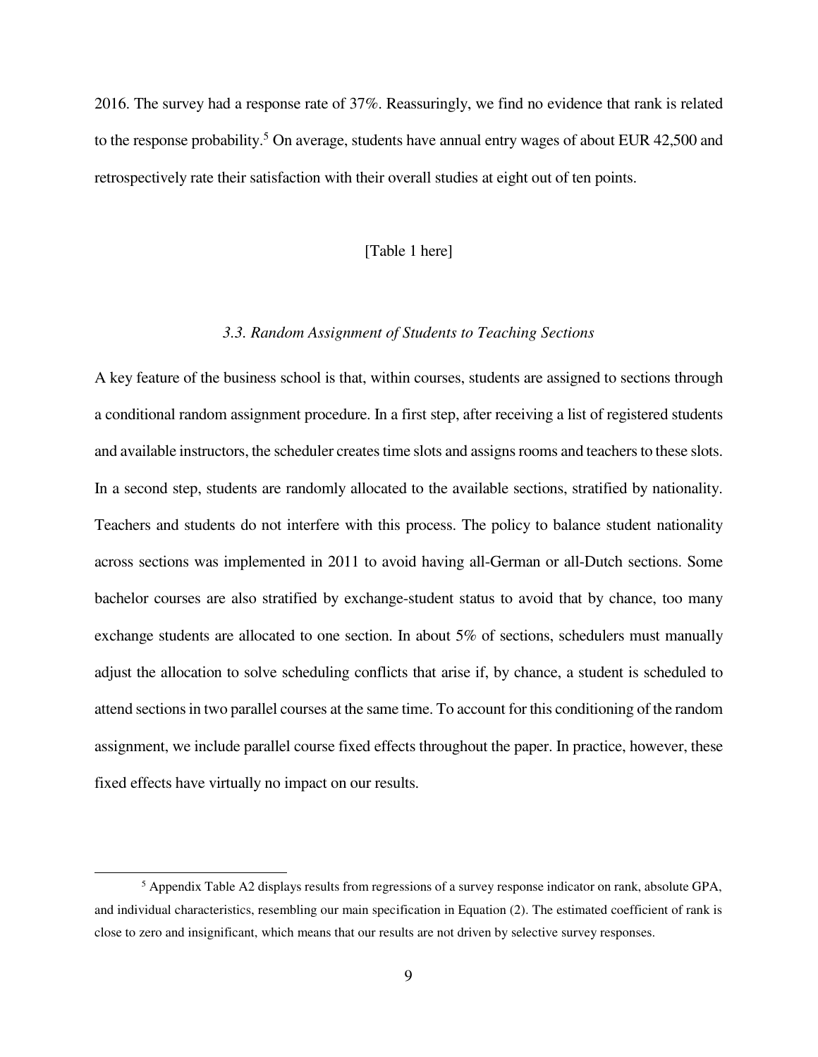2016. The survey had a response rate of 37%. Reassuringly, we find no evidence that rank is related to the response probability.[5] On average, students have annual entry wages of about EUR 42,500 and retrospectively rate their satisfaction with their overall studies at eight out of ten points.

[Table 1 here]

### *3.3. Random Assignment of Students to Teaching Sections*

A key feature of the business school is that, within courses, students are assigned to sections through a conditional random assignment procedure. In a first step, after receiving a list of registered students and available instructors, the scheduler creates time slots and assigns rooms and teachers to these slots. In a second step, students are randomly allocated to the available sections, stratified by nationality. Teachers and students do not interfere with this process. The policy to balance student nationality across sections was implemented in 2011 to avoid having all-German or all-Dutch sections. Some bachelor courses are also stratified by exchange-student status to avoid that by chance, too many exchange students are allocated to one section. In about 5% of sections, schedulers must manually adjust the allocation to solve scheduling conflicts that arise if, by chance, a student is scheduled to attend sections in two parallel courses at the same time. To account for this conditioning of the random assignment, we include parallel course fixed effects throughout the paper. In practice, however, these fixed effects have virtually no impact on our results.

[5] Appendix Table A2 displays results from regressions of a survey response indicator on rank, absolute GPA, and individual characteristics, resembling our main specification in Equation (2). The estimated coefficient of rank is close to zero and insignificant, which means that our results are not driven by selective survey responses.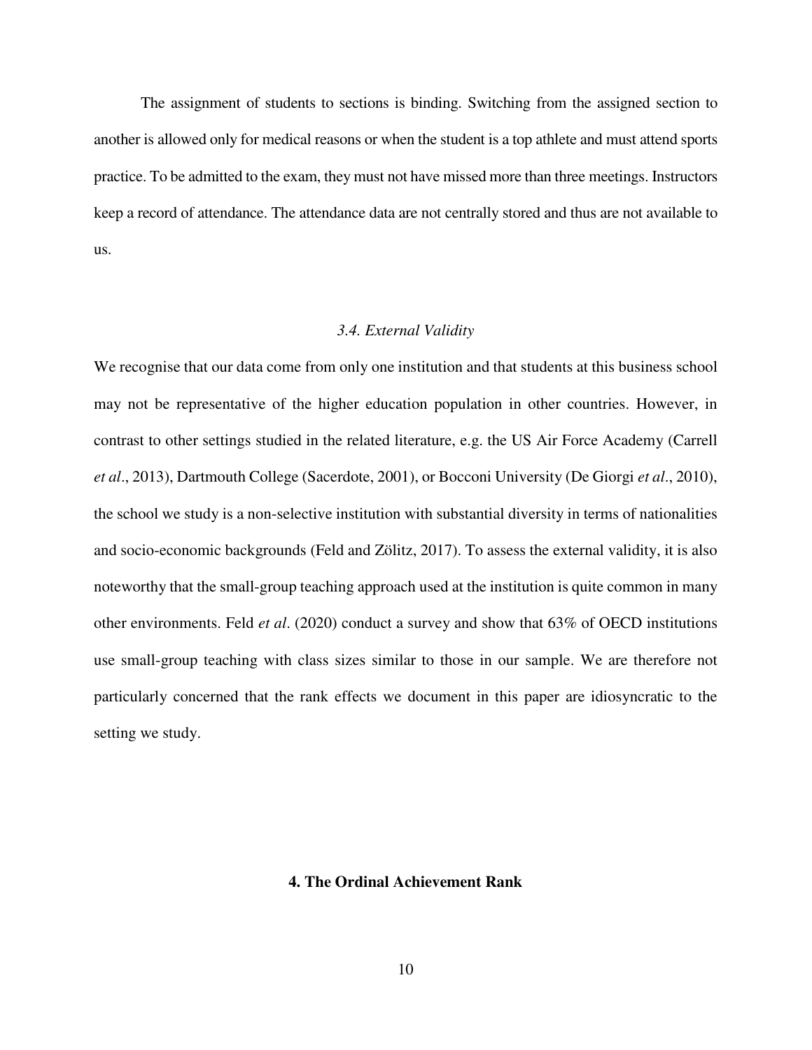The assignment of students to sections is binding. Switching from the assigned section to another is allowed only for medical reasons or when the student is a top athlete and must attend sports practice. To be admitted to the exam, they must not have missed more than three meetings. Instructors keep a record of attendance. The attendance data are not centrally stored and thus are not available to us.

### *3.4. External Validity*

We recognise that our data come from only one institution and that students at this business school may not be representative of the higher education population in other countries. However, in contrast to other settings studied in the related literature, e.g. the US Air Force Academy (Carrell *et al*., 2013), Dartmouth College (Sacerdote, 2001), or Bocconi University (De Giorgi *et al*., 2010), the school we study is a non-selective institution with substantial diversity in terms of nationalities and socio-economic backgrounds (Feld and Zölitz, 2017). To assess the external validity, it is also noteworthy that the small-group teaching approach used at the institution is quite common in many other environments. Feld *et al*. (2020) conduct a survey and show that 63% of OECD institutions use small-group teaching with class sizes similar to those in our sample. We are therefore not particularly concerned that the rank effects we document in this paper are idiosyncratic to the setting we study.

## 4. The Ordinal Achievement Rank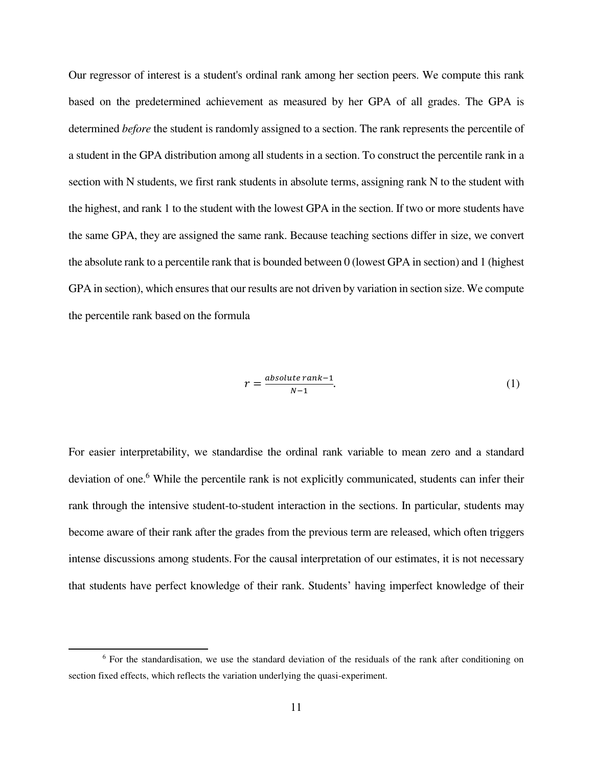Our regressor of interest is a student's ordinal rank among her section peers. We compute this rank based on the predetermined achievement as measured by her GPA of all grades. The GPA is determined *before* the student is randomly assigned to a section. The rank represents the percentile of a student in the GPA distribution among all students in a section. To construct the percentile rank in a section with N students, we first rank students in absolute terms, assigning rank N to the student with the highest, and rank 1 to the student with the lowest GPA in the section. If two or more students have the same GPA, they are assigned the same rank. Because teaching sections differ in size, we convert the absolute rank to a percentile rank that is bounded between 0 (lowest GPA in section) and 1 (highest GPA in section), which ensures that our results are not driven by variation in section size. We compute the percentile rank based on the formula

$$r = \frac{absolute\,rank - 1}{N - 1}. \tag{1}$$

For easier interpretability, we standardise the ordinal rank variable to mean zero and a standard deviation of one.[6] While the percentile rank is not explicitly communicated, students can infer their rank through the intensive student-to-student interaction in the sections. In particular, students may become aware of their rank after the grades from the previous term are released, which often triggers intense discussions among students. For the causal interpretation of our estimates, it is not necessary that students have perfect knowledge of their rank. Students' having imperfect knowledge of their

[6] For the standardisation, we use the standard deviation of the residuals of the rank after conditioning on section fixed effects, which reflects the variation underlying the quasi-experiment.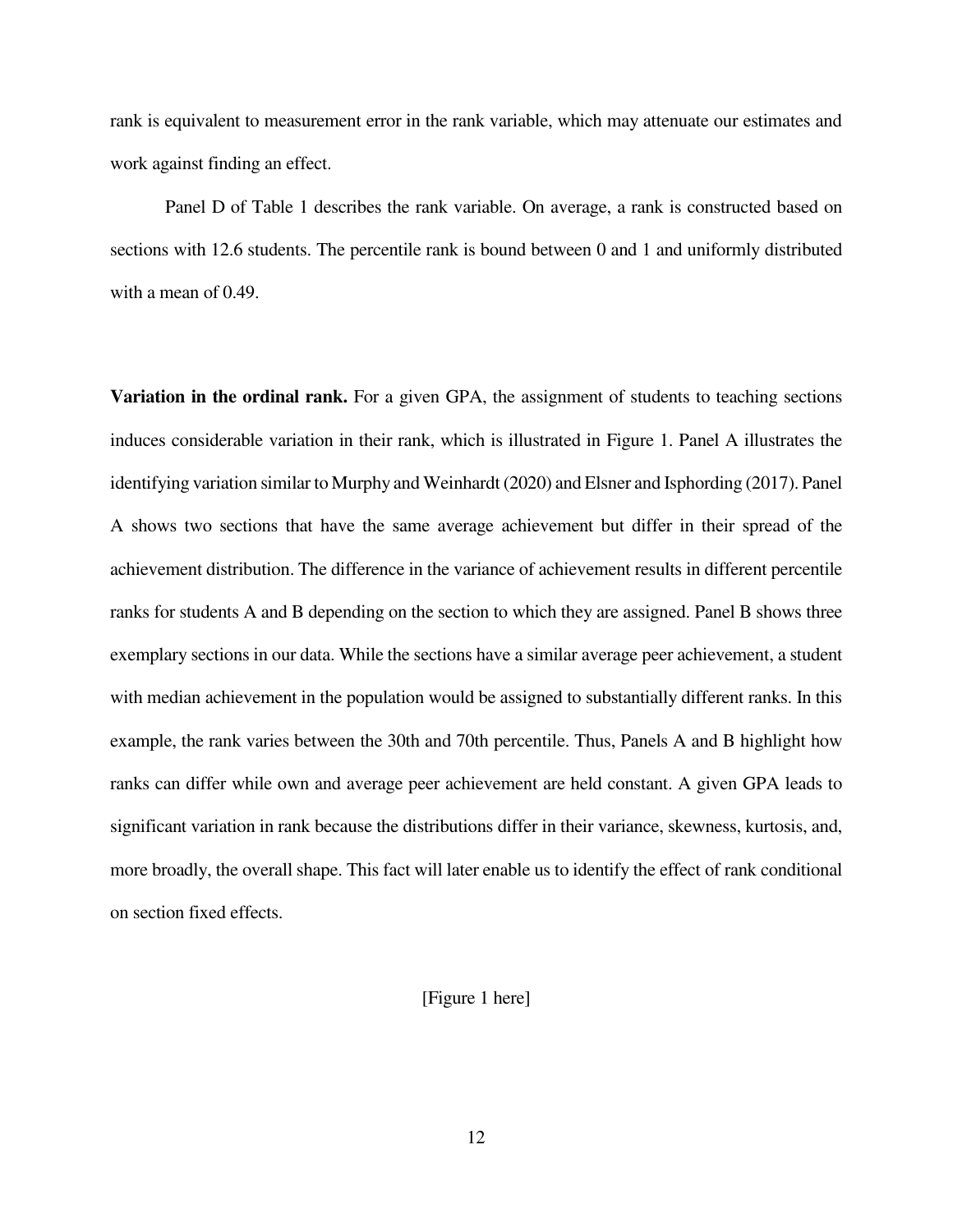rank is equivalent to measurement error in the rank variable, which may attenuate our estimates and work against finding an effect.

Panel D of Table 1 describes the rank variable. On average, a rank is constructed based on sections with 12.6 students. The percentile rank is bound between 0 and 1 and uniformly distributed with a mean of 0.49.

**Variation in the ordinal rank.** For a given GPA, the assignment of students to teaching sections induces considerable variation in their rank, which is illustrated in Figure 1. Panel A illustrates the identifying variation similar to Murphy and Weinhardt (2020) and Elsner and Isphording (2017). Panel A shows two sections that have the same average achievement but differ in their spread of the achievement distribution. The difference in the variance of achievement results in different percentile ranks for students A and B depending on the section to which they are assigned. Panel B shows three exemplary sections in our data. While the sections have a similar average peer achievement, a student with median achievement in the population would be assigned to substantially different ranks. In this example, the rank varies between the 30th and 70th percentile. Thus, Panels A and B highlight how ranks can differ while own and average peer achievement are held constant. A given GPA leads to significant variation in rank because the distributions differ in their variance, skewness, kurtosis, and, more broadly, the overall shape. This fact will later enable us to identify the effect of rank conditional on section fixed effects.

[Figure 1 here]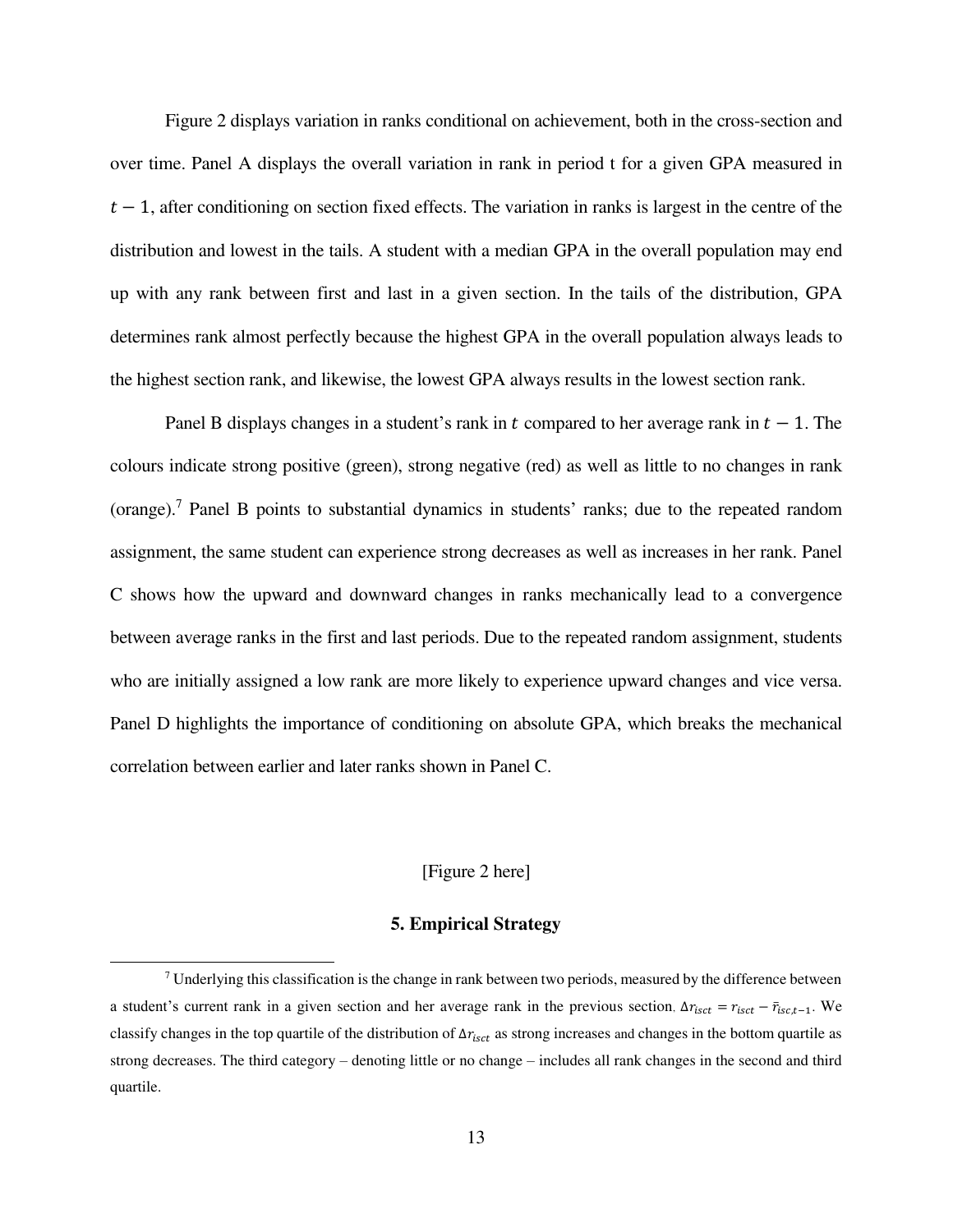Figure 2 displays variation in ranks conditional on achievement, both in the cross-section and over time. Panel A displays the overall variation in rank in period t for a given GPA measured in $t-1$, after conditioning on section fixed effects. The variation in ranks is largest in the centre of the distribution and lowest in the tails. A student with a median GPA in the overall population may end up with any rank between first and last in a given section. In the tails of the distribution, GPA determines rank almost perfectly because the highest GPA in the overall population always leads to the highest section rank, and likewise, the lowest GPA always results in the lowest section rank.

Panel B displays changes in a student's rank in $t$ compared to her average rank in $t-1$. The colours indicate strong positive (green), strong negative (red) as well as little to no changes in rank (orange).[7] Panel B points to substantial dynamics in students' ranks; due to the repeated random assignment, the same student can experience strong decreases as well as increases in her rank. Panel C shows how the upward and downward changes in ranks mechanically lead to a convergence between average ranks in the first and last periods. Due to the repeated random assignment, students who are initially assigned a low rank are more likely to experience upward changes and vice versa. Panel D highlights the importance of conditioning on absolute GPA, which breaks the mechanical correlation between earlier and later ranks shown in Panel C.

[Figure 2 here]

## 5. Empirical Strategy

[7] Underlying this classification is the change in rank between two periods, measured by the difference between a student's current rank in a given section and her average rank in the previous section. $\Delta r_{isct} = r_{isct} - \bar{r}_{isc,t-1}$. We classify changes in the top quartile of the distribution of $\Delta r_{isct}$ as strong increases and changes in the bottom quartile as strong decreases. The third category – denoting little or no change – includes all rank changes in the second and third quartile.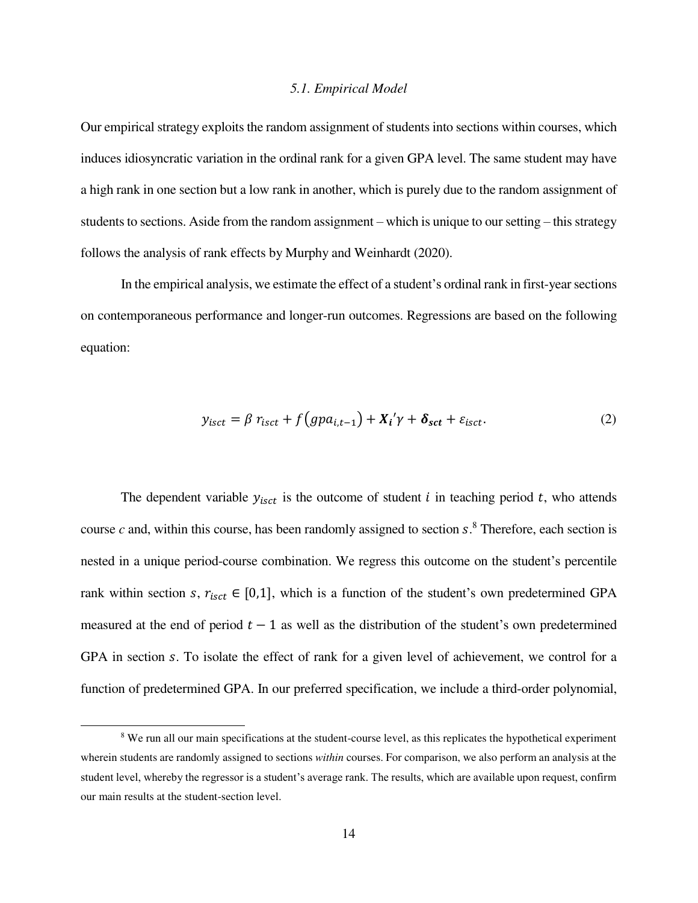### *5.1. Empirical Model*

Our empirical strategy exploits the random assignment of students into sections within courses, which induces idiosyncratic variation in the ordinal rank for a given GPA level. The same student may have a high rank in one section but a low rank in another, which is purely due to the random assignment of students to sections. Aside from the random assignment – which is unique to our setting – this strategy follows the analysis of rank effects by Murphy and Weinhardt (2020).

In the empirical analysis, we estimate the effect of a student's ordinal rank in first-year sections on contemporaneous performance and longer-run outcomes. Regressions are based on the following equation:

$$y_{isct} = \beta \, r_{isct} + f\left(gpa_{i,t-1}\right) + \boldsymbol{X_i}'\gamma + \boldsymbol{\delta_{sct}} + \varepsilon_{isct}. \tag{2}$$

The dependent variable $y_{isct}$ is the outcome of student $i$ in teaching period $t$, who attends course $c$ and, within this course, has been randomly assigned to section $s$.[8] Therefore, each section is nested in a unique period-course combination. We regress this outcome on the student's percentile rank within section $s$, $r_{isct} \in [0,1]$, which is a function of the student's own predetermined GPA measured at the end of period $t-1$ as well as the distribution of the student's own predetermined GPA in section $s$. To isolate the effect of rank for a given level of achievement, we control for a function of predetermined GPA. In our preferred specification, we include a third-order polynomial,

[8] We run all our main specifications at the student-course level, as this replicates the hypothetical experiment wherein students are randomly assigned to sections *within* courses. For comparison, we also perform an analysis at the student level, whereby the regressor is a student's average rank. The results, which are available upon request, confirm our main results at the student-section level.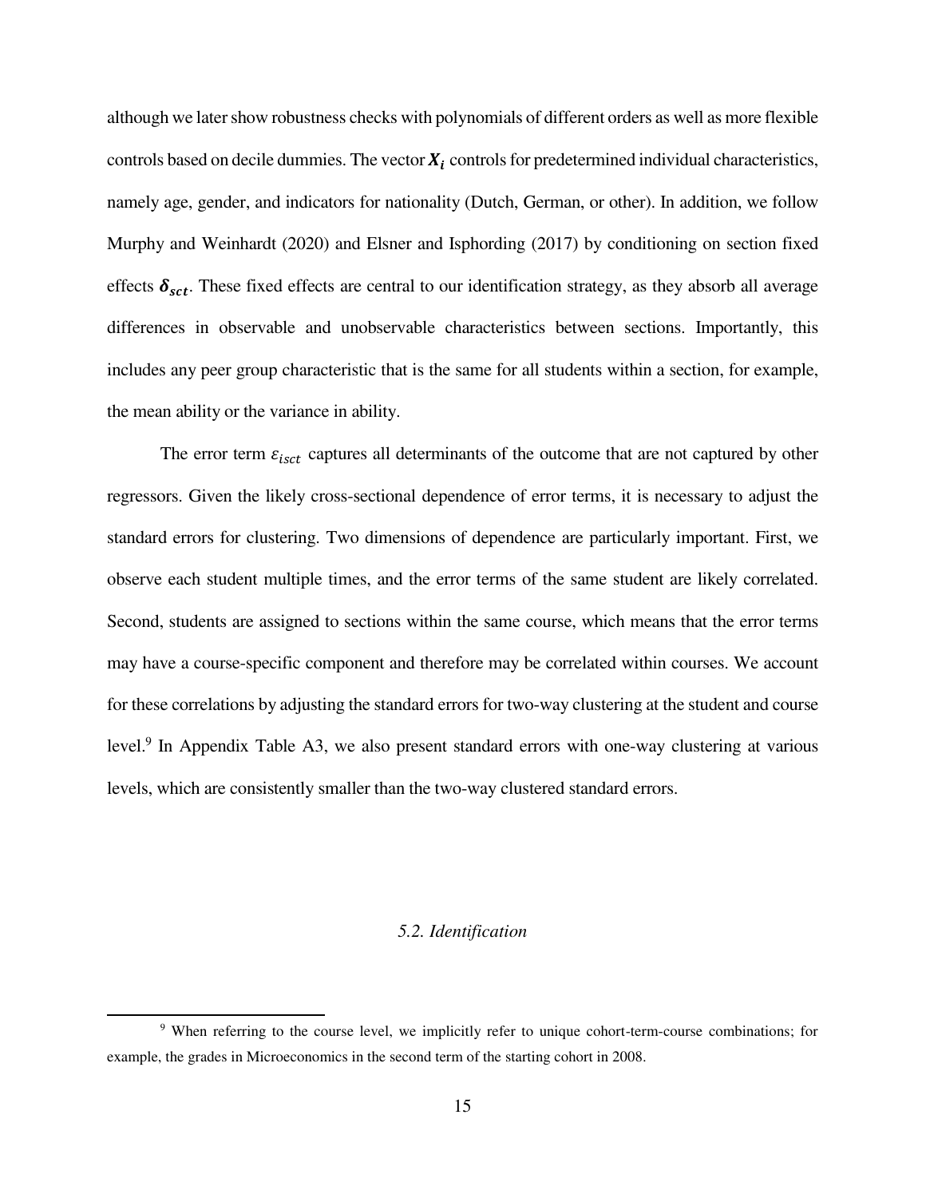although we later show robustness checks with polynomials of different orders as well as more flexible controls based on decile dummies. The vector $\boldsymbol{X_i}$ controls for predetermined individual characteristics, namely age, gender, and indicators for nationality (Dutch, German, or other). In addition, we follow Murphy and Weinhardt (2020) and Elsner and Isphording (2017) by conditioning on section fixed effects $\boldsymbol{\delta_{sct}}$. These fixed effects are central to our identification strategy, as they absorb all average differences in observable and unobservable characteristics between sections. Importantly, this includes any peer group characteristic that is the same for all students within a section, for example, the mean ability or the variance in ability.

The error term $\varepsilon_{isct}$ captures all determinants of the outcome that are not captured by other regressors. Given the likely cross-sectional dependence of error terms, it is necessary to adjust the standard errors for clustering. Two dimensions of dependence are particularly important. First, we observe each student multiple times, and the error terms of the same student are likely correlated. Second, students are assigned to sections within the same course, which means that the error terms may have a course-specific component and therefore may be correlated within courses. We account for these correlations by adjusting the standard errors for two-way clustering at the student and course level.[9] In Appendix Table A3, we also present standard errors with one-way clustering at various levels, which are consistently smaller than the two-way clustered standard errors.

### *5.2. Identification*

[9] When referring to the course level, we implicitly refer to unique cohort-term-course combinations; for example, the grades in Microeconomics in the second term of the starting cohort in 2008.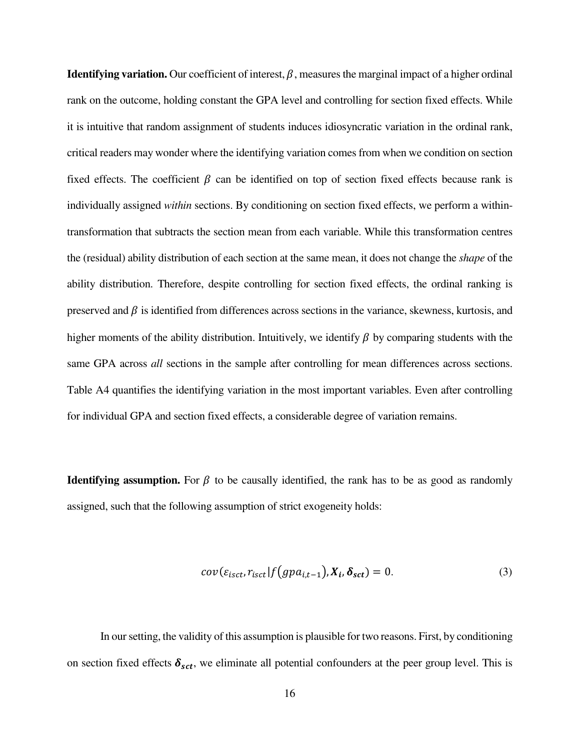**Identifying variation.** Our coefficient of interest, $\beta$, measures the marginal impact of a higher ordinal rank on the outcome, holding constant the GPA level and controlling for section fixed effects. While it is intuitive that random assignment of students induces idiosyncratic variation in the ordinal rank, critical readers may wonder where the identifying variation comes from when we condition on section fixed effects. The coefficient $\beta$ can be identified on top of section fixed effects because rank is individually assigned *within* sections. By conditioning on section fixed effects, we perform a within-transformation that subtracts the section mean from each variable. While this transformation centres the (residual) ability distribution of each section at the same mean, it does not change the *shape* of the ability distribution. Therefore, despite controlling for section fixed effects, the ordinal ranking is preserved and $\beta$ is identified from differences across sections in the variance, skewness, kurtosis, and higher moments of the ability distribution. Intuitively, we identify $\beta$ by comparing students with the same GPA across *all* sections in the sample after controlling for mean differences across sections. Table A4 quantifies the identifying variation in the most important variables. Even after controlling for individual GPA and section fixed effects, a considerable degree of variation remains.

**Identifying assumption.** For $\beta$ to be causally identified, the rank has to be as good as randomly assigned, such that the following assumption of strict exogeneity holds:

$$cov(\varepsilon_{isct}, r_{isct} | f(gpa_{i,t-1}), \boldsymbol{X_i}, \boldsymbol{\delta_{sct}}) = 0. \tag{3}$$

In our setting, the validity of this assumption is plausible for two reasons. First, by conditioning on section fixed effects $\boldsymbol{\delta_{sct}}$, we eliminate all potential confounders at the peer group level. This is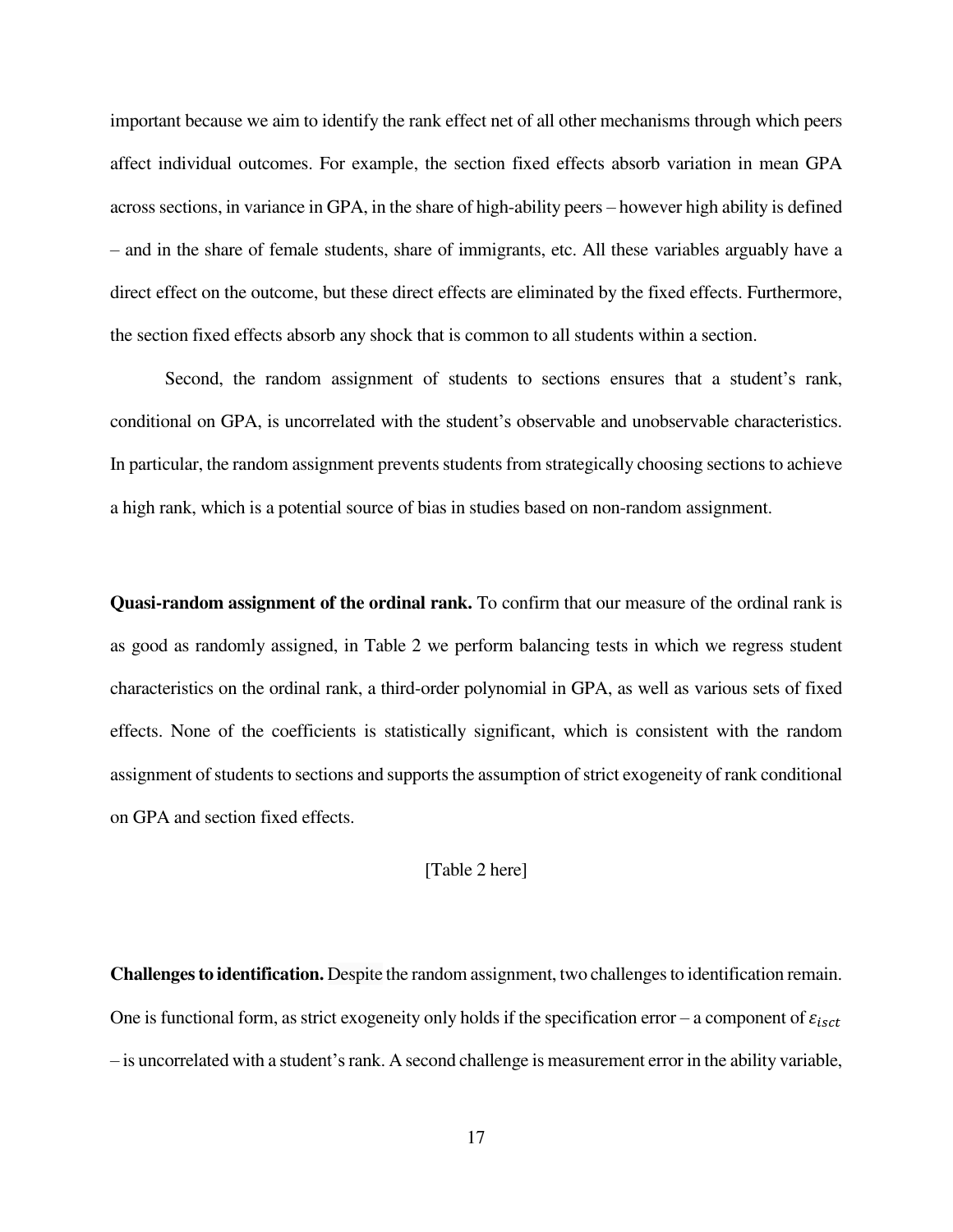important because we aim to identify the rank effect net of all other mechanisms through which peers affect individual outcomes. For example, the section fixed effects absorb variation in mean GPA across sections, in variance in GPA, in the share of high-ability peers – however high ability is defined – and in the share of female students, share of immigrants, etc. All these variables arguably have a direct effect on the outcome, but these direct effects are eliminated by the fixed effects. Furthermore, the section fixed effects absorb any shock that is common to all students within a section.

Second, the random assignment of students to sections ensures that a student's rank, conditional on GPA, is uncorrelated with the student's observable and unobservable characteristics. In particular, the random assignment prevents students from strategically choosing sections to achieve a high rank, which is a potential source of bias in studies based on non-random assignment.

**Quasi-random assignment of the ordinal rank.** To confirm that our measure of the ordinal rank is as good as randomly assigned, in Table 2 we perform balancing tests in which we regress student characteristics on the ordinal rank, a third-order polynomial in GPA, as well as various sets of fixed effects. None of the coefficients is statistically significant, which is consistent with the random assignment of students to sections and supports the assumption of strict exogeneity of rank conditional on GPA and section fixed effects.

[Table 2 here]

**Challenges to identification.** Despite the random assignment, two challenges to identification remain. One is functional form, as strict exogeneity only holds if the specification error – a component of $\varepsilon_{isct}$ – is uncorrelated with a student's rank. A second challenge is measurement error in the ability variable,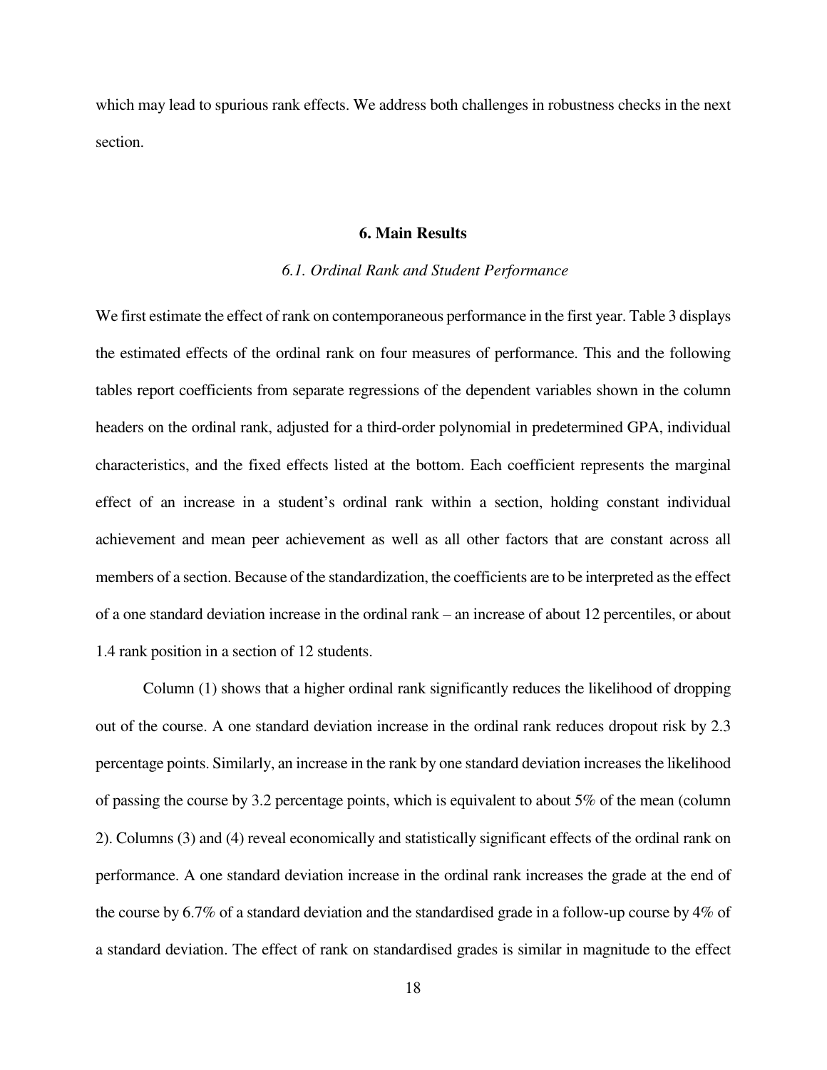which may lead to spurious rank effects. We address both challenges in robustness checks in the next section.

## 6. Main Results

### *6.1. Ordinal Rank and Student Performance*

We first estimate the effect of rank on contemporaneous performance in the first year. Table 3 displays the estimated effects of the ordinal rank on four measures of performance. This and the following tables report coefficients from separate regressions of the dependent variables shown in the column headers on the ordinal rank, adjusted for a third-order polynomial in predetermined GPA, individual characteristics, and the fixed effects listed at the bottom. Each coefficient represents the marginal effect of an increase in a student's ordinal rank within a section, holding constant individual achievement and mean peer achievement as well as all other factors that are constant across all members of a section. Because of the standardization, the coefficients are to be interpreted as the effect of a one standard deviation increase in the ordinal rank – an increase of about 12 percentiles, or about 1.4 rank position in a section of 12 students.

Column (1) shows that a higher ordinal rank significantly reduces the likelihood of dropping out of the course. A one standard deviation increase in the ordinal rank reduces dropout risk by 2.3 percentage points. Similarly, an increase in the rank by one standard deviation increases the likelihood of passing the course by 3.2 percentage points, which is equivalent to about 5% of the mean (column 2). Columns (3) and (4) reveal economically and statistically significant effects of the ordinal rank on performance. A one standard deviation increase in the ordinal rank increases the grade at the end of the course by 6.7% of a standard deviation and the standardised grade in a follow-up course by 4% of a standard deviation. The effect of rank on standardised grades is similar in magnitude to the effect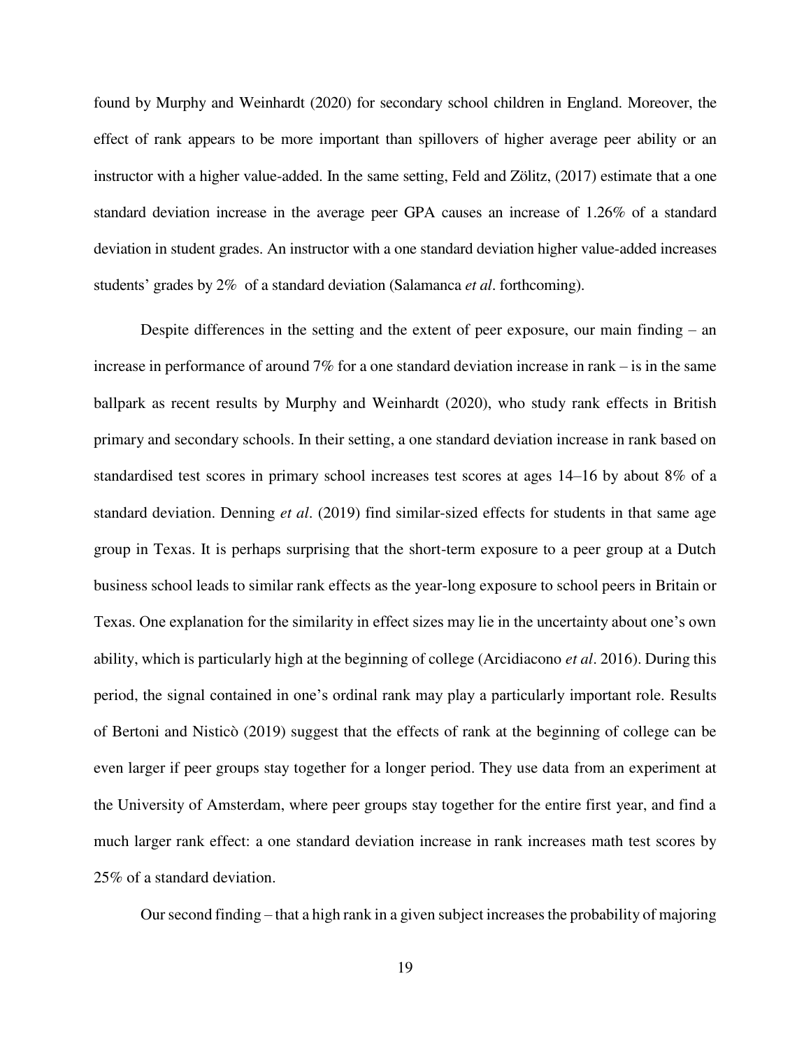found by Murphy and Weinhardt (2020) for secondary school children in England. Moreover, the effect of rank appears to be more important than spillovers of higher average peer ability or an instructor with a higher value-added. In the same setting, Feld and Zölitz, (2017) estimate that a one standard deviation increase in the average peer GPA causes an increase of 1.26% of a standard deviation in student grades. An instructor with a one standard deviation higher value-added increases students' grades by 2% of a standard deviation (Salamanca *et al*. forthcoming).

Despite differences in the setting and the extent of peer exposure, our main finding – an increase in performance of around 7% for a one standard deviation increase in rank – is in the same ballpark as recent results by Murphy and Weinhardt (2020), who study rank effects in British primary and secondary schools. In their setting, a one standard deviation increase in rank based on standardised test scores in primary school increases test scores at ages 14–16 by about 8% of a standard deviation. Denning *et al*. (2019) find similar-sized effects for students in that same age group in Texas. It is perhaps surprising that the short-term exposure to a peer group at a Dutch business school leads to similar rank effects as the year-long exposure to school peers in Britain or Texas. One explanation for the similarity in effect sizes may lie in the uncertainty about one's own ability, which is particularly high at the beginning of college (Arcidiacono *et al*. 2016). During this period, the signal contained in one's ordinal rank may play a particularly important role. Results of Bertoni and Nisticò (2019) suggest that the effects of rank at the beginning of college can be even larger if peer groups stay together for a longer period. They use data from an experiment at the University of Amsterdam, where peer groups stay together for the entire first year, and find a much larger rank effect: a one standard deviation increase in rank increases math test scores by 25% of a standard deviation.

Our second finding – that a high rank in a given subject increases the probability of majoring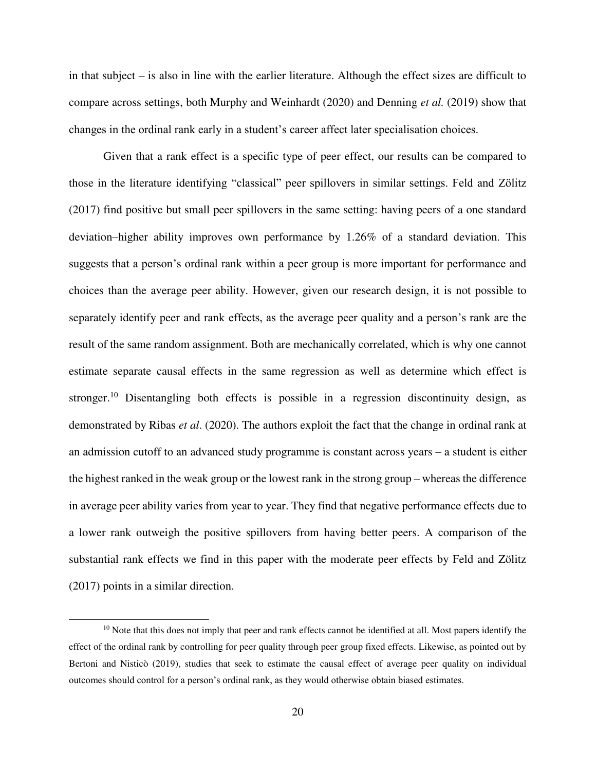in that subject – is also in line with the earlier literature. Although the effect sizes are difficult to compare across settings, both Murphy and Weinhardt (2020) and Denning *et al.* (2019) show that changes in the ordinal rank early in a student's career affect later specialisation choices.

Given that a rank effect is a specific type of peer effect, our results can be compared to those in the literature identifying "classical" peer spillovers in similar settings. Feld and Zölitz (2017) find positive but small peer spillovers in the same setting: having peers of a one standard deviation–higher ability improves own performance by 1.26% of a standard deviation. This suggests that a person's ordinal rank within a peer group is more important for performance and choices than the average peer ability. However, given our research design, it is not possible to separately identify peer and rank effects, as the average peer quality and a person's rank are the result of the same random assignment. Both are mechanically correlated, which is why one cannot estimate separate causal effects in the same regression as well as determine which effect is stronger.[10] Disentangling both effects is possible in a regression discontinuity design, as demonstrated by Ribas *et al*. (2020). The authors exploit the fact that the change in ordinal rank at an admission cutoff to an advanced study programme is constant across years – a student is either the highest ranked in the weak group or the lowest rank in the strong group – whereas the difference in average peer ability varies from year to year. They find that negative performance effects due to a lower rank outweigh the positive spillovers from having better peers. A comparison of the substantial rank effects we find in this paper with the moderate peer effects by Feld and Zölitz (2017) points in a similar direction.

[10] Note that this does not imply that peer and rank effects cannot be identified at all. Most papers identify the effect of the ordinal rank by controlling for peer quality through peer group fixed effects. Likewise, as pointed out by Bertoni and Nisticò (2019), studies that seek to estimate the causal effect of average peer quality on individual outcomes should control for a person's ordinal rank, as they would otherwise obtain biased estimates.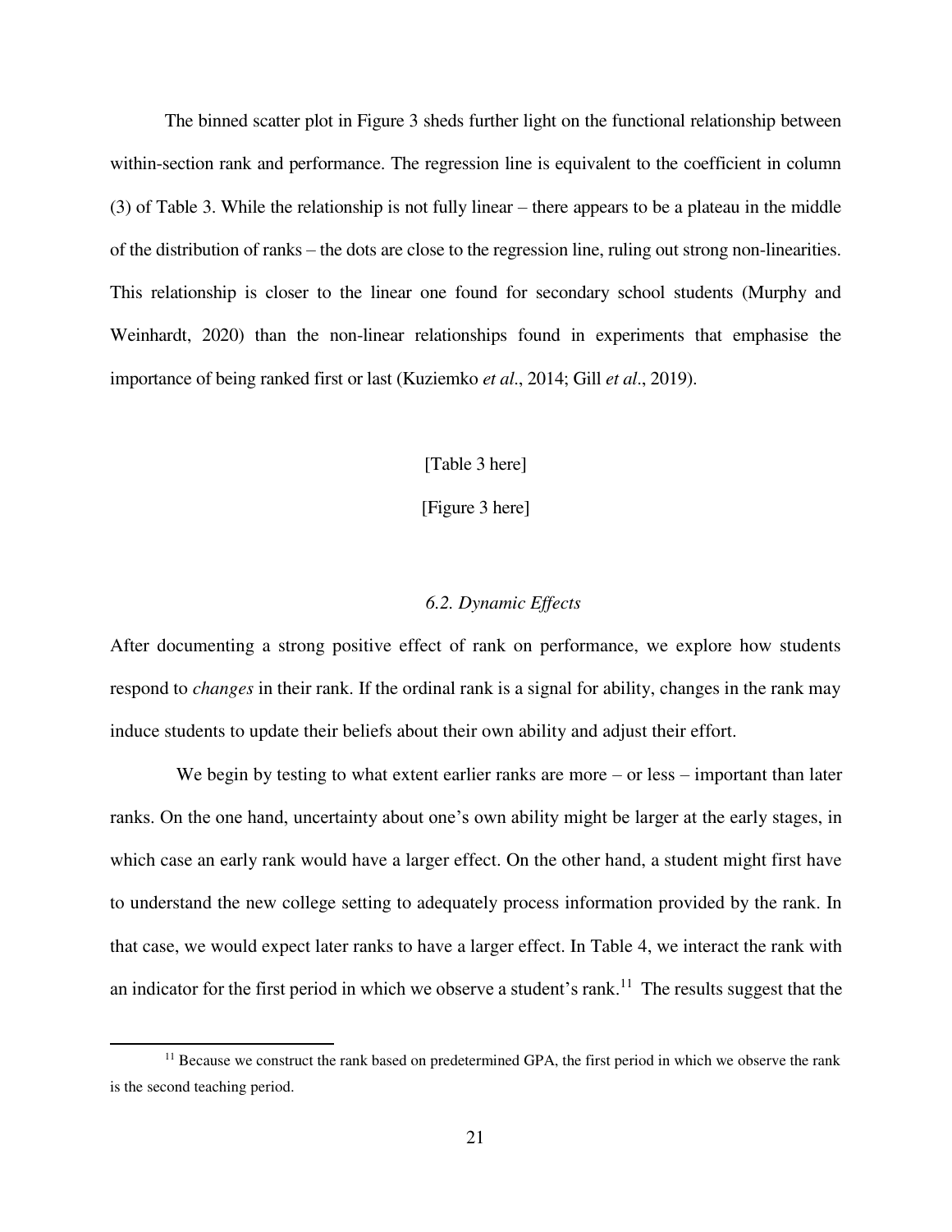The binned scatter plot in Figure 3 sheds further light on the functional relationship between within-section rank and performance. The regression line is equivalent to the coefficient in column (3) of Table 3. While the relationship is not fully linear – there appears to be a plateau in the middle of the distribution of ranks – the dots are close to the regression line, ruling out strong non-linearities. This relationship is closer to the linear one found for secondary school students (Murphy and Weinhardt, 2020) than the non-linear relationships found in experiments that emphasise the importance of being ranked first or last (Kuziemko *et al*., 2014; Gill *et al*., 2019).

[Table 3 here]

[Figure 3 here]

### *6.2. Dynamic Effects*

After documenting a strong positive effect of rank on performance, we explore how students respond to *changes* in their rank. If the ordinal rank is a signal for ability, changes in the rank may induce students to update their beliefs about their own ability and adjust their effort.

We begin by testing to what extent earlier ranks are more – or less – important than later ranks. On the one hand, uncertainty about one's own ability might be larger at the early stages, in which case an early rank would have a larger effect. On the other hand, a student might first have to understand the new college setting to adequately process information provided by the rank. In that case, we would expect later ranks to have a larger effect. In Table 4, we interact the rank with an indicator for the first period in which we observe a student's rank.[11] The results suggest that the

[11] Because we construct the rank based on predetermined GPA, the first period in which we observe the rank is the second teaching period.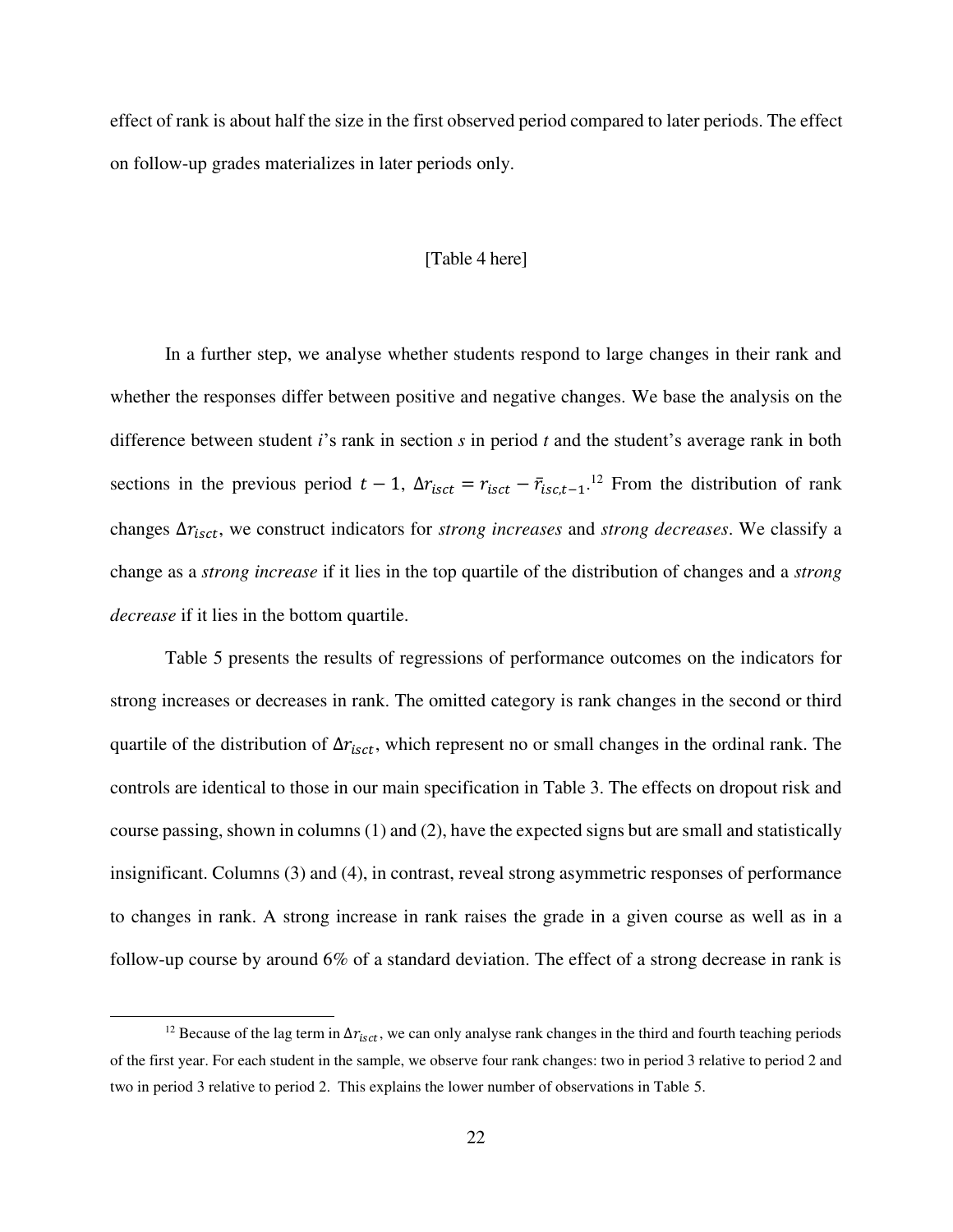effect of rank is about half the size in the first observed period compared to later periods. The effect on follow-up grades materializes in later periods only.

[Table 4 here]

In a further step, we analyse whether students respond to large changes in their rank and whether the responses differ between positive and negative changes. We base the analysis on the difference between student *i*'s rank in section *s* in period *t* and the student's average rank in both sections in the previous period $t-1$, $\Delta r_{isct} = r_{isct} - \bar{r}_{isc,t-1}$.[12] From the distribution of rank changes $\Delta r_{isct}$, we construct indicators for *strong increases* and *strong decreases*. We classify a change as a *strong increase* if it lies in the top quartile of the distribution of changes and a *strong decrease* if it lies in the bottom quartile.

Table 5 presents the results of regressions of performance outcomes on the indicators for strong increases or decreases in rank. The omitted category is rank changes in the second or third quartile of the distribution of $\Delta r_{isct}$, which represent no or small changes in the ordinal rank. The controls are identical to those in our main specification in Table 3. The effects on dropout risk and course passing, shown in columns (1) and (2), have the expected signs but are small and statistically insignificant. Columns (3) and (4), in contrast, reveal strong asymmetric responses of performance to changes in rank. A strong increase in rank raises the grade in a given course as well as in a follow-up course by around 6% of a standard deviation. The effect of a strong decrease in rank is

[12] Because of the lag term in $\Delta r_{isct}$, we can only analyse rank changes in the third and fourth teaching periods of the first year. For each student in the sample, we observe four rank changes: two in period 3 relative to period 2 and two in period 3 relative to period 2. This explains the lower number of observations in Table 5.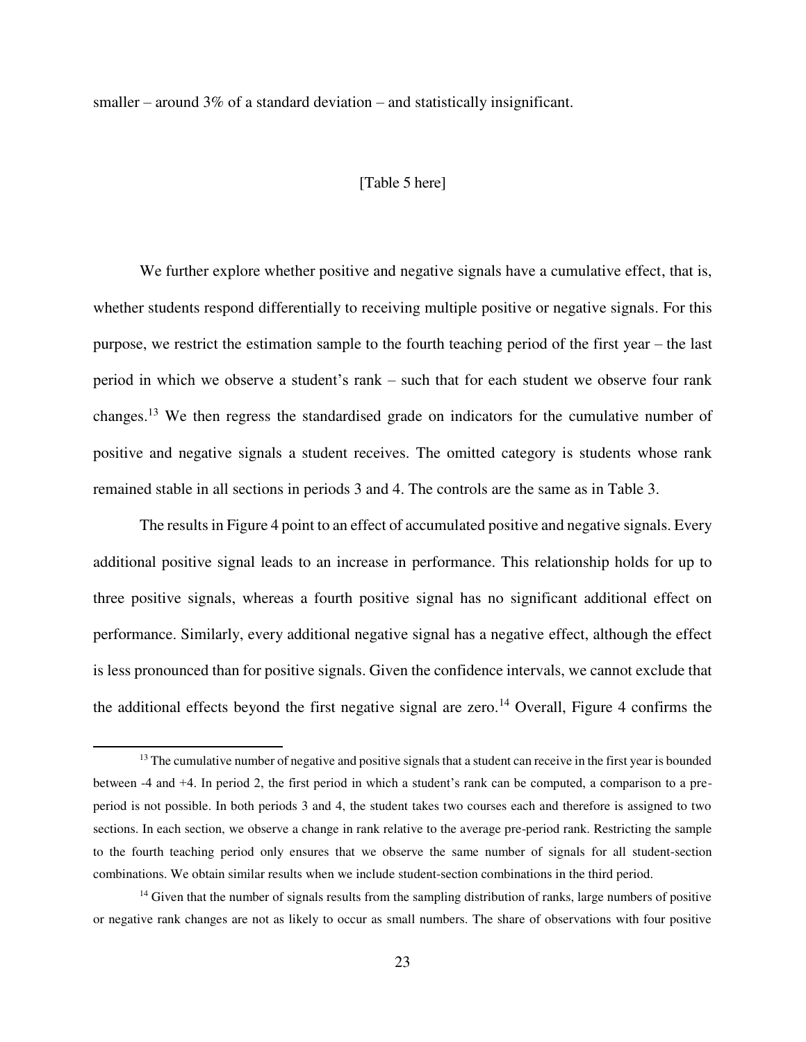smaller – around 3% of a standard deviation – and statistically insignificant.

[Table 5 here]

We further explore whether positive and negative signals have a cumulative effect, that is, whether students respond differentially to receiving multiple positive or negative signals. For this purpose, we restrict the estimation sample to the fourth teaching period of the first year – the last period in which we observe a student's rank – such that for each student we observe four rank changes.[13] We then regress the standardised grade on indicators for the cumulative number of positive and negative signals a student receives. The omitted category is students whose rank remained stable in all sections in periods 3 and 4. The controls are the same as in Table 3.

The results in Figure 4 point to an effect of accumulated positive and negative signals. Every additional positive signal leads to an increase in performance. This relationship holds for up to three positive signals, whereas a fourth positive signal has no significant additional effect on performance. Similarly, every additional negative signal has a negative effect, although the effect is less pronounced than for positive signals. Given the confidence intervals, we cannot exclude that the additional effects beyond the first negative signal are zero.[14] Overall, Figure 4 confirms the

[13] The cumulative number of negative and positive signals that a student can receive in the first year is bounded between -4 and +4. In period 2, the first period in which a student's rank can be computed, a comparison to a pre-period is not possible. In both periods 3 and 4, the student takes two courses each and therefore is assigned to two sections. In each section, we observe a change in rank relative to the average pre-period rank. Restricting the sample to the fourth teaching period only ensures that we observe the same number of signals for all student-section combinations. We obtain similar results when we include student-section combinations in the third period.

[14] Given that the number of signals results from the sampling distribution of ranks, large numbers of positive or negative rank changes are not as likely to occur as small numbers. The share of observations with four positive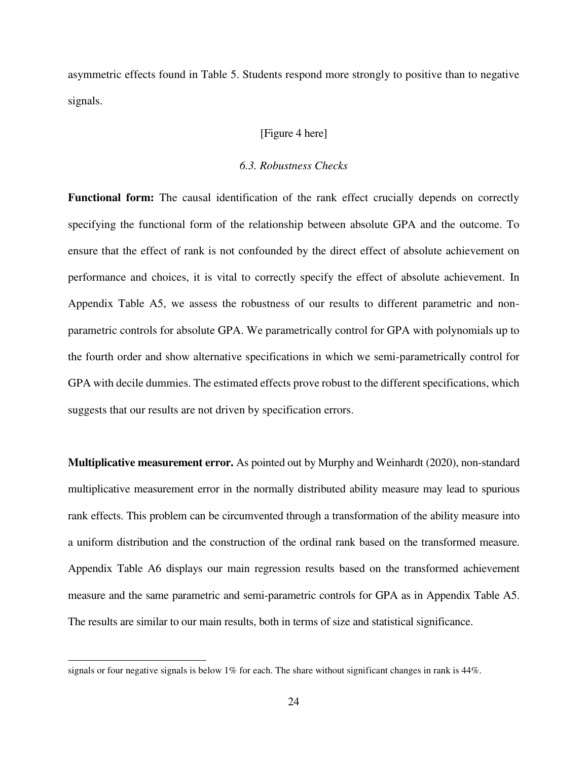asymmetric effects found in Table 5. Students respond more strongly to positive than to negative signals.

[Figure 4 here]

### *6.3. Robustness Checks*

**Functional form:** The causal identification of the rank effect crucially depends on correctly specifying the functional form of the relationship between absolute GPA and the outcome. To ensure that the effect of rank is not confounded by the direct effect of absolute achievement on performance and choices, it is vital to correctly specify the effect of absolute achievement. In Appendix Table A5, we assess the robustness of our results to different parametric and non-parametric controls for absolute GPA. We parametrically control for GPA with polynomials up to the fourth order and show alternative specifications in which we semi-parametrically control for GPA with decile dummies. The estimated effects prove robust to the different specifications, which suggests that our results are not driven by specification errors.

**Multiplicative measurement error.** As pointed out by Murphy and Weinhardt (2020), non-standard multiplicative measurement error in the normally distributed ability measure may lead to spurious rank effects. This problem can be circumvented through a transformation of the ability measure into a uniform distribution and the construction of the ordinal rank based on the transformed measure. Appendix Table A6 displays our main regression results based on the transformed achievement measure and the same parametric and semi-parametric controls for GPA as in Appendix Table A5. The results are similar to our main results, both in terms of size and statistical significance.

---

signals or four negative signals is below 1% for each. The share without significant changes in rank is 44%.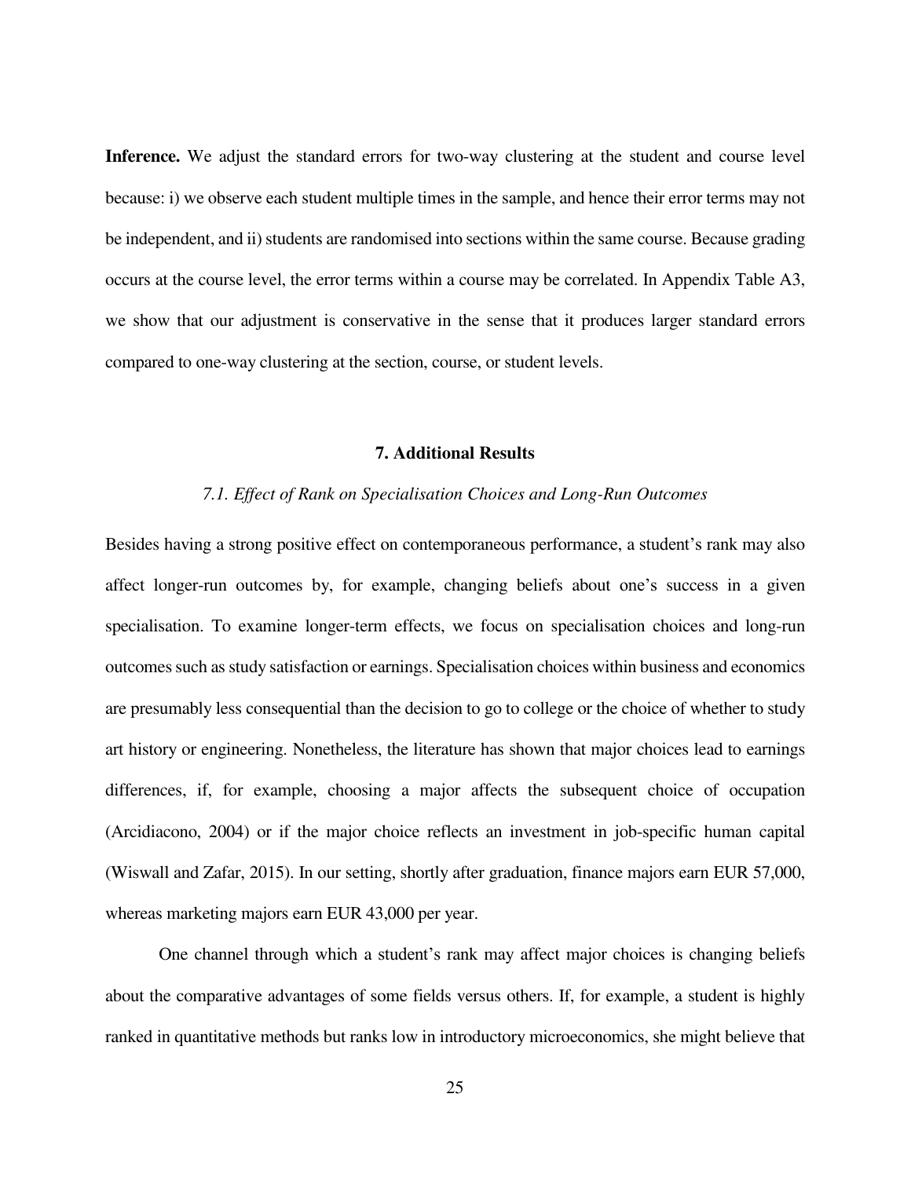**Inference.** We adjust the standard errors for two-way clustering at the student and course level because: i) we observe each student multiple times in the sample, and hence their error terms may not be independent, and ii) students are randomised into sections within the same course. Because grading occurs at the course level, the error terms within a course may be correlated. In Appendix Table A3, we show that our adjustment is conservative in the sense that it produces larger standard errors compared to one-way clustering at the section, course, or student levels.

## 7. Additional Results

### *7.1. Effect of Rank on Specialisation Choices and Long-Run Outcomes*

Besides having a strong positive effect on contemporaneous performance, a student's rank may also affect longer-run outcomes by, for example, changing beliefs about one's success in a given specialisation. To examine longer-term effects, we focus on specialisation choices and long-run outcomes such as study satisfaction or earnings. Specialisation choices within business and economics are presumably less consequential than the decision to go to college or the choice of whether to study art history or engineering. Nonetheless, the literature has shown that major choices lead to earnings differences, if, for example, choosing a major affects the subsequent choice of occupation (Arcidiacono, 2004) or if the major choice reflects an investment in job-specific human capital (Wiswall and Zafar, 2015). In our setting, shortly after graduation, finance majors earn EUR 57,000, whereas marketing majors earn EUR 43,000 per year.

One channel through which a student's rank may affect major choices is changing beliefs about the comparative advantages of some fields versus others. If, for example, a student is highly ranked in quantitative methods but ranks low in introductory microeconomics, she might believe that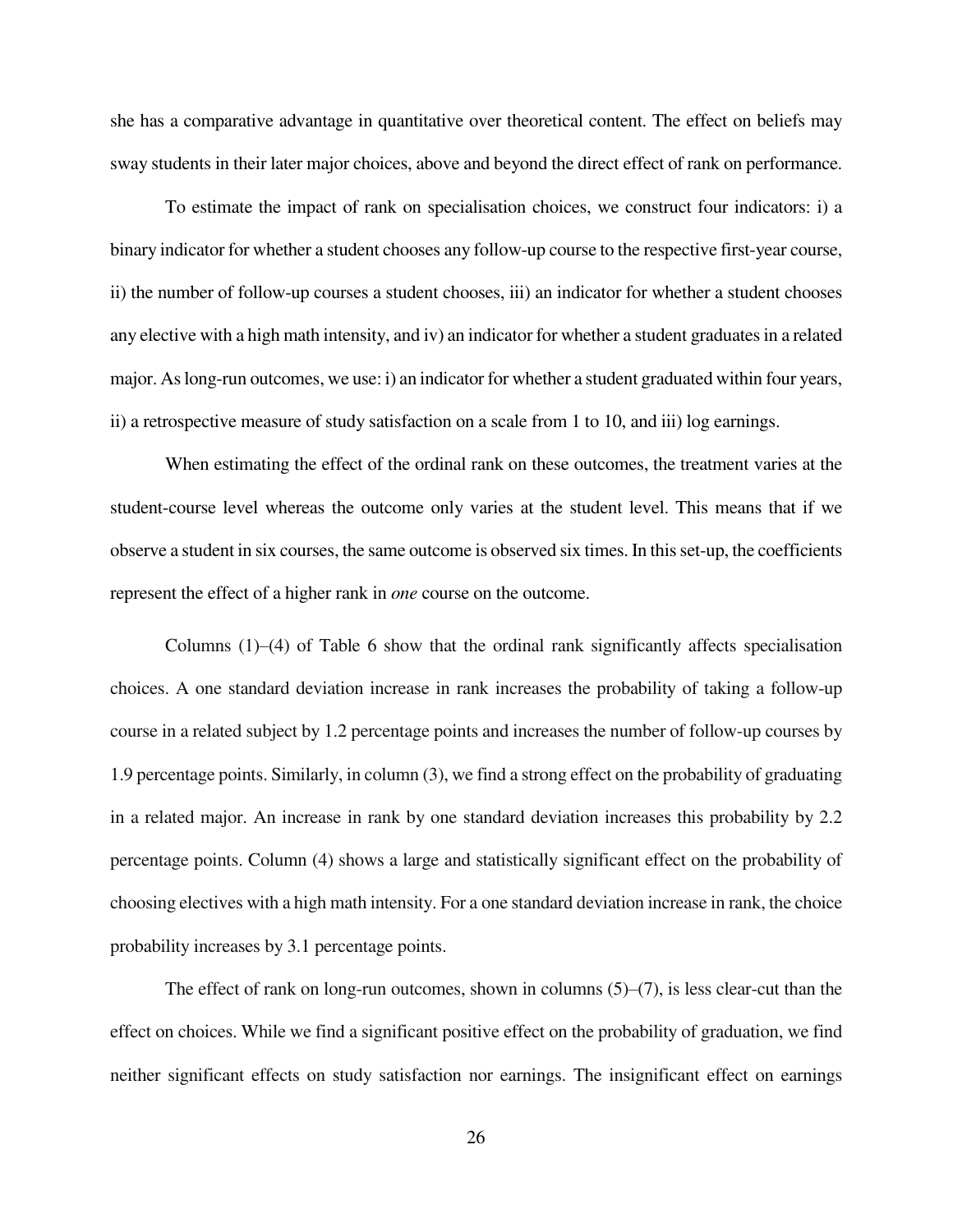she has a comparative advantage in quantitative over theoretical content. The effect on beliefs may sway students in their later major choices, above and beyond the direct effect of rank on performance.

To estimate the impact of rank on specialisation choices, we construct four indicators: i) a binary indicator for whether a student chooses any follow-up course to the respective first-year course, ii) the number of follow-up courses a student chooses, iii) an indicator for whether a student chooses any elective with a high math intensity, and iv) an indicator for whether a student graduates in a related major. As long-run outcomes, we use: i) an indicator for whether a student graduated within four years, ii) a retrospective measure of study satisfaction on a scale from 1 to 10, and iii) log earnings.

When estimating the effect of the ordinal rank on these outcomes, the treatment varies at the student-course level whereas the outcome only varies at the student level. This means that if we observe a student in six courses, the same outcome is observed six times. In this set-up, the coefficients represent the effect of a higher rank in *one* course on the outcome.

Columns (1)–(4) of Table 6 show that the ordinal rank significantly affects specialisation choices. A one standard deviation increase in rank increases the probability of taking a follow-up course in a related subject by 1.2 percentage points and increases the number of follow-up courses by 1.9 percentage points. Similarly, in column (3), we find a strong effect on the probability of graduating in a related major. An increase in rank by one standard deviation increases this probability by 2.2 percentage points. Column (4) shows a large and statistically significant effect on the probability of choosing electives with a high math intensity. For a one standard deviation increase in rank, the choice probability increases by 3.1 percentage points.

The effect of rank on long-run outcomes, shown in columns (5)–(7), is less clear-cut than the effect on choices. While we find a significant positive effect on the probability of graduation, we find neither significant effects on study satisfaction nor earnings. The insignificant effect on earnings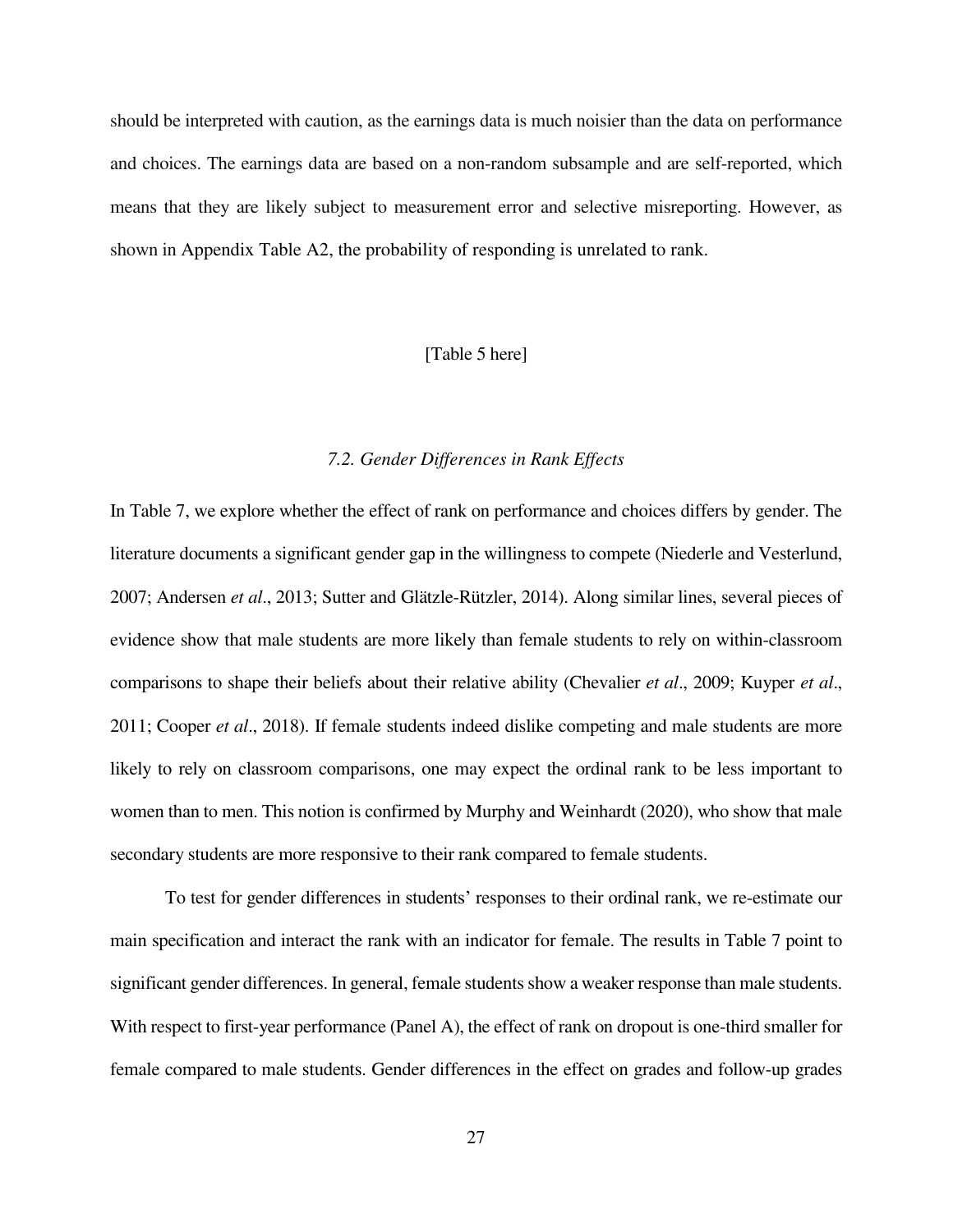should be interpreted with caution, as the earnings data is much noisier than the data on performance and choices. The earnings data are based on a non-random subsample and are self-reported, which means that they are likely subject to measurement error and selective misreporting. However, as shown in Appendix Table A2, the probability of responding is unrelated to rank.

[Table 5 here]

### *7.2. Gender Differences in Rank Effects*

In Table 7, we explore whether the effect of rank on performance and choices differs by gender. The literature documents a significant gender gap in the willingness to compete (Niederle and Vesterlund, 2007; Andersen *et al*., 2013; Sutter and Glätzle-Rützler, 2014). Along similar lines, several pieces of evidence show that male students are more likely than female students to rely on within-classroom comparisons to shape their beliefs about their relative ability (Chevalier *et al*., 2009; Kuyper *et al*., 2011; Cooper *et al*., 2018). If female students indeed dislike competing and male students are more likely to rely on classroom comparisons, one may expect the ordinal rank to be less important to women than to men. This notion is confirmed by Murphy and Weinhardt (2020), who show that male secondary students are more responsive to their rank compared to female students.

To test for gender differences in students' responses to their ordinal rank, we re-estimate our main specification and interact the rank with an indicator for female. The results in Table 7 point to significant gender differences. In general, female students show a weaker response than male students. With respect to first-year performance (Panel A), the effect of rank on dropout is one-third smaller for female compared to male students. Gender differences in the effect on grades and follow-up grades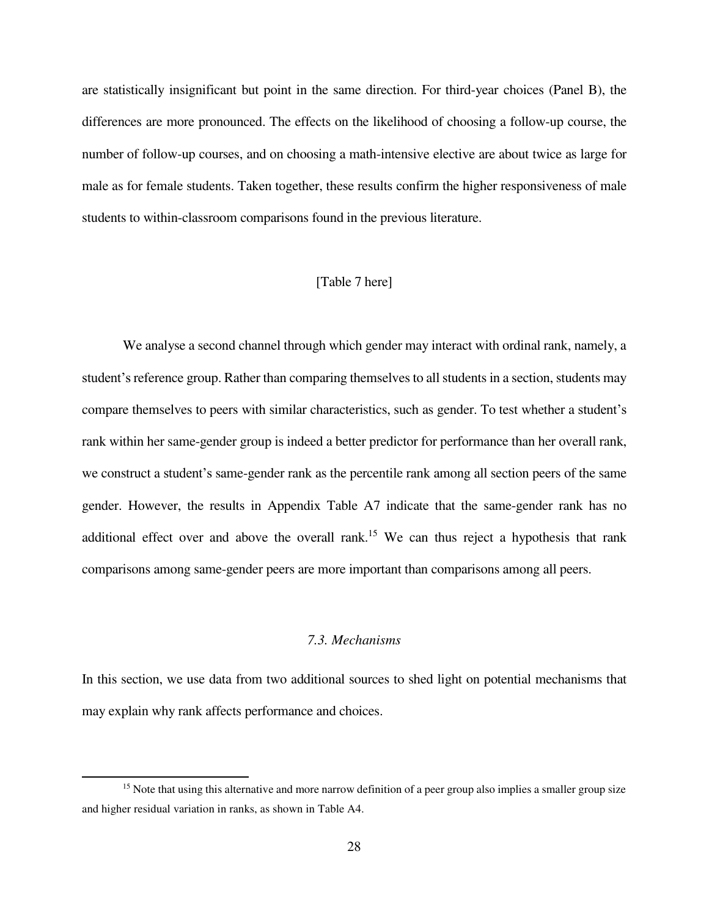are statistically insignificant but point in the same direction. For third-year choices (Panel B), the differences are more pronounced. The effects on the likelihood of choosing a follow-up course, the number of follow-up courses, and on choosing a math-intensive elective are about twice as large for male as for female students. Taken together, these results confirm the higher responsiveness of male students to within-classroom comparisons found in the previous literature.

[Table 7 here]

We analyse a second channel through which gender may interact with ordinal rank, namely, a student's reference group. Rather than comparing themselves to all students in a section, students may compare themselves to peers with similar characteristics, such as gender. To test whether a student's rank within her same-gender group is indeed a better predictor for performance than her overall rank, we construct a student's same-gender rank as the percentile rank among all section peers of the same gender. However, the results in Appendix Table A7 indicate that the same-gender rank has no additional effect over and above the overall rank.[15] We can thus reject a hypothesis that rank comparisons among same-gender peers are more important than comparisons among all peers.

### *7.3. Mechanisms*

In this section, we use data from two additional sources to shed light on potential mechanisms that may explain why rank affects performance and choices.

[15] Note that using this alternative and more narrow definition of a peer group also implies a smaller group size and higher residual variation in ranks, as shown in Table A4.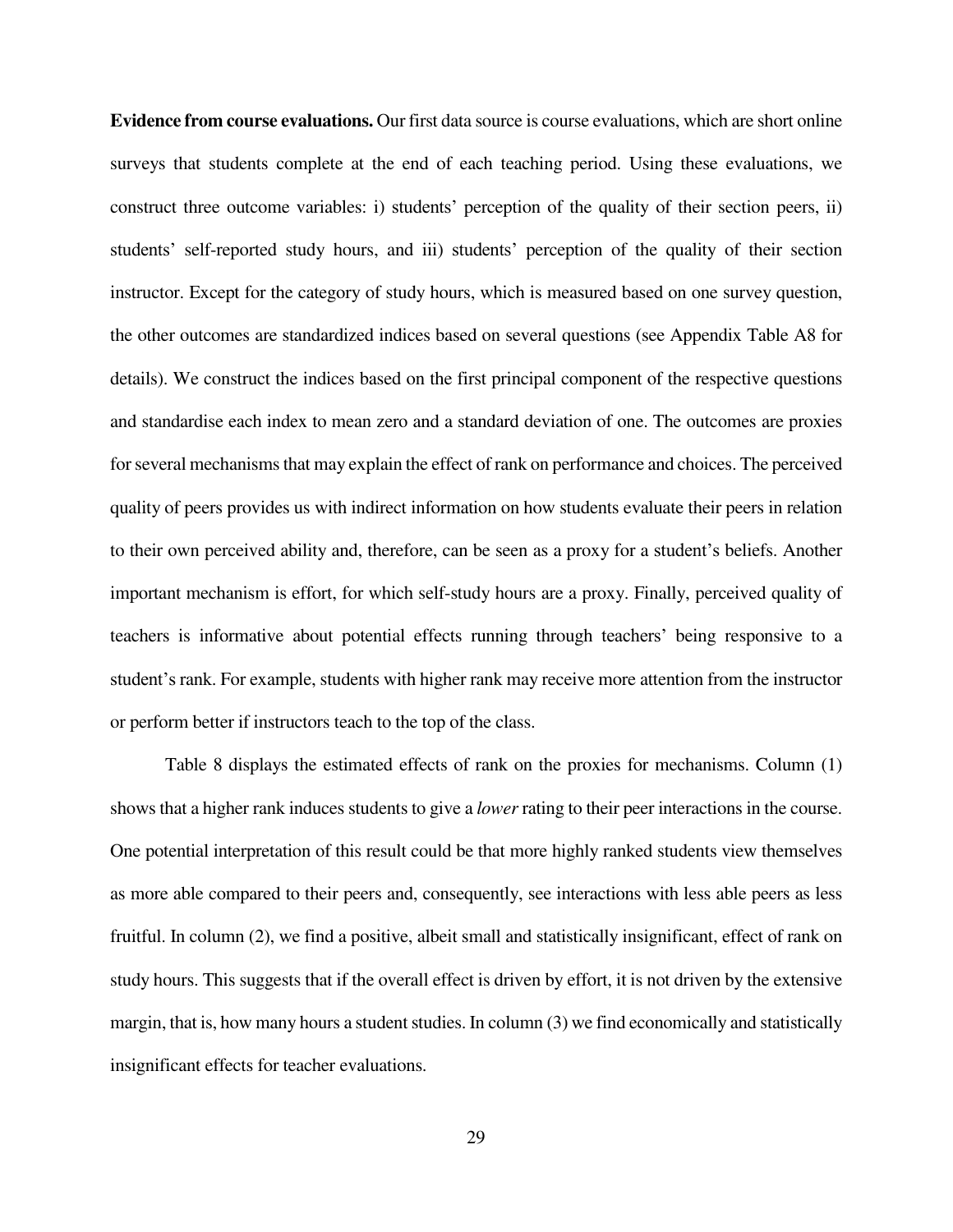**Evidence from course evaluations.** Our first data source is course evaluations, which are short online surveys that students complete at the end of each teaching period. Using these evaluations, we construct three outcome variables: i) students' perception of the quality of their section peers, ii) students' self-reported study hours, and iii) students' perception of the quality of their section instructor. Except for the category of study hours, which is measured based on one survey question, the other outcomes are standardized indices based on several questions (see Appendix Table A8 for details). We construct the indices based on the first principal component of the respective questions and standardise each index to mean zero and a standard deviation of one. The outcomes are proxies for several mechanisms that may explain the effect of rank on performance and choices. The perceived quality of peers provides us with indirect information on how students evaluate their peers in relation to their own perceived ability and, therefore, can be seen as a proxy for a student's beliefs. Another important mechanism is effort, for which self-study hours are a proxy. Finally, perceived quality of teachers is informative about potential effects running through teachers' being responsive to a student's rank. For example, students with higher rank may receive more attention from the instructor or perform better if instructors teach to the top of the class.

Table 8 displays the estimated effects of rank on the proxies for mechanisms. Column (1) shows that a higher rank induces students to give a *lower* rating to their peer interactions in the course. One potential interpretation of this result could be that more highly ranked students view themselves as more able compared to their peers and, consequently, see interactions with less able peers as less fruitful. In column (2), we find a positive, albeit small and statistically insignificant, effect of rank on study hours. This suggests that if the overall effect is driven by effort, it is not driven by the extensive margin, that is, how many hours a student studies. In column (3) we find economically and statistically insignificant effects for teacher evaluations.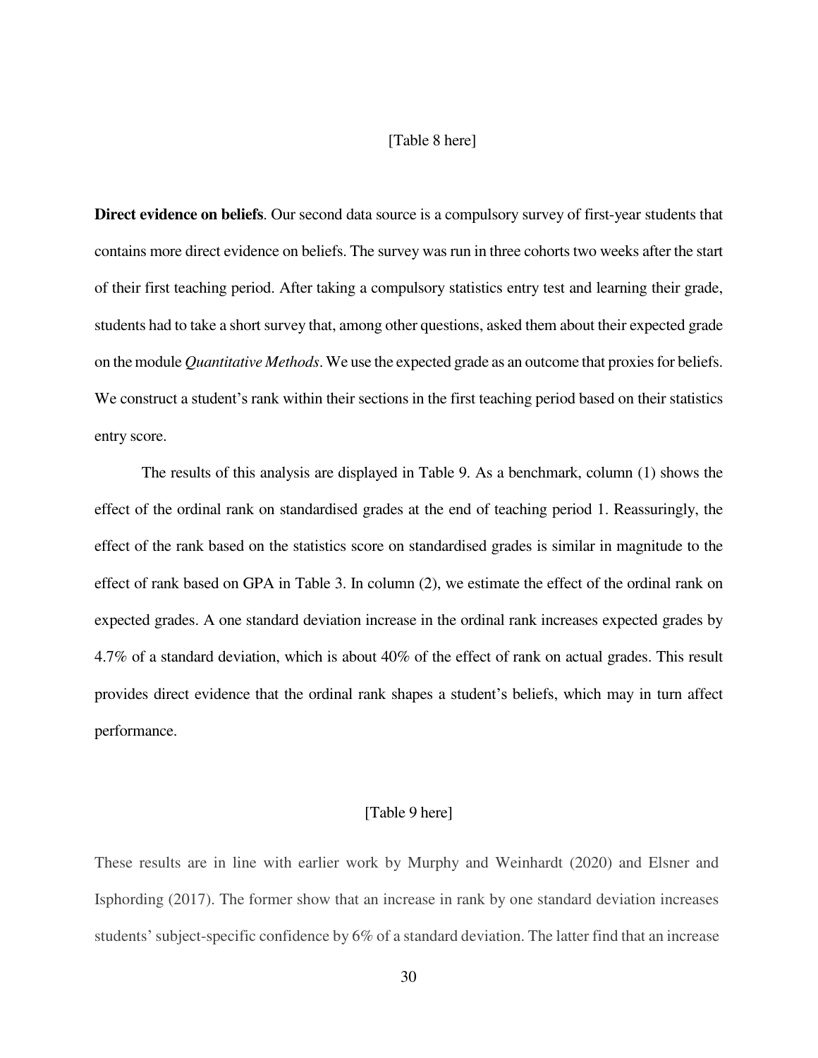[Table 8 here]

**Direct evidence on beliefs**. Our second data source is a compulsory survey of first-year students that contains more direct evidence on beliefs. The survey was run in three cohorts two weeks after the start of their first teaching period. After taking a compulsory statistics entry test and learning their grade, students had to take a short survey that, among other questions, asked them about their expected grade on the module *Quantitative Methods*. We use the expected grade as an outcome that proxies for beliefs. We construct a student's rank within their sections in the first teaching period based on their statistics entry score.

The results of this analysis are displayed in Table 9. As a benchmark, column (1) shows the effect of the ordinal rank on standardised grades at the end of teaching period 1. Reassuringly, the effect of the rank based on the statistics score on standardised grades is similar in magnitude to the effect of rank based on GPA in Table 3. In column (2), we estimate the effect of the ordinal rank on expected grades. A one standard deviation increase in the ordinal rank increases expected grades by 4.7% of a standard deviation, which is about 40% of the effect of rank on actual grades. This result provides direct evidence that the ordinal rank shapes a student's beliefs, which may in turn affect performance.

[Table 9 here]

These results are in line with earlier work by Murphy and Weinhardt (2020) and Elsner and Isphording (2017). The former show that an increase in rank by one standard deviation increases students' subject-specific confidence by 6% of a standard deviation. The latter find that an increase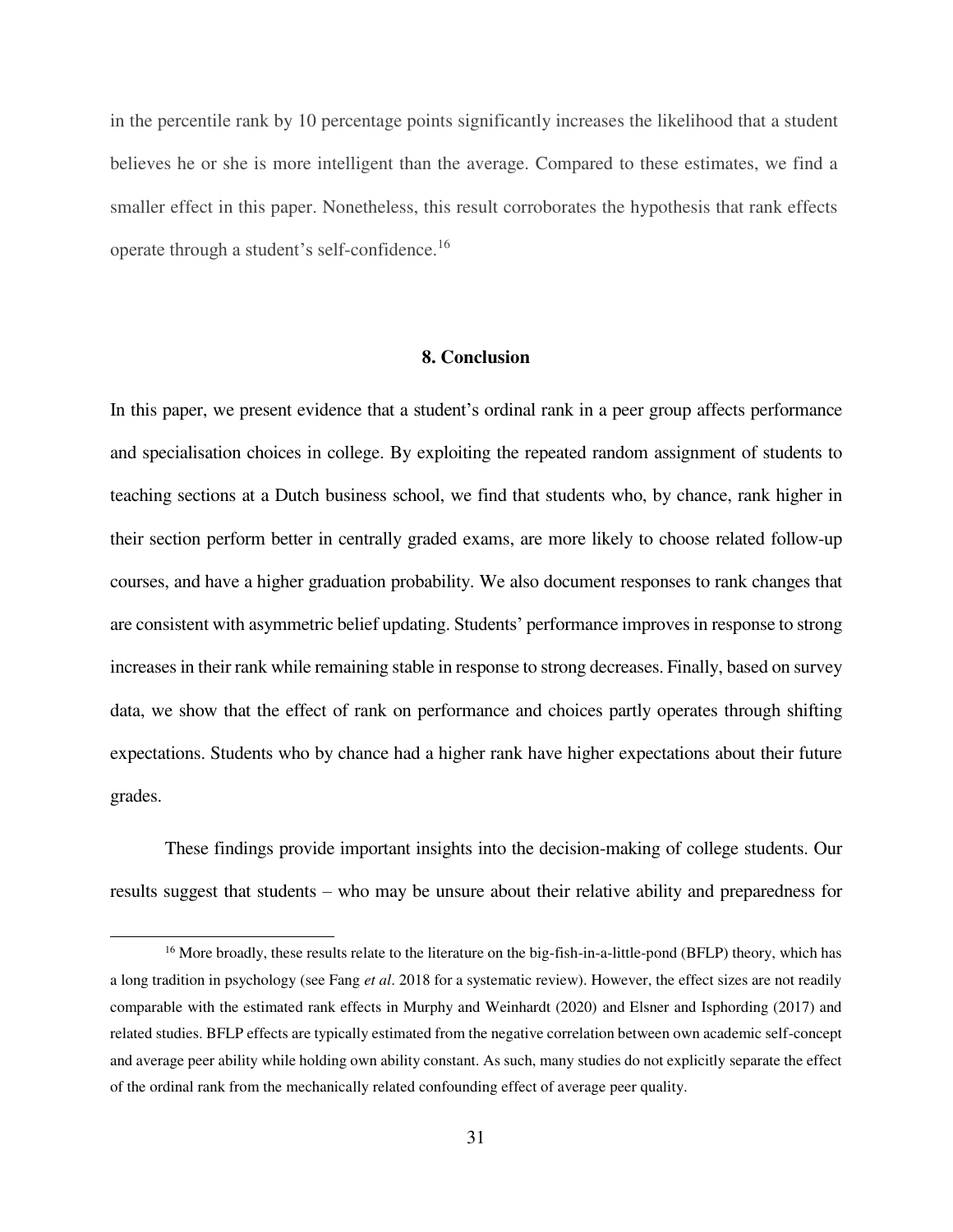in the percentile rank by 10 percentage points significantly increases the likelihood that a student believes he or she is more intelligent than the average. Compared to these estimates, we find a smaller effect in this paper. Nonetheless, this result corroborates the hypothesis that rank effects operate through a student's self-confidence.[16]

## 8. Conclusion

In this paper, we present evidence that a student's ordinal rank in a peer group affects performance and specialisation choices in college. By exploiting the repeated random assignment of students to teaching sections at a Dutch business school, we find that students who, by chance, rank higher in their section perform better in centrally graded exams, are more likely to choose related follow-up courses, and have a higher graduation probability. We also document responses to rank changes that are consistent with asymmetric belief updating. Students' performance improves in response to strong increases in their rank while remaining stable in response to strong decreases. Finally, based on survey data, we show that the effect of rank on performance and choices partly operates through shifting expectations. Students who by chance had a higher rank have higher expectations about their future grades.

These findings provide important insights into the decision-making of college students. Our results suggest that students – who may be unsure about their relative ability and preparedness for

[16] More broadly, these results relate to the literature on the big-fish-in-a-little-pond (BFLP) theory, which has a long tradition in psychology (see Fang *et al*. 2018 for a systematic review). However, the effect sizes are not readily comparable with the estimated rank effects in Murphy and Weinhardt (2020) and Elsner and Isphording (2017) and related studies. BFLP effects are typically estimated from the negative correlation between own academic self-concept and average peer ability while holding own ability constant. As such, many studies do not explicitly separate the effect of the ordinal rank from the mechanically related confounding effect of average peer quality.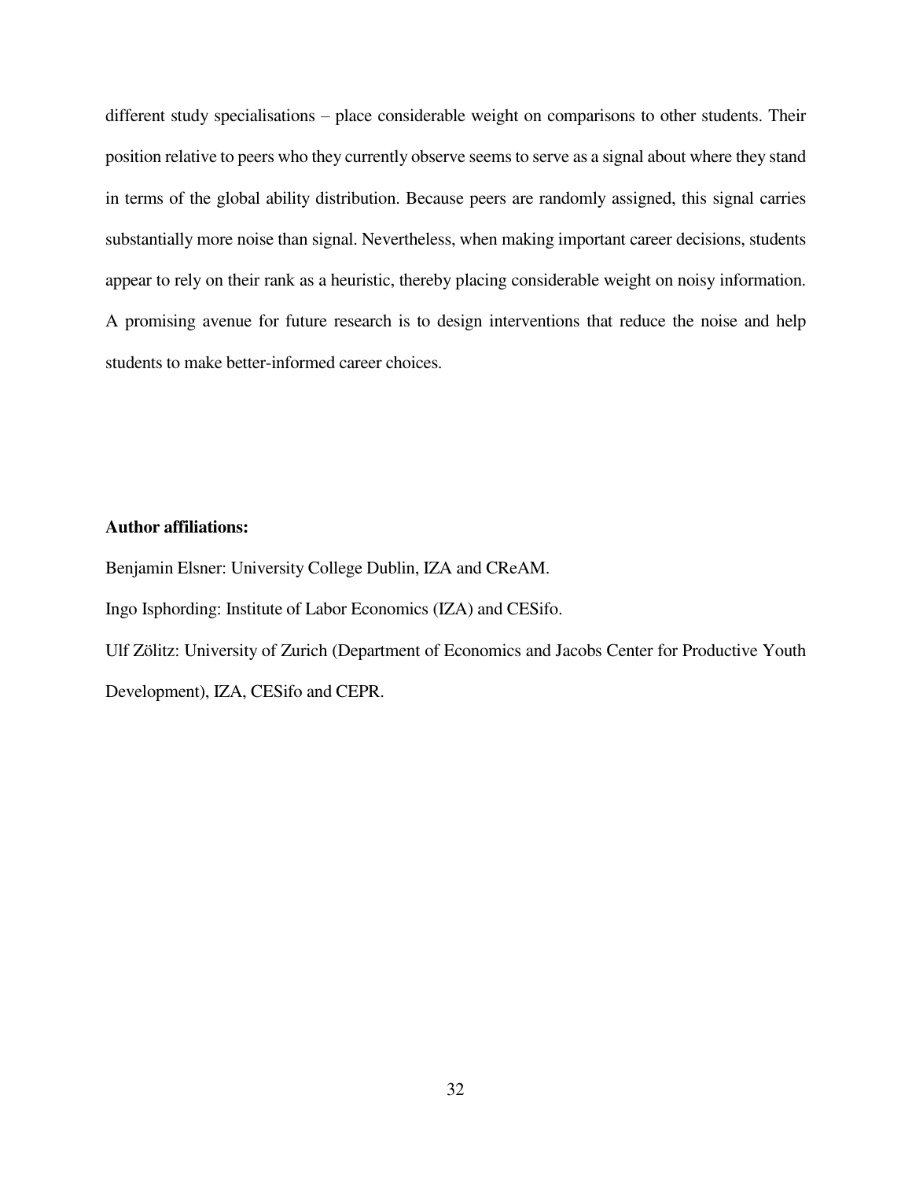different study specialisations – place considerable weight on comparisons to other students. Their position relative to peers who they currently observe seems to serve as a signal about where they stand in terms of the global ability distribution. Because peers are randomly assigned, this signal carries substantially more noise than signal. Nevertheless, when making important career decisions, students appear to rely on their rank as a heuristic, thereby placing considerable weight on noisy information. A promising avenue for future research is to design interventions that reduce the noise and help students to make better-informed career choices.

**Author affiliations:**

Benjamin Elsner: University College Dublin, IZA and CReAM.

Ingo Isphording: Institute of Labor Economics (IZA) and CESifo.

Ulf Zölitz: University of Zurich (Department of Economics and Jacobs Center for Productive Youth Development), IZA, CESifo and CEPR.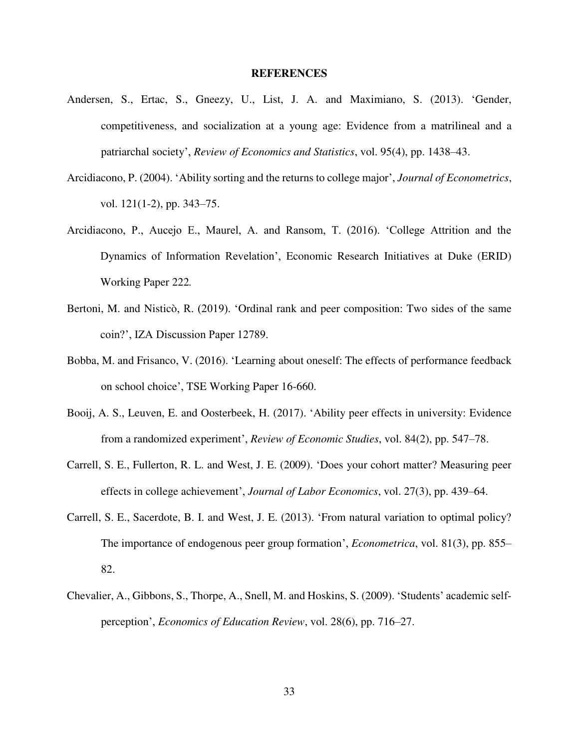## REFERENCES

Andersen, S., Ertac, S., Gneezy, U., List, J. A. and Maximiano, S. (2013). 'Gender, competitiveness, and socialization at a young age: Evidence from a matrilineal and a patriarchal society', *Review of Economics and Statistics*, vol. 95(4), pp. 1438–43.

Arcidiacono, P. (2004). 'Ability sorting and the returns to college major', *Journal of Econometrics*, vol. 121(1-2), pp. 343–75.

Arcidiacono, P., Aucejo E., Maurel, A. and Ransom, T. (2016). 'College Attrition and the Dynamics of Information Revelation', Economic Research Initiatives at Duke (ERID) Working Paper 222*.*

Bertoni, M. and Nisticò, R. (2019). 'Ordinal rank and peer composition: Two sides of the same coin?', IZA Discussion Paper 12789.

Bobba, M. and Frisanco, V. (2016). 'Learning about oneself: The effects of performance feedback on school choice', TSE Working Paper 16-660.

Booij, A. S., Leuven, E. and Oosterbeek, H. (2017). 'Ability peer effects in university: Evidence from a randomized experiment', *Review of Economic Studies*, vol. 84(2), pp. 547–78.

Carrell, S. E., Fullerton, R. L. and West, J. E. (2009). 'Does your cohort matter? Measuring peer effects in college achievement', *Journal of Labor Economics*, vol. 27(3), pp. 439–64.

Carrell, S. E., Sacerdote, B. I. and West, J. E. (2013). 'From natural variation to optimal policy? The importance of endogenous peer group formation', *Econometrica*, vol. 81(3), pp. 855–82.

Chevalier, A., Gibbons, S., Thorpe, A., Snell, M. and Hoskins, S. (2009). 'Students' academic self-perception', *Economics of Education Review*, vol. 28(6), pp. 716–27.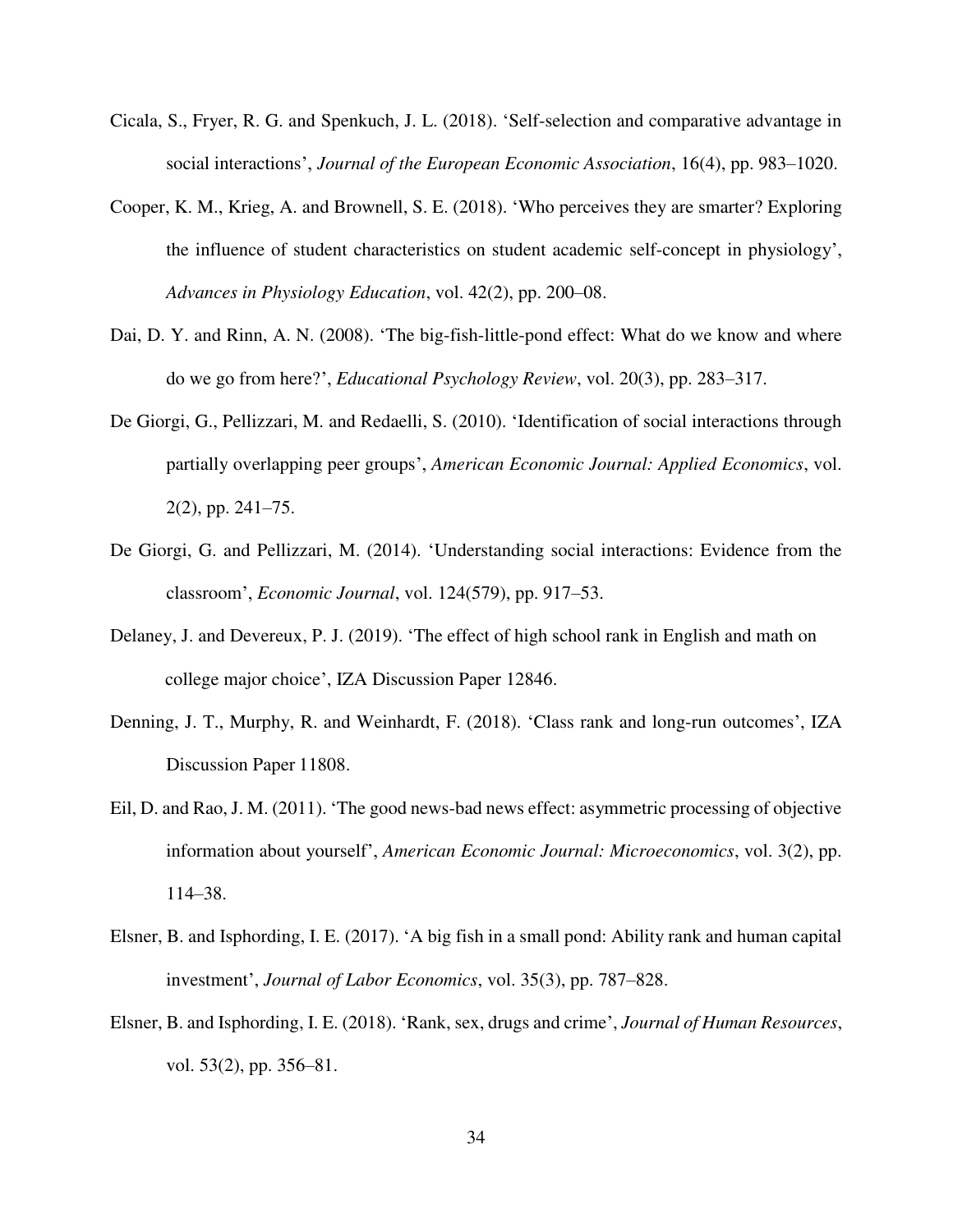Cicala, S., Fryer, R. G. and Spenkuch, J. L. (2018). 'Self-selection and comparative advantage in social interactions', *Journal of the European Economic Association*, 16(4), pp. 983–1020.

Cooper, K. M., Krieg, A. and Brownell, S. E. (2018). 'Who perceives they are smarter? Exploring the influence of student characteristics on student academic self-concept in physiology', *Advances in Physiology Education*, vol. 42(2), pp. 200–08.

Dai, D. Y. and Rinn, A. N. (2008). 'The big-fish-little-pond effect: What do we know and where do we go from here?', *Educational Psychology Review*, vol. 20(3), pp. 283–317.

De Giorgi, G., Pellizzari, M. and Redaelli, S. (2010). 'Identification of social interactions through partially overlapping peer groups', *American Economic Journal: Applied Economics*, vol. 2(2), pp. 241–75.

De Giorgi, G. and Pellizzari, M. (2014). 'Understanding social interactions: Evidence from the classroom', *Economic Journal*, vol. 124(579), pp. 917–53.

Delaney, J. and Devereux, P. J. (2019). 'The effect of high school rank in English and math on college major choice', IZA Discussion Paper 12846.

Denning, J. T., Murphy, R. and Weinhardt, F. (2018). 'Class rank and long-run outcomes', IZA Discussion Paper 11808.

Eil, D. and Rao, J. M. (2011). 'The good news-bad news effect: asymmetric processing of objective information about yourself', *American Economic Journal: Microeconomics*, vol. 3(2), pp. 114–38.

Elsner, B. and Isphording, I. E. (2017). 'A big fish in a small pond: Ability rank and human capital investment', *Journal of Labor Economics*, vol. 35(3), pp. 787–828.

Elsner, B. and Isphording, I. E. (2018). 'Rank, sex, drugs and crime', *Journal of Human Resources*, vol. 53(2), pp. 356–81.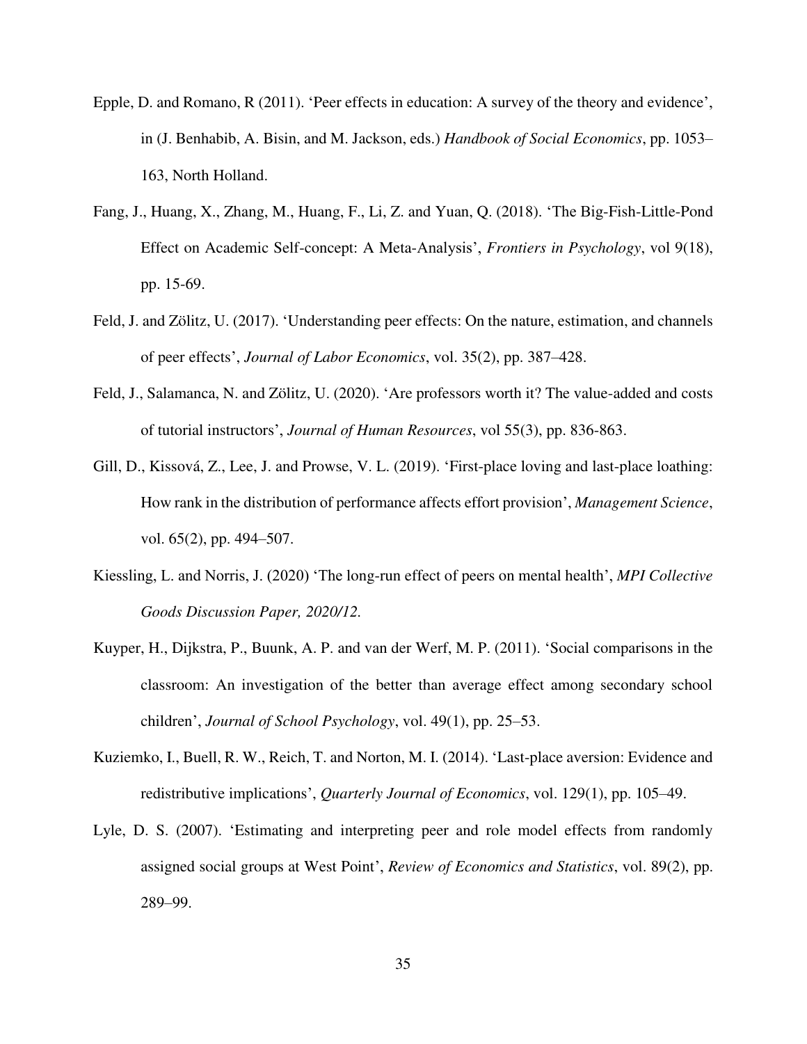Epple, D. and Romano, R (2011). 'Peer effects in education: A survey of the theory and evidence', in (J. Benhabib, A. Bisin, and M. Jackson, eds.) *Handbook of Social Economics*, pp. 1053–163, North Holland.

Fang, J., Huang, X., Zhang, M., Huang, F., Li, Z. and Yuan, Q. (2018). 'The Big-Fish-Little-Pond Effect on Academic Self-concept: A Meta-Analysis', *Frontiers in Psychology*, vol 9(18), pp. 15-69.

Feld, J. and Zölitz, U. (2017). 'Understanding peer effects: On the nature, estimation, and channels of peer effects', *Journal of Labor Economics*, vol. 35(2), pp. 387–428.

Feld, J., Salamanca, N. and Zölitz, U. (2020). 'Are professors worth it? The value-added and costs of tutorial instructors', *Journal of Human Resources*, vol 55(3), pp. 836-863.

Gill, D., Kissová, Z., Lee, J. and Prowse, V. L. (2019). 'First-place loving and last-place loathing: How rank in the distribution of performance affects effort provision', *Management Science*, vol. 65(2), pp. 494–507.

Kiessling, L. and Norris, J. (2020) 'The long-run effect of peers on mental health', *MPI Collective Goods Discussion Paper, 2020/12.*

Kuyper, H., Dijkstra, P., Buunk, A. P. and van der Werf, M. P. (2011). 'Social comparisons in the classroom: An investigation of the better than average effect among secondary school children', *Journal of School Psychology*, vol. 49(1), pp. 25–53.

Kuziemko, I., Buell, R. W., Reich, T. and Norton, M. I. (2014). 'Last-place aversion: Evidence and redistributive implications', *Quarterly Journal of Economics*, vol. 129(1), pp. 105–49.

Lyle, D. S. (2007). 'Estimating and interpreting peer and role model effects from randomly assigned social groups at West Point', *Review of Economics and Statistics*, vol. 89(2), pp. 289–99.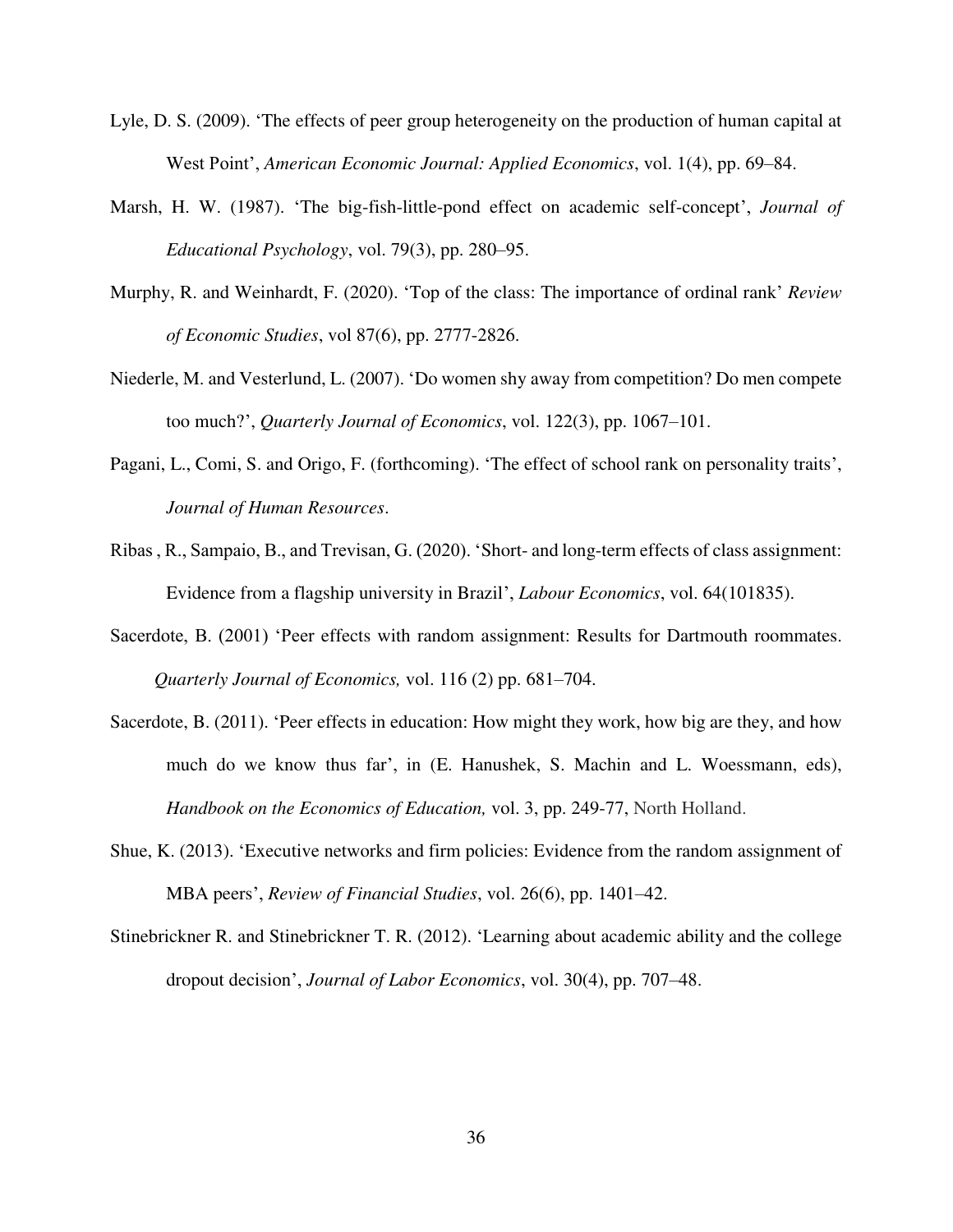Lyle, D. S. (2009). 'The effects of peer group heterogeneity on the production of human capital at West Point', *American Economic Journal: Applied Economics*, vol. 1(4), pp. 69–84.

Marsh, H. W. (1987). 'The big-fish-little-pond effect on academic self-concept', *Journal of Educational Psychology*, vol. 79(3), pp. 280–95.

Murphy, R. and Weinhardt, F. (2020). 'Top of the class: The importance of ordinal rank' *Review of Economic Studies*, vol 87(6), pp. 2777-2826.

Niederle, M. and Vesterlund, L. (2007). 'Do women shy away from competition? Do men compete too much?', *Quarterly Journal of Economics*, vol. 122(3), pp. 1067–101.

Pagani, L., Comi, S. and Origo, F. (forthcoming). 'The effect of school rank on personality traits', *Journal of Human Resources*.

Ribas , R., Sampaio, B., and Trevisan, G. (2020). 'Short- and long-term effects of class assignment: Evidence from a flagship university in Brazil', *Labour Economics*, vol. 64(101835).

Sacerdote, B. (2001) 'Peer effects with random assignment: Results for Dartmouth roommates. *Quarterly Journal of Economics,* vol. 116 (2) pp. 681–704.

Sacerdote, B. (2011). 'Peer effects in education: How might they work, how big are they, and how much do we know thus far', in (E. Hanushek, S. Machin and L. Woessmann, eds), *Handbook on the Economics of Education,* vol. 3, pp. 249-77, North Holland.

Shue, K. (2013). 'Executive networks and firm policies: Evidence from the random assignment of MBA peers', *Review of Financial Studies*, vol. 26(6), pp. 1401–42.

Stinebrickner R. and Stinebrickner T. R. (2012). 'Learning about academic ability and the college dropout decision', *Journal of Labor Economics*, vol. 30(4), pp. 707–48.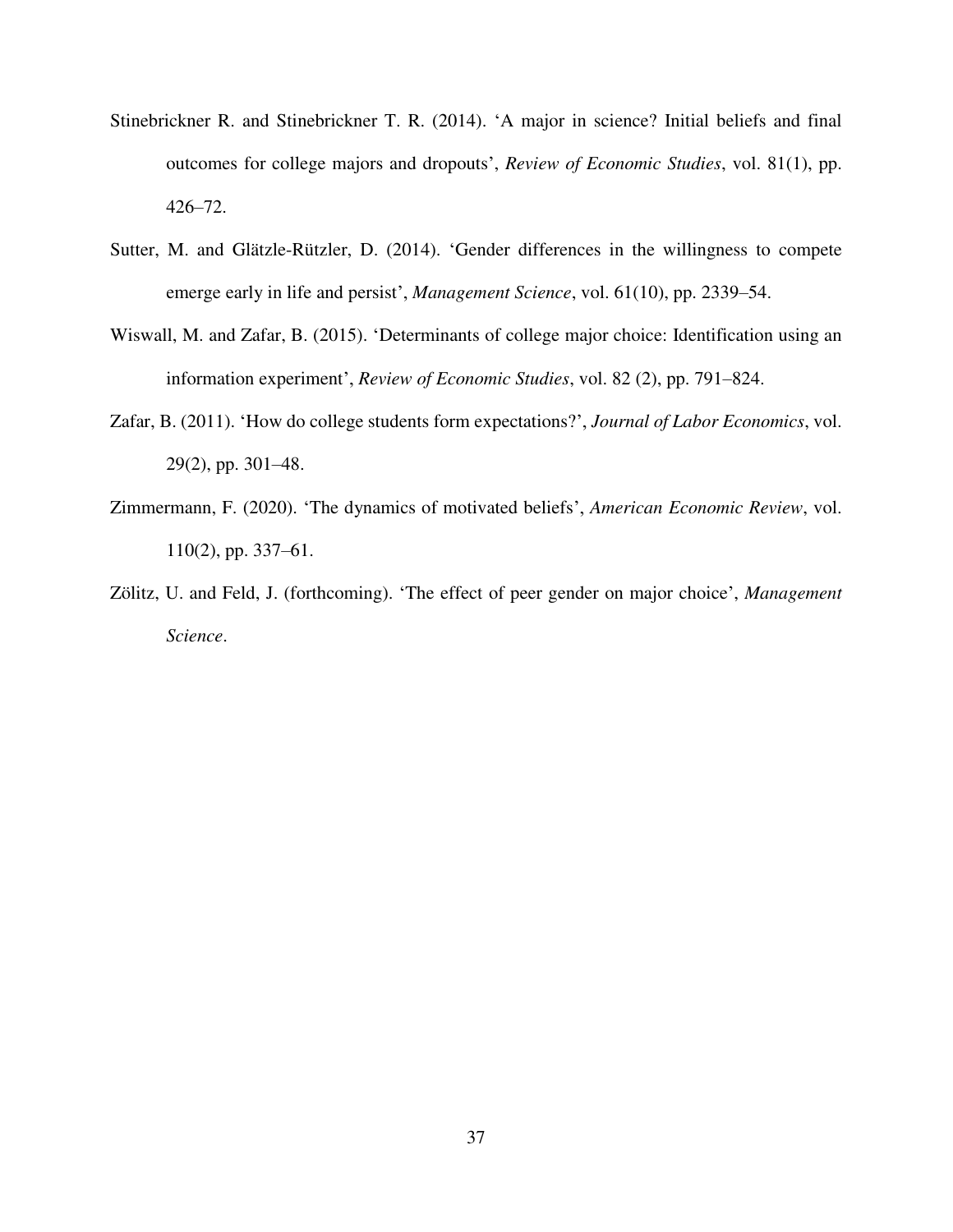Stinebrickner R. and Stinebrickner T. R. (2014). 'A major in science? Initial beliefs and final outcomes for college majors and dropouts', *Review of Economic Studies*, vol. 81(1), pp. 426–72.

Sutter, M. and Glätzle-Rützler, D. (2014). 'Gender differences in the willingness to compete emerge early in life and persist', *Management Science*, vol. 61(10), pp. 2339–54.

Wiswall, M. and Zafar, B. (2015). 'Determinants of college major choice: Identification using an information experiment', *Review of Economic Studies*, vol. 82 (2), pp. 791–824.

Zafar, B. (2011). 'How do college students form expectations?', *Journal of Labor Economics*, vol. 29(2), pp. 301–48.

Zimmermann, F. (2020). 'The dynamics of motivated beliefs', *American Economic Review*, vol. 110(2), pp. 337–61.

Zölitz, U. and Feld, J. (forthcoming). 'The effect of peer gender on major choice', *Management Science*.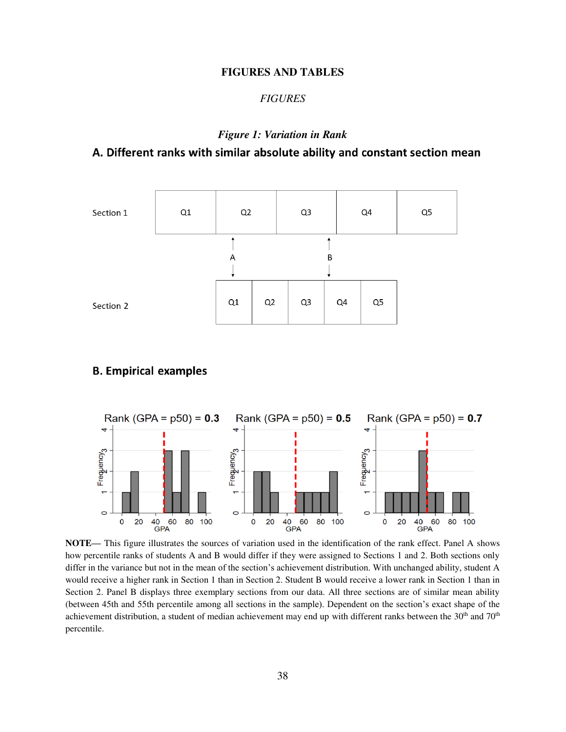# FIGURES AND TABLES

## *FIGURES*

### *Figure 1: Variation in Rank*

**A. Different ranks with similar absolute ability and constant section mean**

| Section 1 | Q1 | Q2 | Q3 | Q4 | Q5 |
|---|---|---|---|---|---|

A B

| Section 2 | Q1 | Q2 | Q3 | Q4 | Q5 |
|---|---|---|---|---|---|

**B. Empirical examples**

Rank (GPA = p50) = **0.3** Rank (GPA = p50) = **0.5** Rank (GPA = p50) = **0.7**

**NOTE**— This figure illustrates the sources of variation used in the identification of the rank effect. Panel A shows how percentile ranks of students A and B would differ if they were assigned to Sections 1 and 2. Both sections only differ in the variance but not in the mean of the section's achievement distribution. With unchanged ability, student A would receive a higher rank in Section 1 than in Section 2. Student B would receive a lower rank in Section 1 than in Section 2. Panel B displays three exemplary sections from our data. All three sections are of similar mean ability (between 45th and 55th percentile among all sections in the sample). Dependent on the section's exact shape of the achievement distribution, a student of median achievement may end up with different ranks between the 30th and 70th percentile.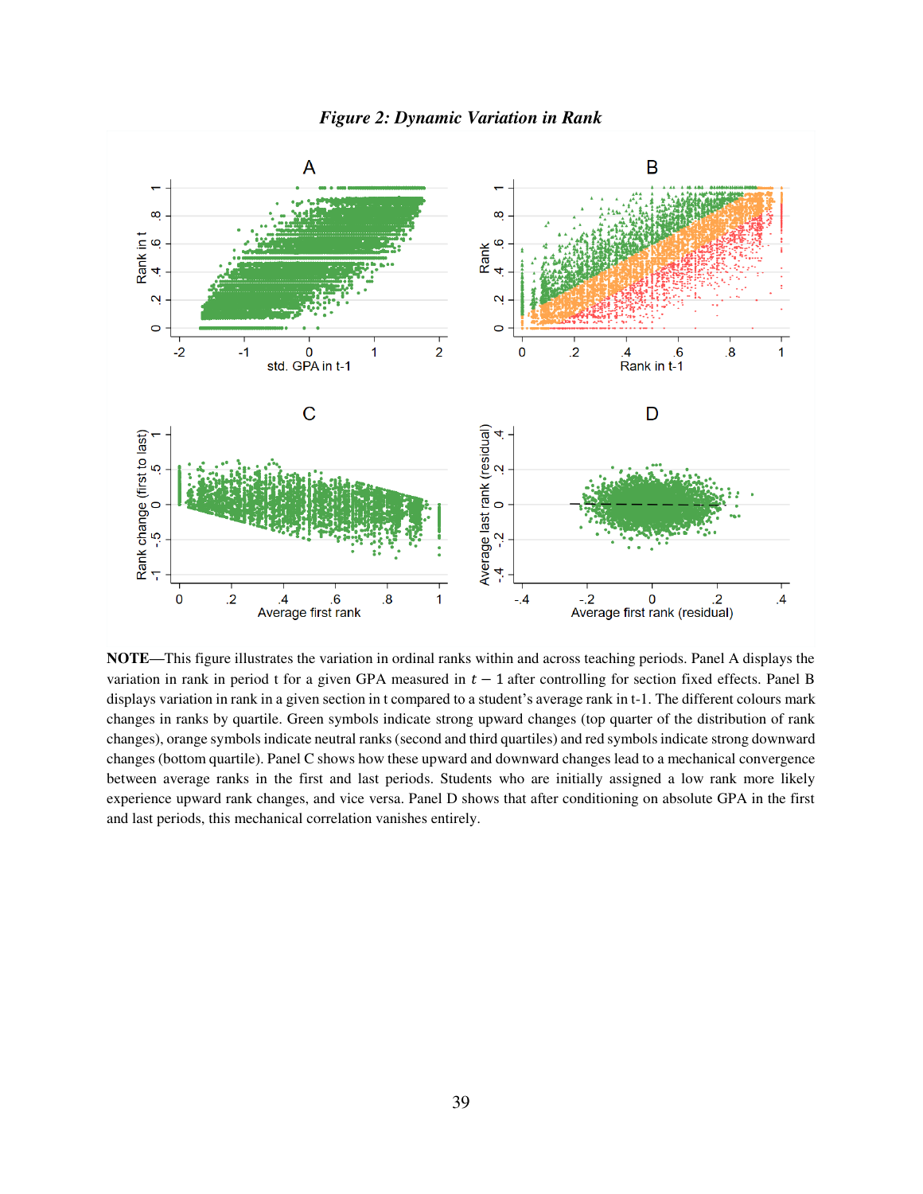*Figure 2: Dynamic Variation in Rank*

**NOTE**—This figure illustrates the variation in ordinal ranks within and across teaching periods. Panel A displays the variation in rank in period t for a given GPA measured in $t-1$ after controlling for section fixed effects. Panel B displays variation in rank in a given section in t compared to a student's average rank in t-1. The different colours mark changes in ranks by quartile. Green symbols indicate strong upward changes (top quarter of the distribution of rank changes), orange symbols indicate neutral ranks (second and third quartiles) and red symbols indicate strong downward changes (bottom quartile). Panel C shows how these upward and downward changes lead to a mechanical convergence between average ranks in the first and last periods. Students who are initially assigned a low rank more likely experience upward rank changes, and vice versa. Panel D shows that after conditioning on absolute GPA in the first and last periods, this mechanical correlation vanishes entirely.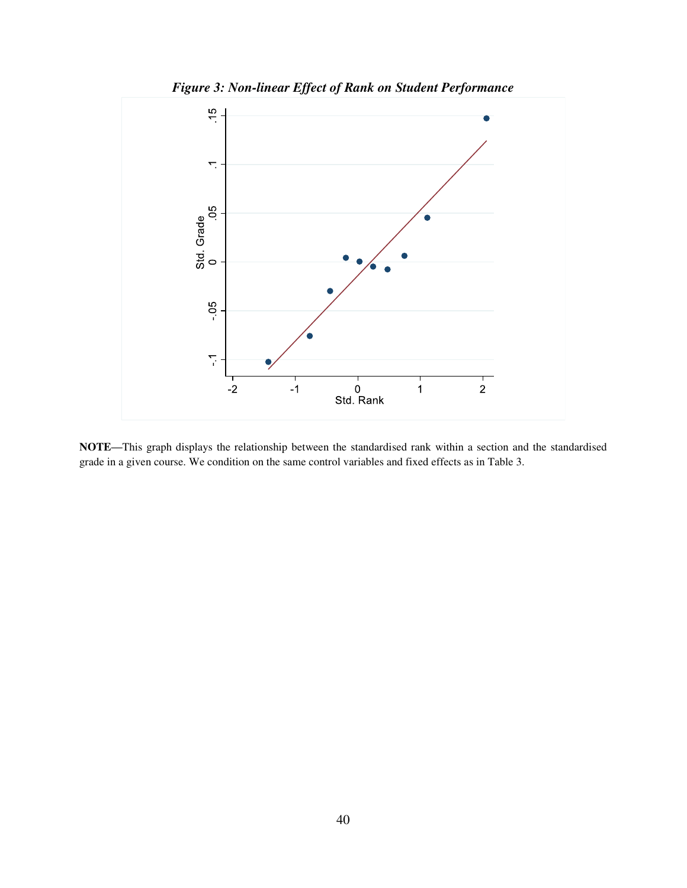*Figure 3: Non-linear Effect of Rank on Student Performance*

**NOTE**—This graph displays the relationship between the standardised rank within a section and the standardised grade in a given course. We condition on the same control variables and fixed effects as in Table 3.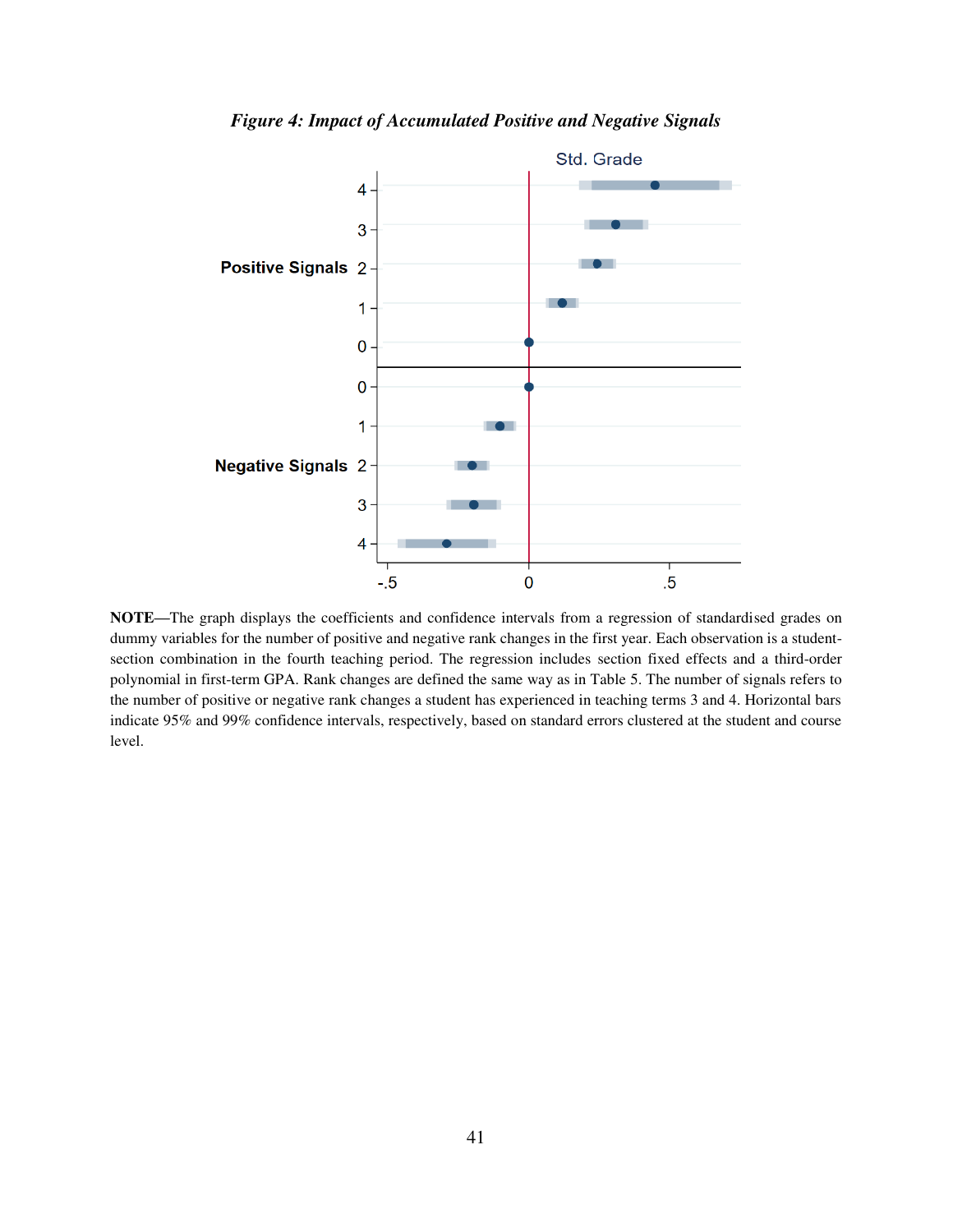*Figure 4: Impact of Accumulated Positive and Negative Signals*

**NOTE**—The graph displays the coefficients and confidence intervals from a regression of standardised grades on dummy variables for the number of positive and negative rank changes in the first year. Each observation is a student-section combination in the fourth teaching period. The regression includes section fixed effects and a third-order polynomial in first-term GPA. Rank changes are defined the same way as in Table 5. The number of signals refers to the number of positive or negative rank changes a student has experienced in teaching terms 3 and 4. Horizontal bars indicate 95% and 99% confidence intervals, respectively, based on standard errors clustered at the student and course level.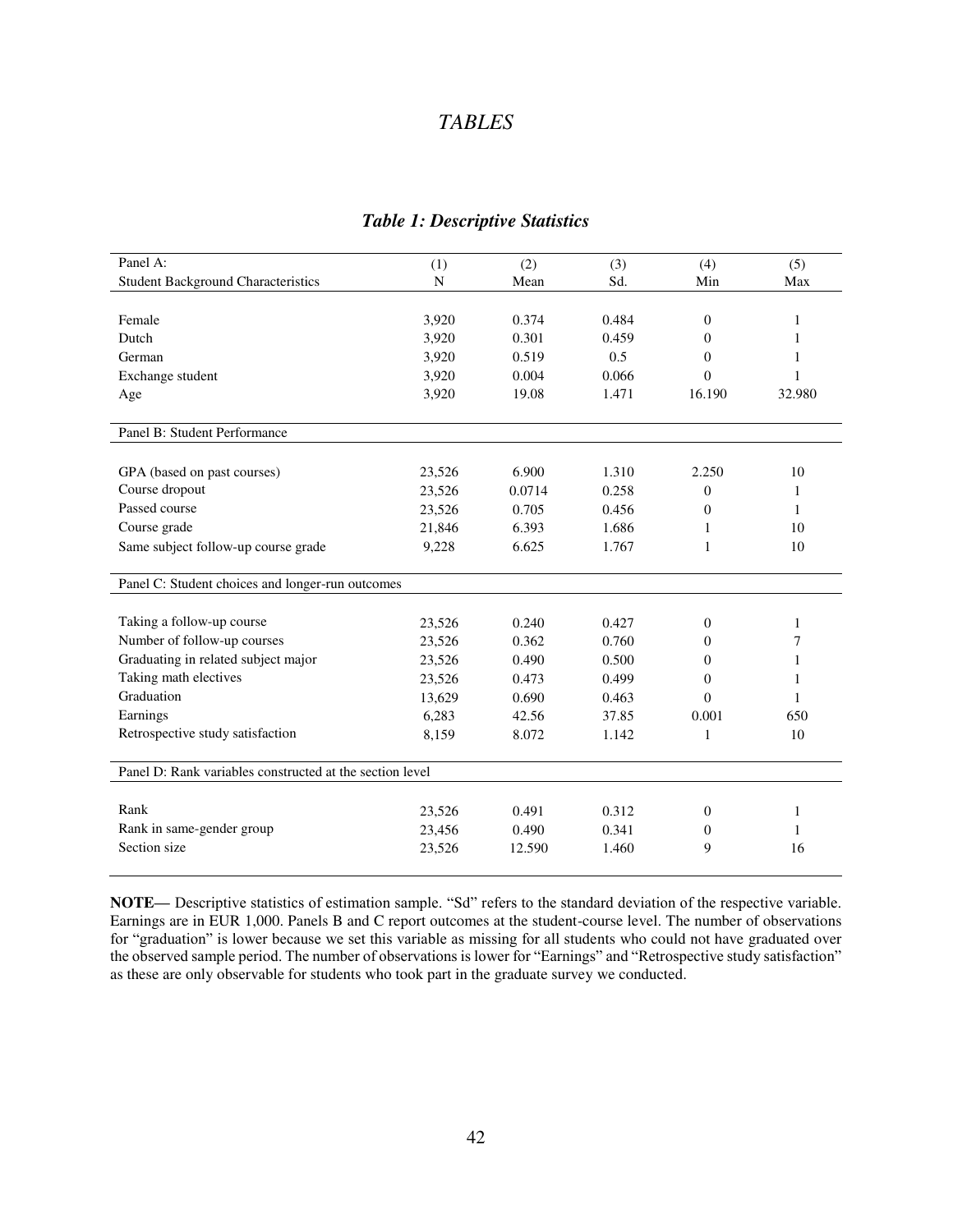## *TABLES*

### *Table 1: Descriptive Statistics*

| Panel A: Student Background Characteristics | (1) N | (2) Mean | (3) Sd. | (4) Min | (5) Max |
|---|---|---|---|---|---|
| Female | 3,920 | 0.374 | 0.484 | 0 | 1 |
| Dutch | 3,920 | 0.301 | 0.459 | 0 | 1 |
| German | 3,920 | 0.519 | 0.5 | 0 | 1 |
| Exchange student | 3,920 | 0.004 | 0.066 | 0 | 1 |
| Age | 3,920 | 19.08 | 1.471 | 16.190 | 32.980 |
| **Panel B: Student Performance** | | | | | |
| GPA (based on past courses) | 23,526 | 6.900 | 1.310 | 2.250 | 10 |
| Course dropout | 23,526 | 0.0714 | 0.258 | 0 | 1 |
| Passed course | 23,526 | 0.705 | 0.456 | 0 | 1 |
| Course grade | 21,846 | 6.393 | 1.686 | 1 | 10 |
| Same subject follow-up course grade | 9,228 | 6.625 | 1.767 | 1 | 10 |
| **Panel C: Student choices and longer-run outcomes** | | | | | |
| Taking a follow-up course | 23,526 | 0.240 | 0.427 | 0 | 1 |
| Number of follow-up courses | 23,526 | 0.362 | 0.760 | 0 | 7 |
| Graduating in related subject major | 23,526 | 0.490 | 0.500 | 0 | 1 |
| Taking math electives | 23,526 | 0.473 | 0.499 | 0 | 1 |
| Graduation | 13,629 | 0.690 | 0.463 | 0 | 1 |
| Earnings | 6,283 | 42.56 | 37.85 | 0.001 | 650 |
| Retrospective study satisfaction | 8,159 | 8.072 | 1.142 | 1 | 10 |
| **Panel D: Rank variables constructed at the section level** | | | | | |
| Rank | 23,526 | 0.491 | 0.312 | 0 | 1 |
| Rank in same-gender group | 23,456 | 0.490 | 0.341 | 0 | 1 |
| Section size | 23,526 | 12.590 | 1.460 | 9 | 16 |

**NOTE—** Descriptive statistics of estimation sample. "Sd" refers to the standard deviation of the respective variable. Earnings are in EUR 1,000. Panels B and C report outcomes at the student-course level. The number of observations for "graduation" is lower because we set this variable as missing for all students who could not have graduated over the observed sample period. The number of observations is lower for "Earnings" and "Retrospective study satisfaction" as these are only observable for students who took part in the graduate survey we conducted.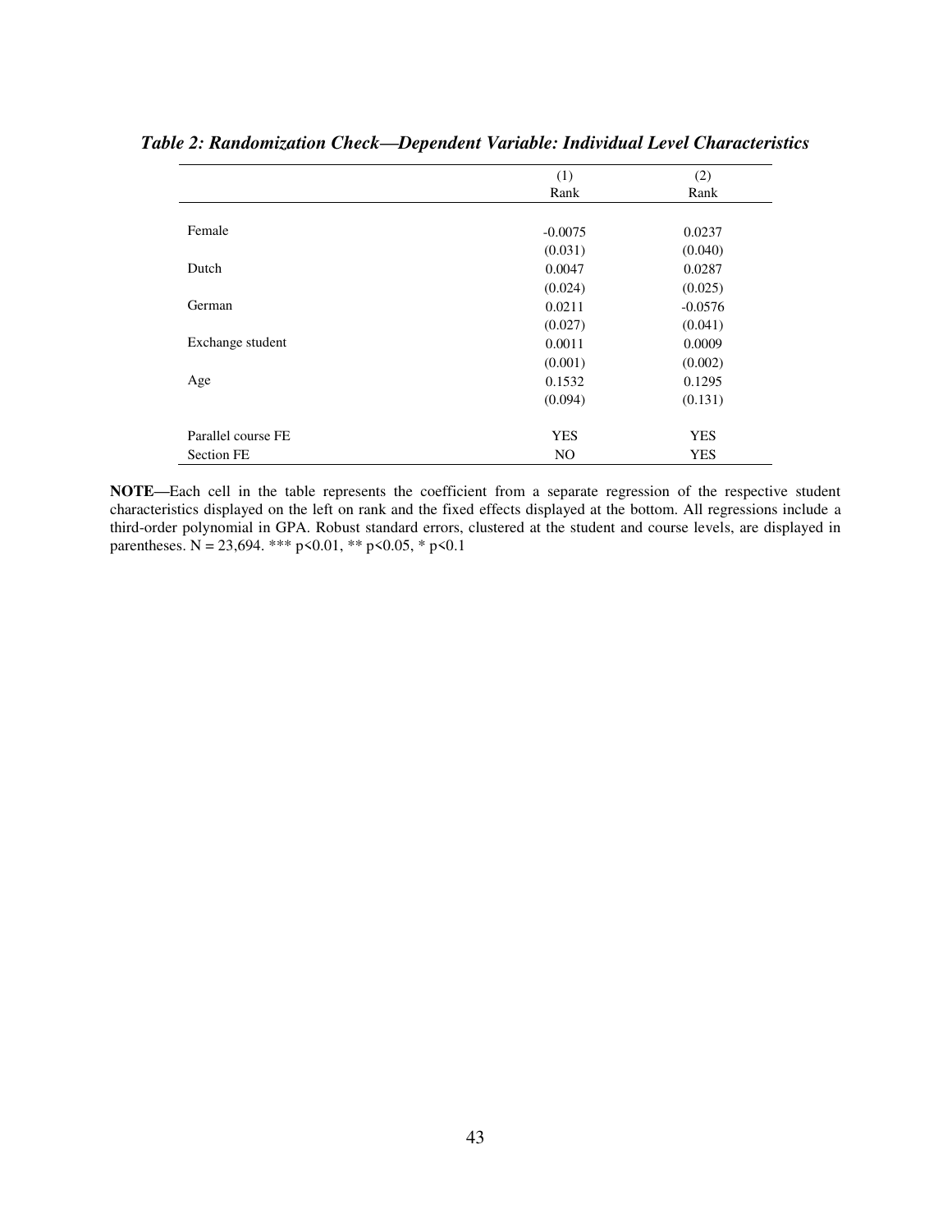***Table 2: Randomization Check—Dependent Variable: Individual Level Characteristics***

| | (1) | (2) |
|---|---|---|
| | Rank | Rank |
| Female | -0.0075 | 0.0237 |
| | (0.031) | (0.040) |
| Dutch | 0.0047 | 0.0287 |
| | (0.024) | (0.025) |
| German | 0.0211 | -0.0576 |
| | (0.027) | (0.041) |
| Exchange student | 0.0011 | 0.0009 |
| | (0.001) | (0.002) |
| Age | 0.1532 | 0.1295 |
| | (0.094) | (0.131) |
| Parallel course FE | YES | YES |
| Section FE | NO | YES |

**NOTE—**Each cell in the table represents the coefficient from a separate regression of the respective student characteristics displayed on the left on rank and the fixed effects displayed at the bottom. All regressions include a third-order polynomial in GPA. Robust standard errors, clustered at the student and course levels, are displayed in parentheses. N = 23,694. *** p<0.01, ** p<0.05, * p<0.1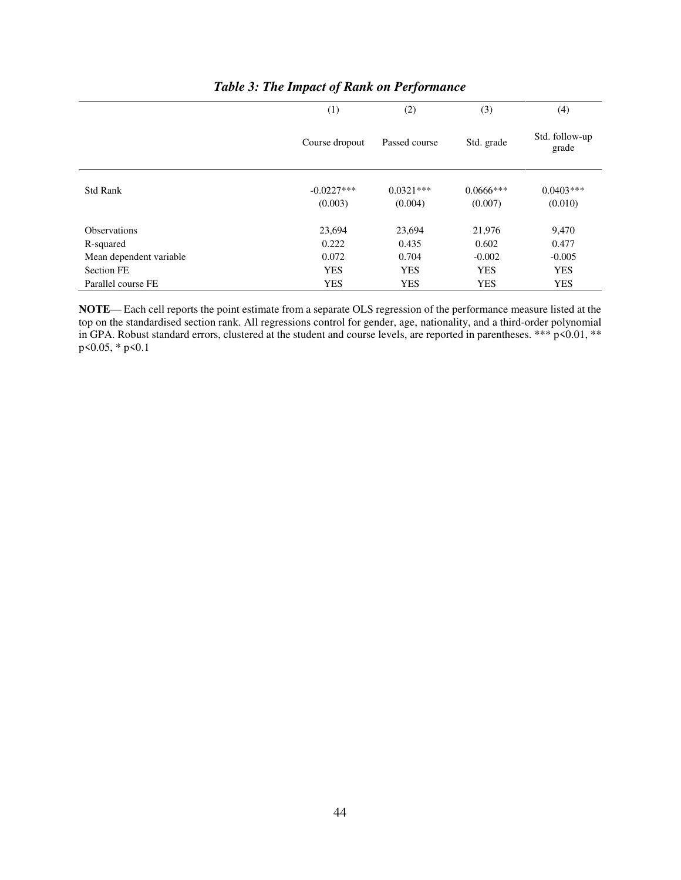### *Table 3: The Impact of Rank on Performance*

| | (1) | (2) | (3) | (4) |
|---|---|---|---|---|
| | Course dropout | Passed course | Std. grade | Std. follow-up grade |
| Std Rank | -0.0227*** | 0.0321*** | 0.0666*** | 0.0403*** |
| | (0.003) | (0.004) | (0.007) | (0.010) |
| Observations | 23,694 | 23,694 | 21,976 | 9,470 |
| R-squared | 0.222 | 0.435 | 0.602 | 0.477 |
| Mean dependent variable | 0.072 | 0.704 | -0.002 | -0.005 |
| Section FE | YES | YES | YES | YES |
| Parallel course FE | YES | YES | YES | YES |

**NOTE—** Each cell reports the point estimate from a separate OLS regression of the performance measure listed at the top on the standardised section rank. All regressions control for gender, age, nationality, and a third-order polynomial in GPA. Robust standard errors, clustered at the student and course levels, are reported in parentheses. *** p<0.01, ** p<0.05, * p<0.1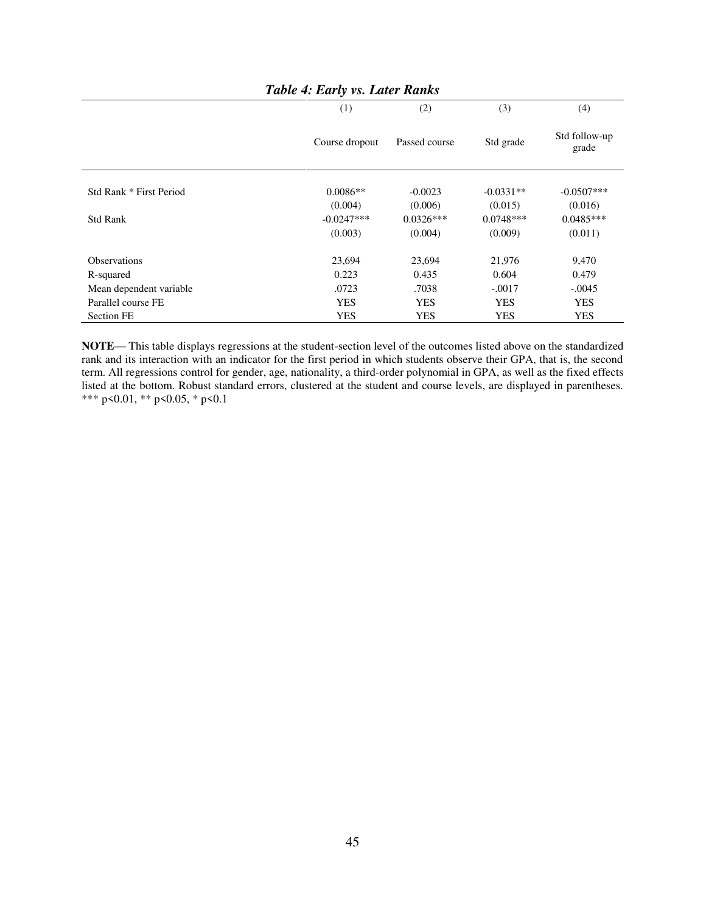### *Table 4: Early vs. Later Ranks*

| | (1) | (2) | (3) | (4) |
|---|---|---|---|---|
| | Course dropout | Passed course | Std grade | Std follow-up grade |
| Std Rank * First Period | 0.0086** | -0.0023 | -0.0331** | -0.0507*** |
| | (0.004) | (0.006) | (0.015) | (0.016) |
| Std Rank | -0.0247*** | 0.0326*** | 0.0748*** | 0.0485*** |
| | (0.003) | (0.004) | (0.009) | (0.011) |
| Observations | 23,694 | 23,694 | 21,976 | 9,470 |
| R-squared | 0.223 | 0.435 | 0.604 | 0.479 |
| Mean dependent variable | .0723 | .7038 | -.0017 | -.0045 |
| Parallel course FE | YES | YES | YES | YES |
| Section FE | YES | YES | YES | YES |

**NOTE—** This table displays regressions at the student-section level of the outcomes listed above on the standardized rank and its interaction with an indicator for the first period in which students observe their GPA, that is, the second term. All regressions control for gender, age, nationality, a third-order polynomial in GPA, as well as the fixed effects listed at the bottom. Robust standard errors, clustered at the student and course levels, are displayed in parentheses. *** p<0.01, ** p<0.05, * p<0.1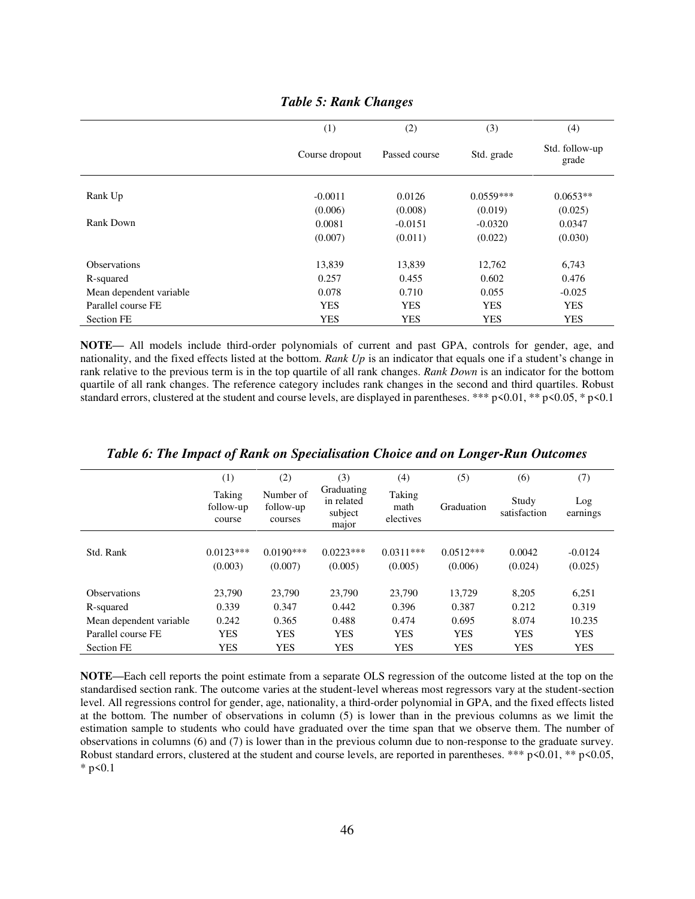***Table 5: Rank Changes***

| | (1) | (2) | (3) | (4) |
|---|---|---|---|---|
| | Course dropout | Passed course | Std. grade | Std. follow-up grade |
| Rank Up | -0.0011 | 0.0126 | 0.0559*** | 0.0653** |
| | (0.006) | (0.008) | (0.019) | (0.025) |
| Rank Down | 0.0081 | -0.0151 | -0.0320 | 0.0347 |
| | (0.007) | (0.011) | (0.022) | (0.030) |
| Observations | 13,839 | 13,839 | 12,762 | 6,743 |
| R-squared | 0.257 | 0.455 | 0.602 | 0.476 |
| Mean dependent variable | 0.078 | 0.710 | 0.055 | -0.025 |
| Parallel course FE | YES | YES | YES | YES |
| Section FE | YES | YES | YES | YES |

**NOTE—** All models include third-order polynomials of current and past GPA, controls for gender, age, and nationality, and the fixed effects listed at the bottom. *Rank Up* is an indicator that equals one if a student's change in rank relative to the previous term is in the top quartile of all rank changes. *Rank Down* is an indicator for the bottom quartile of all rank changes. The reference category includes rank changes in the second and third quartiles. Robust standard errors, clustered at the student and course levels, are displayed in parentheses. *** p<0.01, ** p<0.05, * p<0.1

***Table 6: The Impact of Rank on Specialisation Choice and on Longer-Run Outcomes***

| | (1) | (2) | (3) | (4) | (5) | (6) | (7) |
|---|---|---|---|---|---|---|---|
| | Taking follow-up course | Number of follow-up courses | Graduating in related subject major | Taking math electives | Graduation | Study satisfaction | Log earnings |
| Std. Rank | 0.0123*** | 0.0190*** | 0.0223*** | 0.0311*** | 0.0512*** | 0.0042 | -0.0124 |
| | (0.003) | (0.007) | (0.005) | (0.005) | (0.006) | (0.024) | (0.025) |
| Observations | 23,790 | 23,790 | 23,790 | 23,790 | 13,729 | 8,205 | 6,251 |
| R-squared | 0.339 | 0.347 | 0.442 | 0.396 | 0.387 | 0.212 | 0.319 |
| Mean dependent variable | 0.242 | 0.365 | 0.488 | 0.474 | 0.695 | 8.074 | 10.235 |
| Parallel course FE | YES | YES | YES | YES | YES | YES | YES |
| Section FE | YES | YES | YES | YES | YES | YES | YES |

**NOTE—**Each cell reports the point estimate from a separate OLS regression of the outcome listed at the top on the standardised section rank. The outcome varies at the student-level whereas most regressors vary at the student-section level. All regressions control for gender, age, nationality, a third-order polynomial in GPA, and the fixed effects listed at the bottom. The number of observations in column (5) is lower than in the previous columns as we limit the estimation sample to students who could have graduated over the time span that we observe them. The number of observations in columns (6) and (7) is lower than in the previous column due to non-response to the graduate survey. Robust standard errors, clustered at the student and course levels, are reported in parentheses. *** p<0.01, ** p<0.05, * p<0.1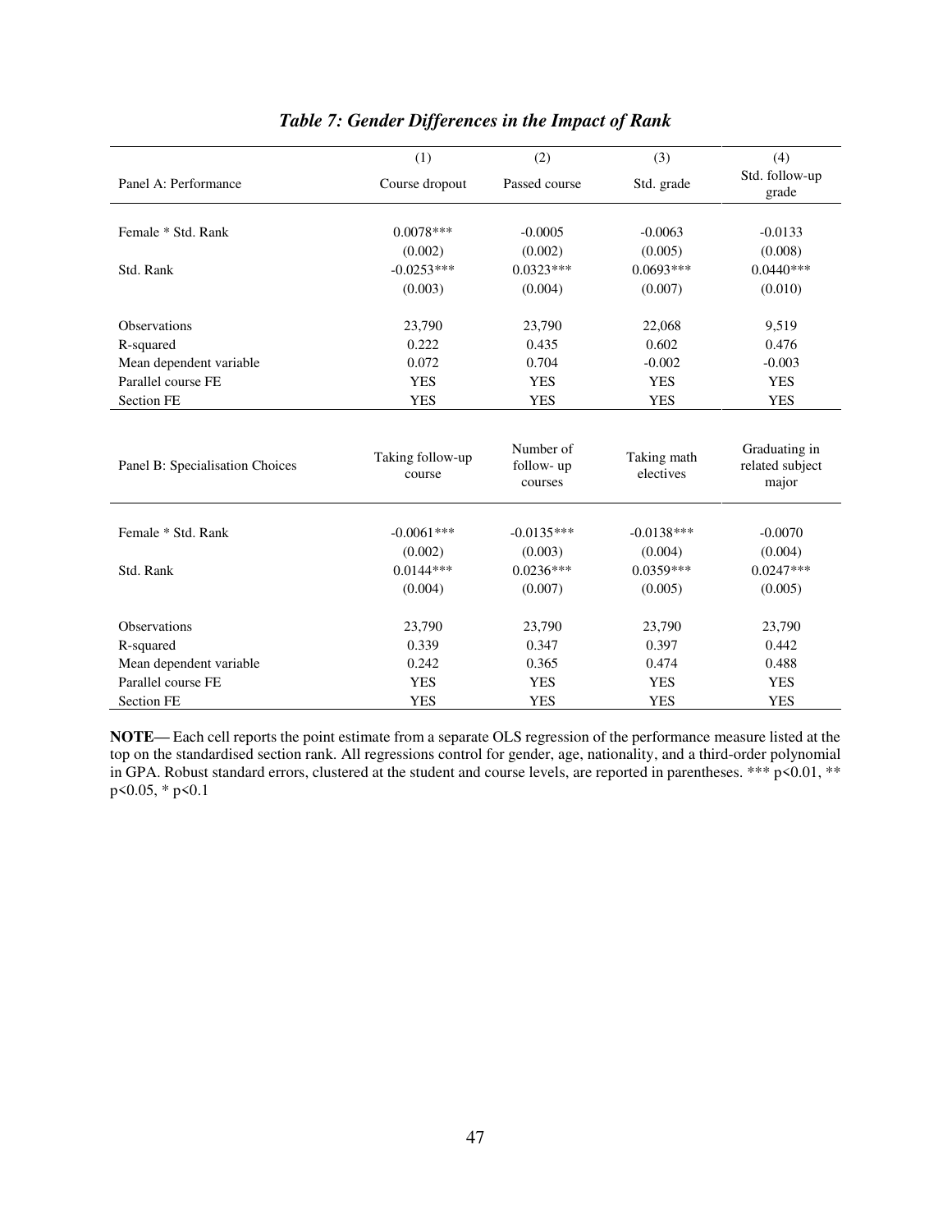### *Table 7: Gender Differences in the Impact of Rank*

| | (1) | (2) | (3) | (4) |
|---|---|---|---|---|
| Panel A: Performance | Course dropout | Passed course | Std. grade | Std. follow-up grade |
| Female * Std. Rank | 0.0078*** | -0.0005 | -0.0063 | -0.0133 |
| | (0.002) | (0.002) | (0.005) | (0.008) |
| Std. Rank | -0.0253*** | 0.0323*** | 0.0693*** | 0.0440*** |
| | (0.003) | (0.004) | (0.007) | (0.010) |
| Observations | 23,790 | 23,790 | 22,068 | 9,519 |
| R-squared | 0.222 | 0.435 | 0.602 | 0.476 |
| Mean dependent variable | 0.072 | 0.704 | -0.002 | -0.003 |
| Parallel course FE | YES | YES | YES | YES |
| Section FE | YES | YES | YES | YES |
| Panel B: Specialisation Choices | Taking follow-up course | Number of follow- up courses | Taking math electives | Graduating in related subject major |
| Female * Std. Rank | -0.0061*** | -0.0135*** | -0.0138*** | -0.0070 |
| | (0.002) | (0.003) | (0.004) | (0.004) |
| Std. Rank | 0.0144*** | 0.0236*** | 0.0359*** | 0.0247*** |
| | (0.004) | (0.007) | (0.005) | (0.005) |
| Observations | 23,790 | 23,790 | 23,790 | 23,790 |
| R-squared | 0.339 | 0.347 | 0.397 | 0.442 |
| Mean dependent variable | 0.242 | 0.365 | 0.474 | 0.488 |
| Parallel course FE | YES | YES | YES | YES |
| Section FE | YES | YES | YES | YES |

**NOTE—** Each cell reports the point estimate from a separate OLS regression of the performance measure listed at the top on the standardised section rank. All regressions control for gender, age, nationality, and a third-order polynomial in GPA. Robust standard errors, clustered at the student and course levels, are reported in parentheses. *** $p<0.01$, ** $p<0.05$, * $p<0.1$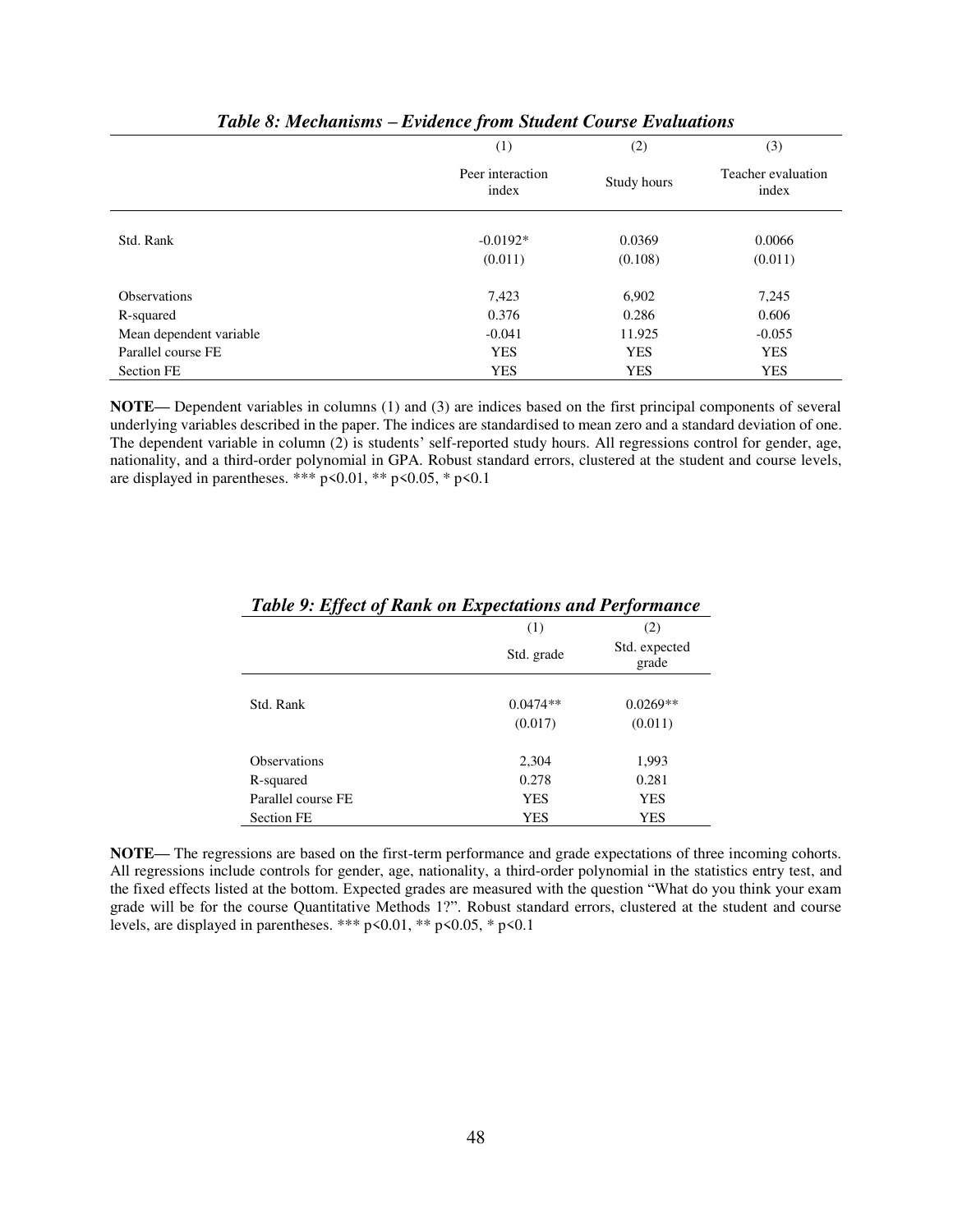***Table 8: Mechanisms – Evidence from Student Course Evaluations***

| | (1) | (2) | (3) |
|---|---|---|---|
| | Peer interaction index | Study hours | Teacher evaluation index |
| Std. Rank | -0.0192* | 0.0369 | 0.0066 |
| | (0.011) | (0.108) | (0.011) |
| Observations | 7,423 | 6,902 | 7,245 |
| R-squared | 0.376 | 0.286 | 0.606 |
| Mean dependent variable | -0.041 | 11.925 | -0.055 |
| Parallel course FE | YES | YES | YES |
| Section FE | YES | YES | YES |

**NOTE—** Dependent variables in columns (1) and (3) are indices based on the first principal components of several underlying variables described in the paper. The indices are standardised to mean zero and a standard deviation of one. The dependent variable in column (2) is students' self-reported study hours. All regressions control for gender, age, nationality, and a third-order polynomial in GPA. Robust standard errors, clustered at the student and course levels, are displayed in parentheses. *** p<0.01, ** p<0.05, * p<0.1

***Table 9: Effect of Rank on Expectations and Performance***

| | (1) | (2) |
|---|---|---|
| | Std. grade | Std. expected grade |
| Std. Rank | 0.0474** | 0.0269** |
| | (0.017) | (0.011) |
| Observations | 2,304 | 1,993 |
| R-squared | 0.278 | 0.281 |
| Parallel course FE | YES | YES |
| Section FE | YES | YES |

**NOTE—** The regressions are based on the first-term performance and grade expectations of three incoming cohorts. All regressions include controls for gender, age, nationality, a third-order polynomial in the statistics entry test, and the fixed effects listed at the bottom. Expected grades are measured with the question "What do you think your exam grade will be for the course Quantitative Methods 1?". Robust standard errors, clustered at the student and course levels, are displayed in parentheses. *** p<0.01, ** p<0.05, * p<0.1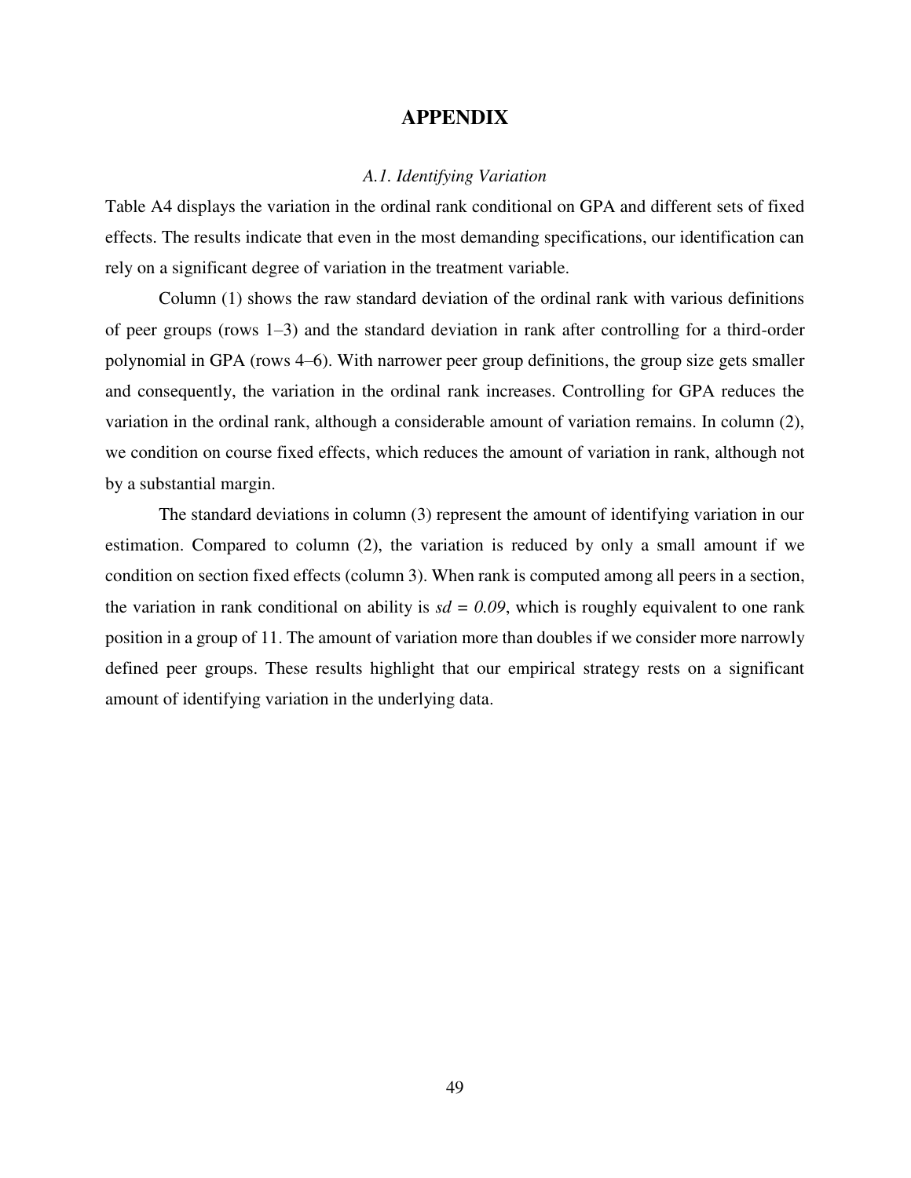# APPENDIX

### *A.1. Identifying Variation*

Table A4 displays the variation in the ordinal rank conditional on GPA and different sets of fixed effects. The results indicate that even in the most demanding specifications, our identification can rely on a significant degree of variation in the treatment variable.

Column (1) shows the raw standard deviation of the ordinal rank with various definitions of peer groups (rows 1–3) and the standard deviation in rank after controlling for a third-order polynomial in GPA (rows 4–6). With narrower peer group definitions, the group size gets smaller and consequently, the variation in the ordinal rank increases. Controlling for GPA reduces the variation in the ordinal rank, although a considerable amount of variation remains. In column (2), we condition on course fixed effects, which reduces the amount of variation in rank, although not by a substantial margin.

The standard deviations in column (3) represent the amount of identifying variation in our estimation. Compared to column (2), the variation is reduced by only a small amount if we condition on section fixed effects (column 3). When rank is computed among all peers in a section, the variation in rank conditional on ability is $sd = 0.09$, which is roughly equivalent to one rank position in a group of 11. The amount of variation more than doubles if we consider more narrowly defined peer groups. These results highlight that our empirical strategy rests on a significant amount of identifying variation in the underlying data.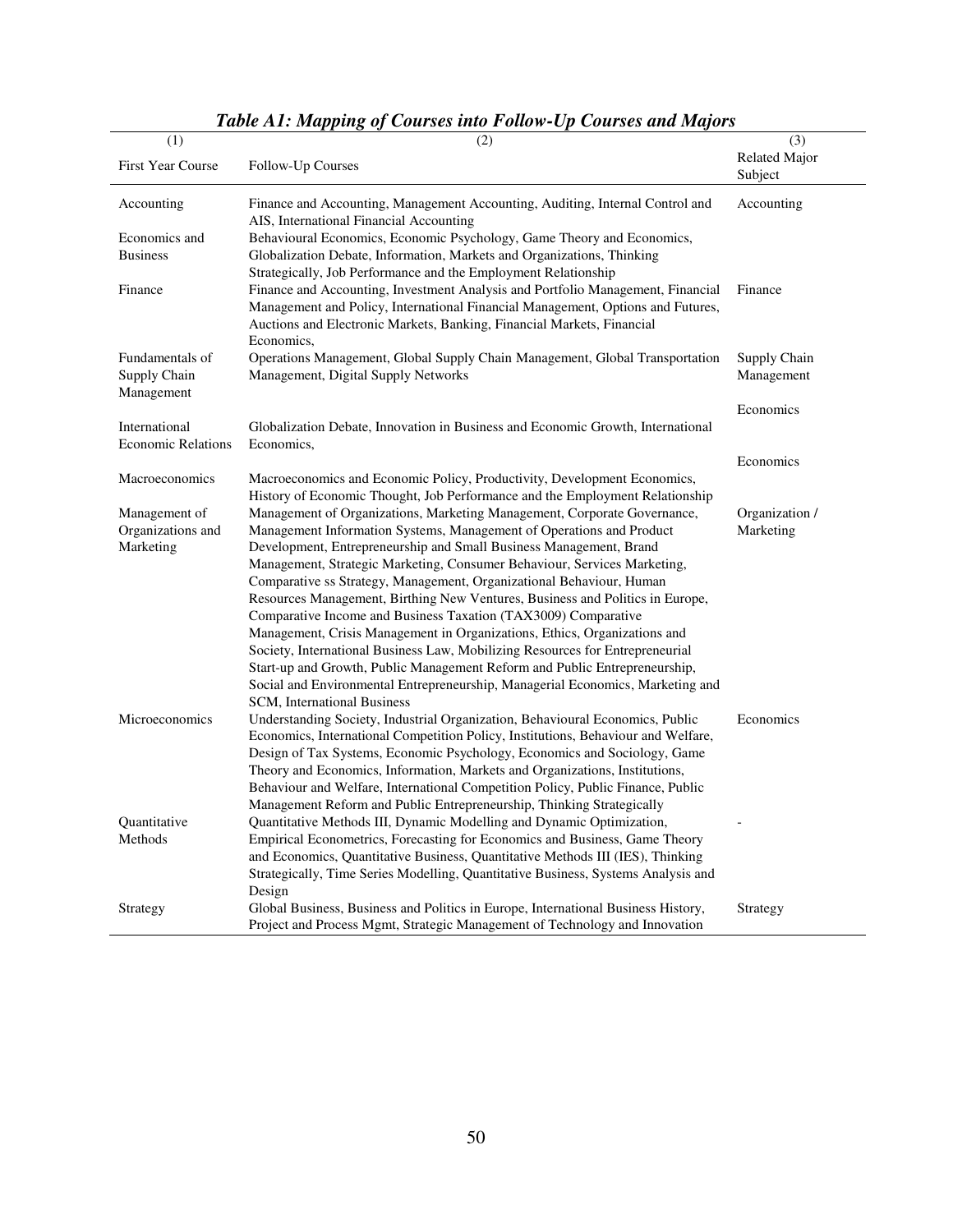***Table A1: Mapping of Courses into Follow-Up Courses and Majors***

| (1)<br>First Year Course | (2)<br>Follow-Up Courses | (3)<br>Related Major Subject |
|---|---|---|
| Accounting | Finance and Accounting, Management Accounting, Auditing, Internal Control and AIS, International Financial Accounting | Accounting |
| Economics and Business | Behavioural Economics, Economic Psychology, Game Theory and Economics, Globalization Debate, Information, Markets and Organizations, Thinking Strategically, Job Performance and the Employment Relationship | |
| Finance | Finance and Accounting, Investment Analysis and Portfolio Management, Financial Management and Policy, International Financial Management, Options and Futures, Auctions and Electronic Markets, Banking, Financial Markets, Financial Economics, | Finance |
| Fundamentals of Supply Chain Management | Operations Management, Global Supply Chain Management, Global Transportation Management, Digital Supply Networks | Supply Chain Management |
| International Economic Relations | Globalization Debate, Innovation in Business and Economic Growth, International Economics, | Economics |
| Macroeconomics | Macroeconomics and Economic Policy, Productivity, Development Economics, History of Economic Thought, Job Performance and the Employment Relationship | Economics |
| Management of Organizations and Marketing | Management of Organizations, Marketing Management, Corporate Governance, Management Information Systems, Management of Operations and Product Development, Entrepreneurship and Small Business Management, Brand Management, Strategic Marketing, Consumer Behaviour, Services Marketing, Comparative ss Strategy, Management, Organizational Behaviour, Human Resources Management, Birthing New Ventures, Business and Politics in Europe, Comparative Income and Business Taxation (TAX3009) Comparative Management, Crisis Management in Organizations, Ethics, Organizations and Society, International Business Law, Mobilizing Resources for Entrepreneurial Start-up and Growth, Public Management Reform and Public Entrepreneurship, Social and Environmental Entrepreneurship, Managerial Economics, Marketing and SCM, International Business | Organization / Marketing |
| Microeconomics | Understanding Society, Industrial Organization, Behavioural Economics, Public Economics, International Competition Policy, Institutions, Behaviour and Welfare, Design of Tax Systems, Economic Psychology, Economics and Sociology, Game Theory and Economics, Information, Markets and Organizations, Institutions, Behaviour and Welfare, International Competition Policy, Public Finance, Public Management Reform and Public Entrepreneurship, Thinking Strategically | Economics |
| Quantitative Methods | Quantitative Methods III, Dynamic Modelling and Dynamic Optimization, Empirical Econometrics, Forecasting for Economics and Business, Game Theory and Economics, Quantitative Business, Quantitative Methods III (IES), Thinking Strategically, Time Series Modelling, Quantitative Business, Systems Analysis and Design | - |
| Strategy | Global Business, Business and Politics in Europe, International Business History, Project and Process Mgmt, Strategic Management of Technology and Innovation | Strategy |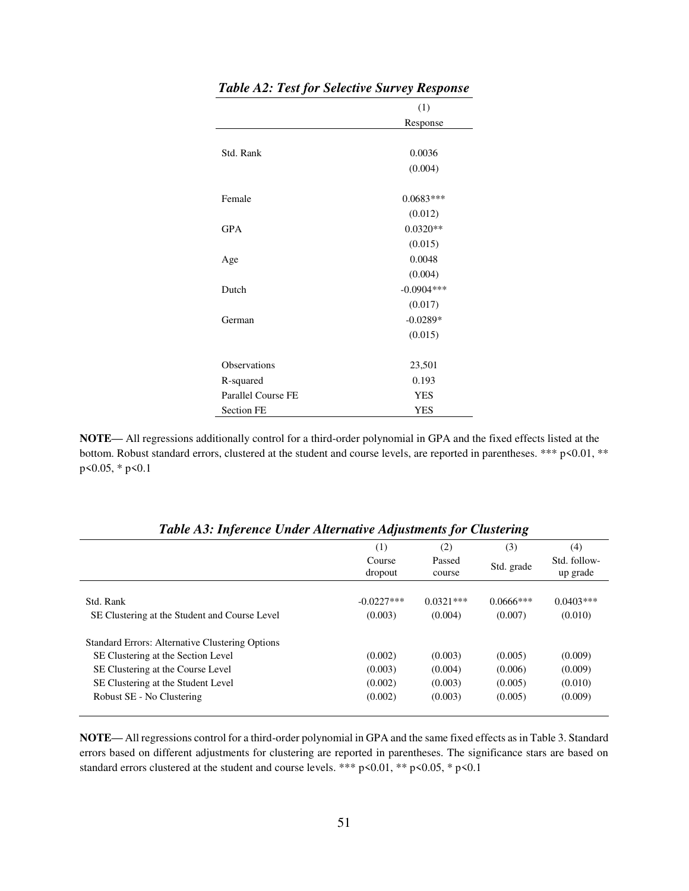***Table A2: Test for Selective Survey Response***

| | (1) |
|---|---|
| | Response |
| Std. Rank | 0.0036 |
| | (0.004) |
| Female | 0.0683*** |
| | (0.012) |
| GPA | 0.0320** |
| | (0.015) |
| Age | 0.0048 |
| | (0.004) |
| Dutch | -0.0904*** |
| | (0.017) |
| German | -0.0289* |
| | (0.015) |
| Observations | 23,501 |
| R-squared | 0.193 |
| Parallel Course FE | YES |
| Section FE | YES |

**NOTE—** All regressions additionally control for a third-order polynomial in GPA and the fixed effects listed at the bottom. Robust standard errors, clustered at the student and course levels, are reported in parentheses. *** p<0.01, ** p<0.05, * p<0.1

***Table A3: Inference Under Alternative Adjustments for Clustering***

| | (1) | (2) | (3) | (4) |
|---|---|---|---|---|
| | Course dropout | Passed course | Std. grade | Std. follow-up grade |
| Std. Rank | -0.0227*** | 0.0321*** | 0.0666*** | 0.0403*** |
| SE Clustering at the Student and Course Level | (0.003) | (0.004) | (0.007) | (0.010) |
| Standard Errors: Alternative Clustering Options | | | | |
| SE Clustering at the Section Level | (0.002) | (0.003) | (0.005) | (0.009) |
| SE Clustering at the Course Level | (0.003) | (0.004) | (0.006) | (0.009) |
| SE Clustering at the Student Level | (0.002) | (0.003) | (0.005) | (0.010) |
| Robust SE - No Clustering | (0.002) | (0.003) | (0.005) | (0.009) |

**NOTE—** All regressions control for a third-order polynomial in GPA and the same fixed effects as in Table 3. Standard errors based on different adjustments for clustering are reported in parentheses. The significance stars are based on standard errors clustered at the student and course levels. *** p<0.01, ** p<0.05, * p<0.1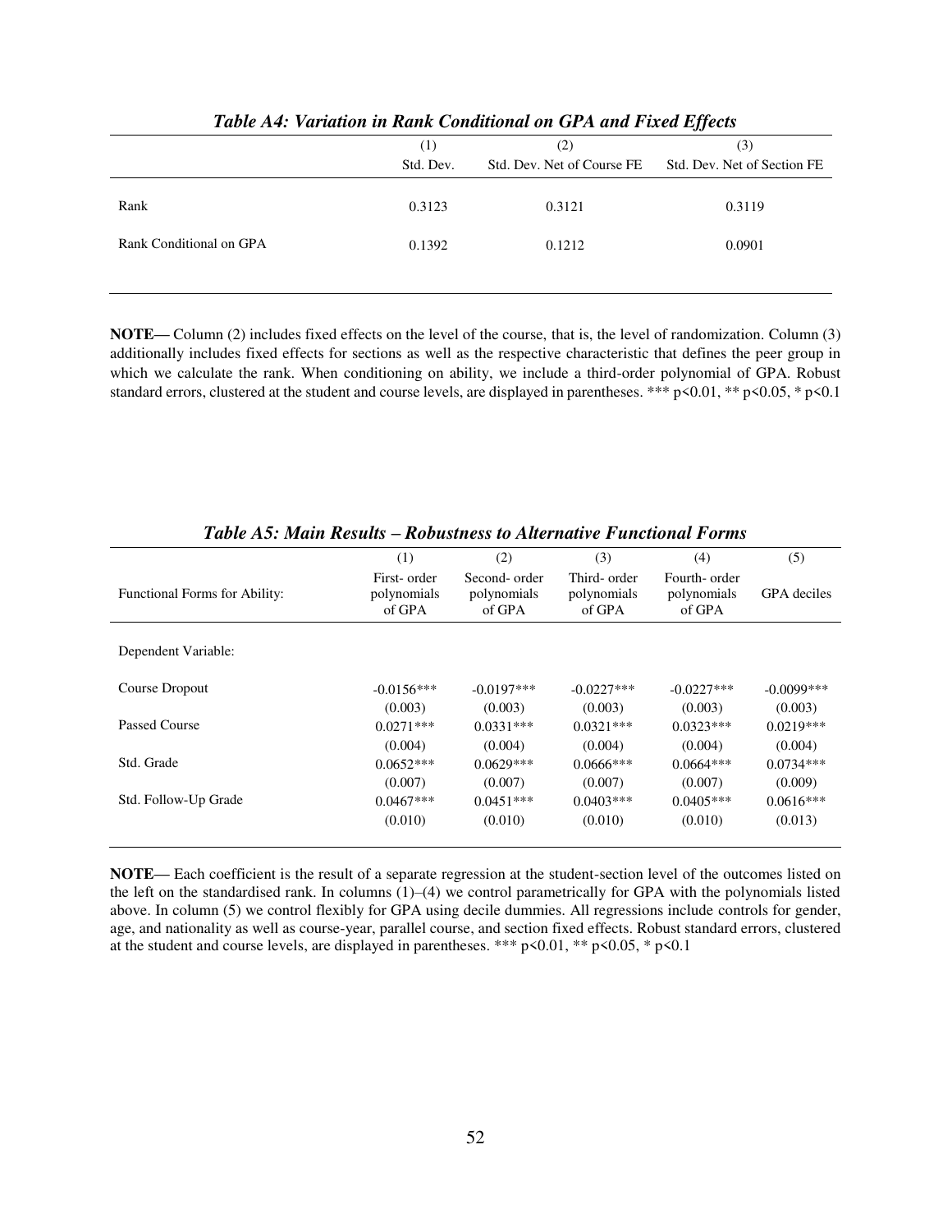### *Table A4: Variation in Rank Conditional on GPA and Fixed Effects*

| | (1) | (2) | (3) |
|---|---|---|---|
| | Std. Dev. | Std. Dev. Net of Course FE | Std. Dev. Net of Section FE |
| Rank | 0.3123 | 0.3121 | 0.3119 |
| Rank Conditional on GPA | 0.1392 | 0.1212 | 0.0901 |

**NOTE—** Column (2) includes fixed effects on the level of the course, that is, the level of randomization. Column (3) additionally includes fixed effects for sections as well as the respective characteristic that defines the peer group in which we calculate the rank. When conditioning on ability, we include a third-order polynomial of GPA. Robust standard errors, clustered at the student and course levels, are displayed in parentheses. *** p<0.01, ** p<0.05, * p<0.1

### *Table A5: Main Results – Robustness to Alternative Functional Forms*

| | (1) | (2) | (3) | (4) | (5) |
|---|---|---|---|---|---|
| Functional Forms for Ability: | First- order polynomials of GPA | Second- order polynomials of GPA | Third- order polynomials of GPA | Fourth- order polynomials of GPA | GPA deciles |
| Dependent Variable: | | | | | |
| Course Dropout | -0.0156*** | -0.0197*** | -0.0227*** | -0.0227*** | -0.0099*** |
| | (0.003) | (0.003) | (0.003) | (0.003) | (0.003) |
| Passed Course | 0.0271*** | 0.0331*** | 0.0321*** | 0.0323*** | 0.0219*** |
| | (0.004) | (0.004) | (0.004) | (0.004) | (0.004) |
| Std. Grade | 0.0652*** | 0.0629*** | 0.0666*** | 0.0664*** | 0.0734*** |
| | (0.007) | (0.007) | (0.007) | (0.007) | (0.009) |
| Std. Follow-Up Grade | 0.0467*** | 0.0451*** | 0.0403*** | 0.0405*** | 0.0616*** |
| | (0.010) | (0.010) | (0.010) | (0.010) | (0.013) |

**NOTE—** Each coefficient is the result of a separate regression at the student-section level of the outcomes listed on the left on the standardised rank. In columns (1)–(4) we control parametrically for GPA with the polynomials listed above. In column (5) we control flexibly for GPA using decile dummies. All regressions include controls for gender, age, and nationality as well as course-year, parallel course, and section fixed effects. Robust standard errors, clustered at the student and course levels, are displayed in parentheses. *** p<0.01, ** p<0.05, * p<0.1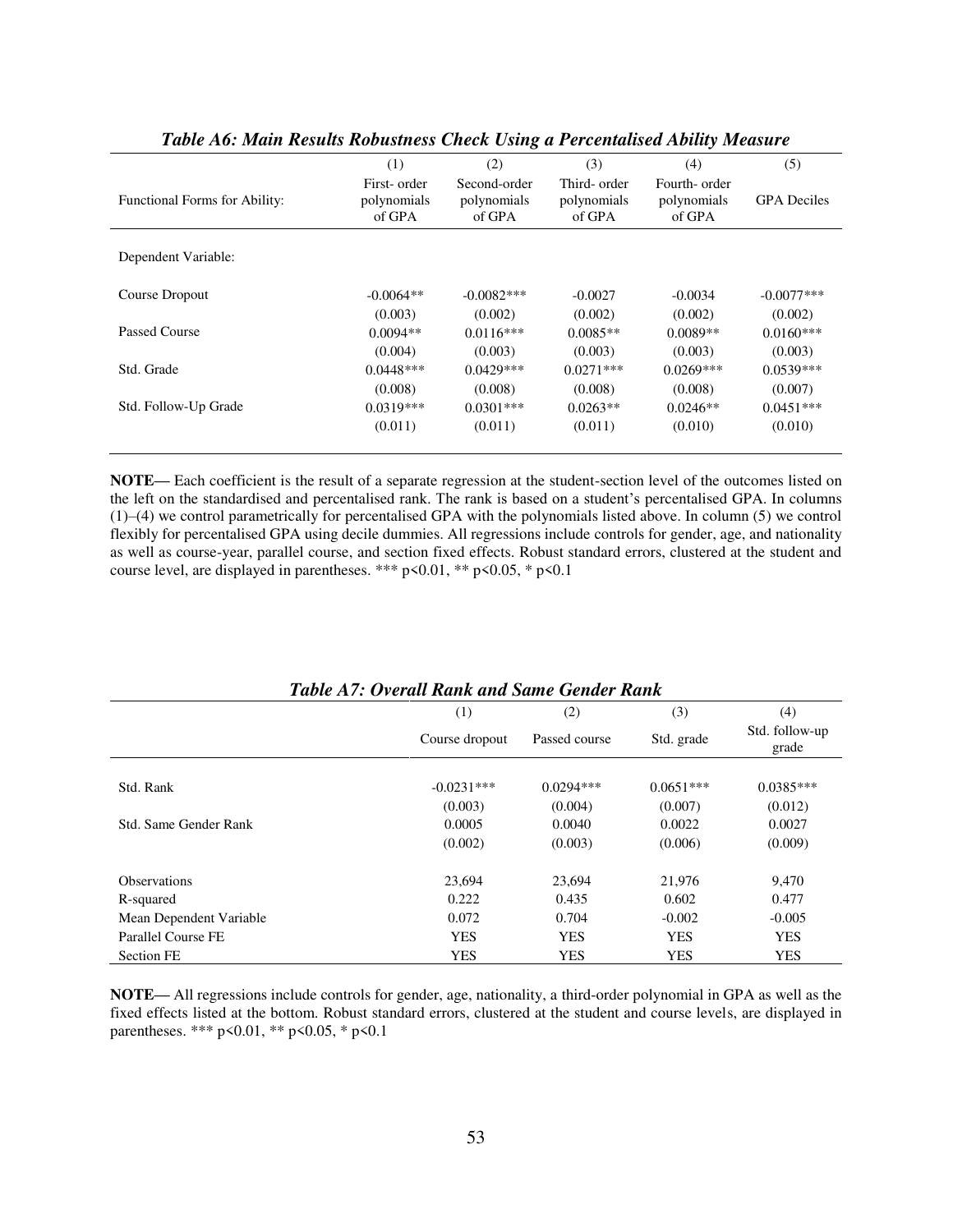***Table A6: Main Results Robustness Check Using a Percentalised Ability Measure***

| | (1) | (2) | (3) | (4) | (5) |
|---|---|---|---|---|---|
| Functional Forms for Ability: | First- order polynomials of GPA | Second-order polynomials of GPA | Third- order polynomials of GPA | Fourth- order polynomials of GPA | GPA Deciles |
| Dependent Variable: | | | | | |
| Course Dropout | -0.0064** | -0.0082*** | -0.0027 | -0.0034 | -0.0077*** |
| | (0.003) | (0.002) | (0.002) | (0.002) | (0.002) |
| Passed Course | 0.0094** | 0.0116*** | 0.0085** | 0.0089** | 0.0160*** |
| | (0.004) | (0.003) | (0.003) | (0.003) | (0.003) |
| Std. Grade | 0.0448*** | 0.0429*** | 0.0271*** | 0.0269*** | 0.0539*** |
| | (0.008) | (0.008) | (0.008) | (0.008) | (0.007) |
| Std. Follow-Up Grade | 0.0319*** | 0.0301*** | 0.0263** | 0.0246** | 0.0451*** |
| | (0.011) | (0.011) | (0.011) | (0.010) | (0.010) |

**NOTE—** Each coefficient is the result of a separate regression at the student-section level of the outcomes listed on the left on the standardised and percentalised rank. The rank is based on a student's percentalised GPA. In columns (1)–(4) we control parametrically for percentalised GPA with the polynomials listed above. In column (5) we control flexibly for percentalised GPA using decile dummies. All regressions include controls for gender, age, and nationality as well as course-year, parallel course, and section fixed effects. Robust standard errors, clustered at the student and course level, are displayed in parentheses. *** p<0.01, ** p<0.05, * p<0.1

***Table A7: Overall Rank and Same Gender Rank***

| | (1) | (2) | (3) | (4) |
|---|---|---|---|---|
| | Course dropout | Passed course | Std. grade | Std. follow-up grade |
| Std. Rank | -0.0231*** | 0.0294*** | 0.0651*** | 0.0385*** |
| | (0.003) | (0.004) | (0.007) | (0.012) |
| Std. Same Gender Rank | 0.0005 | 0.0040 | 0.0022 | 0.0027 |
| | (0.002) | (0.003) | (0.006) | (0.009) |
| Observations | 23,694 | 23,694 | 21,976 | 9,470 |
| R-squared | 0.222 | 0.435 | 0.602 | 0.477 |
| Mean Dependent Variable | 0.072 | 0.704 | -0.002 | -0.005 |
| Parallel Course FE | YES | YES | YES | YES |
| Section FE | YES | YES | YES | YES |

**NOTE—** All regressions include controls for gender, age, nationality, a third-order polynomial in GPA as well as the fixed effects listed at the bottom. Robust standard errors, clustered at the student and course levels, are displayed in parentheses. *** p<0.01, ** p<0.05, * p<0.1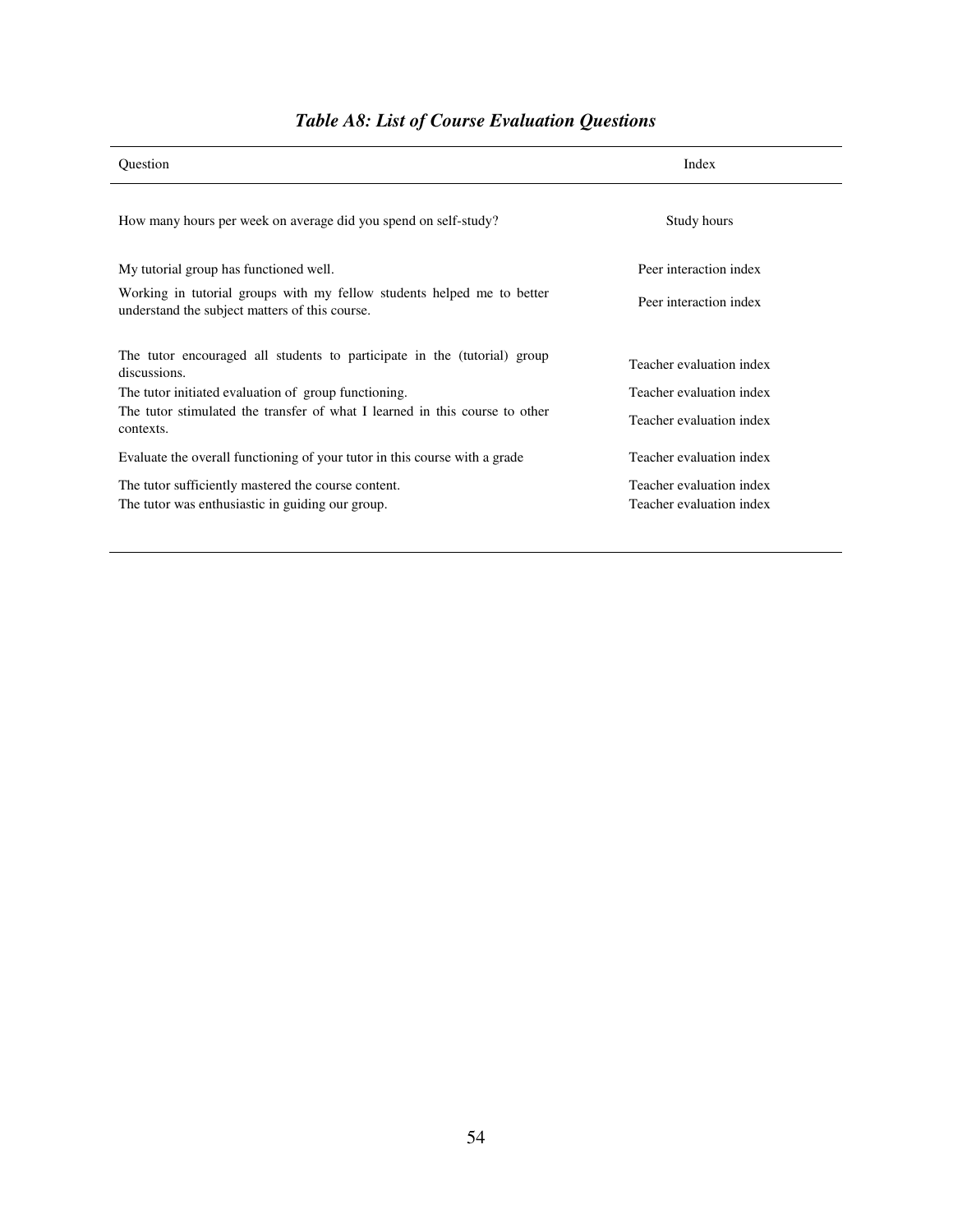### *Table A8: List of Course Evaluation Questions*

| Question | Index |
|---|---|
| How many hours per week on average did you spend on self-study? | Study hours |
| My tutorial group has functioned well. | Peer interaction index |
| Working in tutorial groups with my fellow students helped me to better understand the subject matters of this course. | Peer interaction index |
| The tutor encouraged all students to participate in the (tutorial) group discussions. | Teacher evaluation index |
| The tutor initiated evaluation of group functioning. | Teacher evaluation index |
| The tutor stimulated the transfer of what I learned in this course to other contexts. | Teacher evaluation index |
| Evaluate the overall functioning of your tutor in this course with a grade | Teacher evaluation index |
| The tutor sufficiently mastered the course content. | Teacher evaluation index |
| The tutor was enthusiastic in guiding our group. | Teacher evaluation index |